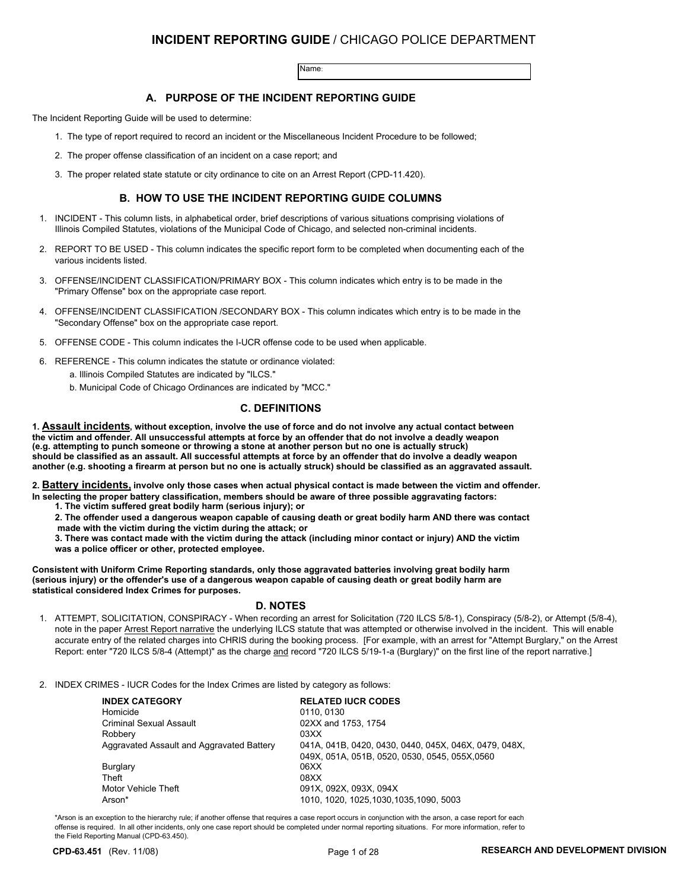# INCIDENT REPORTING GUIDE / CHICAGO POLICE DEPARTMENT

Name:

## A. PURPOSE OF THE INCIDENT REPORTING GUIDE

The Incident Reporting Guide will be used to determine:

1. The type of report required to record an incident or the Miscellaneous Incident Procedure to be followed;
2. The proper offense classification of an incident on a case report; and
3. The proper related state statute or city ordinance to cite on an Arrest Report (CPD-11.420).

## B. HOW TO USE THE INCIDENT REPORTING GUIDE COLUMNS

1. INCIDENT - This column lists, in alphabetical order, brief descriptions of various situations comprising violations of Illinois Compiled Statutes, violations of the Municipal Code of Chicago, and selected non-criminal incidents.
2. REPORT TO BE USED - This column indicates the specific report form to be completed when documenting each of the various incidents listed.
3. OFFENSE/INCIDENT CLASSIFICATION/PRIMARY BOX - This column indicates which entry is to be made in the "Primary Offense" box on the appropriate case report.
4. OFFENSE/INCIDENT CLASSIFICATION /SECONDARY BOX - This column indicates which entry is to be made in the "Secondary Offense" box on the appropriate case report.
5. OFFENSE CODE - This column indicates the I-UCR offense code to be used when applicable.
6. REFERENCE - This column indicates the statute or ordinance violated:
   a. Illinois Compiled Statutes are indicated by "ILCS."
   b. Municipal Code of Chicago Ordinances are indicated by "MCC."

## C. DEFINITIONS

**1. Assault incidents, without exception, involve the use of force and do not involve any actual contact between the victim and offender. All unsuccessful attempts at force by an offender that do not involve a deadly weapon (e.g. attempting to punch someone or throwing a stone at another person but no one is actually struck) should be classified as an assault. All successful attempts at force by an offender that do involve a deadly weapon another (e.g. shooting a firearm at person but no one is actually struck) should be classified as an aggravated assault.**

**2. Battery incidents, involve only those cases when actual physical contact is made between the victim and offender. In selecting the proper battery classification, members should be aware of three possible aggravating factors:**

**1. The victim suffered great bodily harm (serious injury); or**

**2. The offender used a dangerous weapon capable of causing death or great bodily harm AND there was contact made with the victim during the victim during the attack; or**

**3. There was contact made with the victim during the attack (including minor contact or injury) AND the victim was a police officer or other, protected employee.**

**Consistent with Uniform Crime Reporting standards, only those aggravated batteries involving great bodily harm (serious injury) or the offender's use of a dangerous weapon capable of causing death or great bodily harm are statistical considered Index Crimes for purposes.**

## D. NOTES

1. ATTEMPT, SOLICITATION, CONSPIRACY - When recording an arrest for Solicitation (720 ILCS 5/8-1), Conspiracy (5/8-2), or Attempt (5/8-4), note in the paper Arrest Report narrative the underlying ILCS statute that was attempted or otherwise involved in the incident. This will enable accurate entry of the related charges into CHRIS during the booking process. [For example, with an arrest for "Attempt Burglary," on the Arrest Report: enter "720 ILCS 5/8-4 (Attempt)" as the charge and record "720 ILCS 5/19-1-a (Burglary)" on the first line of the report narrative.]

2. INDEX CRIMES - IUCR Codes for the Index Crimes are listed by category as follows:

| INDEX CATEGORY | RELATED IUCR CODES |
|---|---|
| Homicide | 0110, 0130 |
| Criminal Sexual Assault | 02XX and 1753, 1754 |
| Robbery | 03XX |
| Aggravated Assault and Aggravated Battery | 041A, 041B, 0420, 0430, 0440, 045X, 046X, 0479, 048X, 049X, 051A, 051B, 0520, 0530, 0545, 055X,0560 |
| Burglary | 06XX |
| Theft | 08XX |
| Motor Vehicle Theft | 091X, 092X, 093X, 094X |
| Arson* | 1010, 1020, 1025,1030,1035,1090, 5003 |

*Arson is an exception to the hierarchy rule; if another offense that requires a case report occurs in conjunction with the arson, a case report for each offense is required. In all other incidents, only one case report should be completed under normal reporting situations. For more information, refer to the Field Reporting Manual (CPD-63.450).

CPD-63.451 (Rev. 11/08) RESEARCH AND DEVELOPMENT DIVISION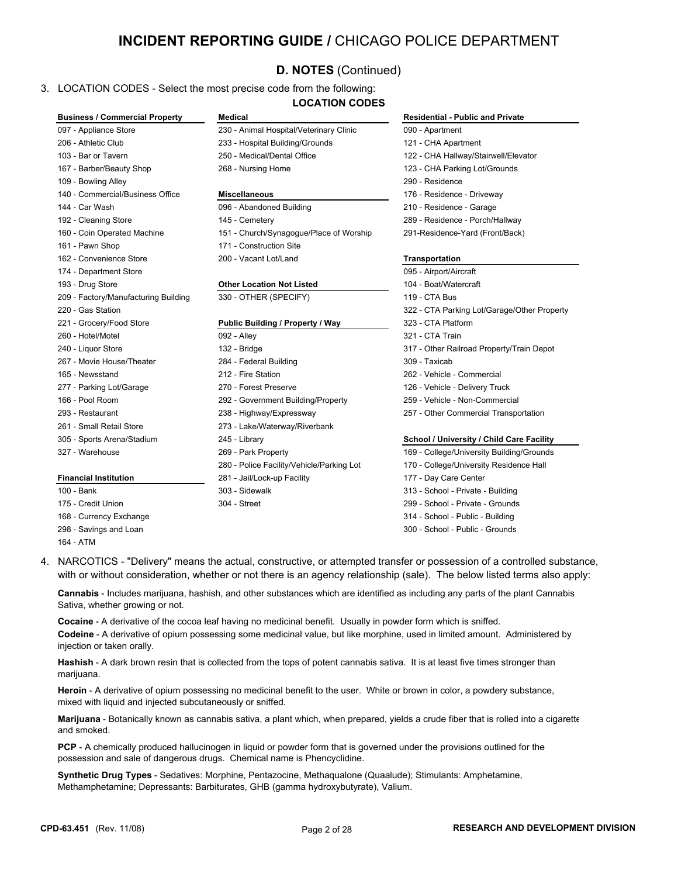# INCIDENT REPORTING GUIDE / CHICAGO POLICE DEPARTMENT

## D. NOTES (Continued)

3. LOCATION CODES - Select the most precise code from the following:

### LOCATION CODES

**Business / Commercial Property**

- 097 - Appliance Store
- 206 - Athletic Club
- 103 - Bar or Tavern
- 167 - Barber/Beauty Shop
- 109 - Bowling Alley
- 140 - Commercial/Business Office
- 144 - Car Wash
- 192 - Cleaning Store
- 160 - Coin Operated Machine
- 161 - Pawn Shop
- 162 - Convenience Store
- 174 - Department Store
- 193 - Drug Store
- 209 - Factory/Manufacturing Building
- 220 - Gas Station
- 221 - Grocery/Food Store
- 260 - Hotel/Motel
- 240 - Liquor Store
- 267 - Movie House/Theater
- 165 - Newsstand
- 277 - Parking Lot/Garage
- 166 - Pool Room
- 293 - Restaurant
- 261 - Small Retail Store
- 305 - Sports Arena/Stadium
- 327 - Warehouse

**Financial Institution**

- 100 - Bank
- 175 - Credit Union
- 168 - Currency Exchange
- 298 - Savings and Loan
- 164 - ATM

**Medical**

- 230 - Animal Hospital/Veterinary Clinic
- 233 - Hospital Building/Grounds
- 250 - Medical/Dental Office
- 268 - Nursing Home

**Miscellaneous**

- 096 - Abandoned Building
- 145 - Cemetery
- 151 - Church/Synagogue/Place of Worship
- 171 - Construction Site
- 200 - Vacant Lot/Land

**Other Location Not Listed**

- 330 - OTHER (SPECIFY)

**Public Building / Property / Way**

- 092 - Alley
- 132 - Bridge
- 284 - Federal Building
- 212 - Fire Station
- 270 - Forest Preserve
- 292 - Government Building/Property
- 238 - Highway/Expressway
- 273 - Lake/Waterway/Riverbank
- 245 - Library
- 269 - Park Property
- 280 - Police Facility/Vehicle/Parking Lot
- 281 - Jail/Lock-up Facility
- 303 - Sidewalk
- 304 - Street

**Residential - Public and Private**

- 090 - Apartment
- 121 - CHA Apartment
- 122 - CHA Hallway/Stairwell/Elevator
- 123 - CHA Parking Lot/Grounds
- 290 - Residence
- 176 - Residence - Driveway
- 210 - Residence - Garage
- 289 - Residence - Porch/Hallway
- 291-Residence-Yard (Front/Back)

**Transportation**

- 095 - Airport/Aircraft
- 104 - Boat/Watercraft
- 119 - CTA Bus
- 322 - CTA Parking Lot/Garage/Other Property
- 323 - CTA Platform
- 321 - CTA Train
- 317 - Other Railroad Property/Train Depot
- 309 - Taxicab
- 262 - Vehicle - Commercial
- 126 - Vehicle - Delivery Truck
- 259 - Vehicle - Non-Commercial
- 257 - Other Commercial Transportation

**School / University / Child Care Facility**

- 169 - College/University Building/Grounds
- 170 - College/University Residence Hall
- 177 - Day Care Center
- 313 - School - Private - Building
- 299 - School - Private - Grounds
- 314 - School - Public - Building
- 300 - School - Public - Grounds

4. NARCOTICS - "Delivery" means the actual, constructive, or attempted transfer or possession of a controlled substance, with or without consideration, whether or not there is an agency relationship (sale). The below listed terms also apply:

**Cannabis** - Includes marijuana, hashish, and other substances which are identified as including any parts of the plant Cannabis Sativa, whether growing or not.

**Cocaine** - A derivative of the cocoa leaf having no medicinal benefit. Usually in powder form which is sniffed.

**Codeine** - A derivative of opium possessing some medicinal value, but like morphine, used in limited amount. Administered by injection or taken orally.

**Hashish** - A dark brown resin that is collected from the tops of potent cannabis sativa. It is at least five times stronger than marijuana.

**Heroin** - A derivative of opium possessing no medicinal benefit to the user. White or brown in color, a powdery substance, mixed with liquid and injected subcutaneously or sniffed.

**Marijuana** - Botanically known as cannabis sativa, a plant which, when prepared, yields a crude fiber that is rolled into a cigarette and smoked.

**PCP** - A chemically produced hallucinogen in liquid or powder form that is governed under the provisions outlined for the possession and sale of dangerous drugs. Chemical name is Phencyclidine.

**Synthetic Drug Types** - Sedatives: Morphine, Pentazocine, Methaqualone (Quaalude); Stimulants: Amphetamine, Methamphetamine; Depressants: Barbiturates, GHB (gamma hydroxybutyrate), Valium.

**CPD-63.451** (Rev. 11/08) **RESEARCH AND DEVELOPMENT DIVISION**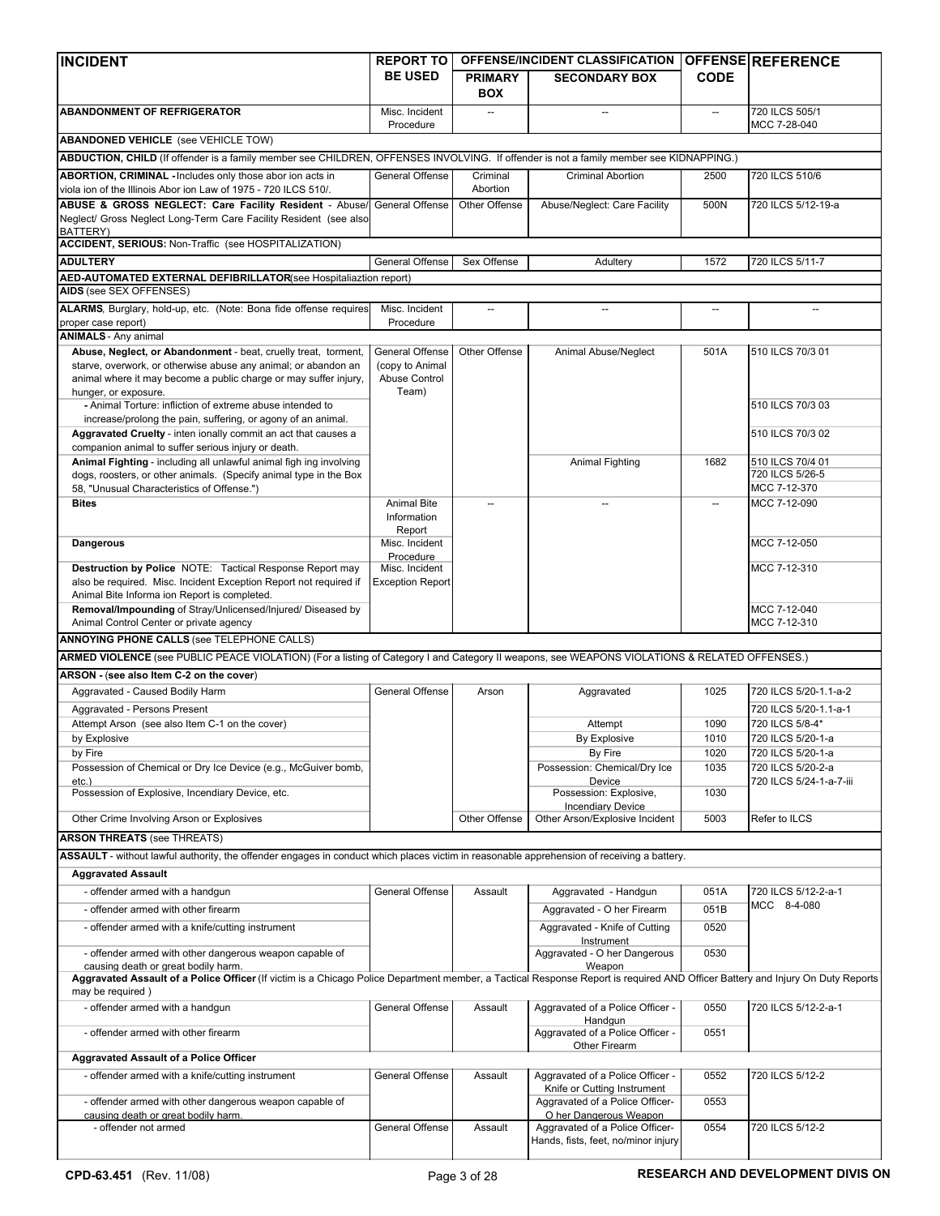| INCIDENT | REPORT TO BE USED | OFFENSE/INCIDENT CLASSIFICATION PRIMARY BOX | SECONDARY BOX | OFFENSE CODE | REFERENCE |
|---|---|---|---|---|---|
| **ABANDONMENT OF REFRIGERATOR** | Misc. Incident Procedure | -- | -- | -- | 720 ILCS 505/1 MCC 7-28-040 |
| **ABANDONED VEHICLE** (see VEHICLE TOW) | | | | | |
| **ABDUCTION, CHILD** (If offender is a family member see CHILDREN, OFFENSES INVOLVING. If offender is not a family member see KIDNAPPING.) | | | | | |
| **ABORTION, CRIMINAL -** Includes only those abor ion acts in viola ion of the Illinois Abor ion Law of 1975 - 720 ILCS 510/. | General Offense | Criminal Abortion | Criminal Abortion | 2500 | 720 ILCS 510/6 |
| **ABUSE & GROSS NEGLECT: Care Facility Resident** - Abuse/ Neglect/ Gross Neglect Long-Term Care Facility Resident (see also BATTERY) | General Offense | Other Offense | Abuse/Neglect: Care Facility | 500N | 720 ILCS 5/12-19-a |
| **ACCIDENT, SERIOUS:** Non-Traffic (see HOSPITALIZATION) | | | | | |
| **ADULTERY** | General Offense | Sex Offense | Adultery | 1572 | 720 ILCS 5/11-7 |
| **AED-AUTOMATED EXTERNAL DEFIBRILLATOR**(see Hospitaliaztion report) | | | | | |
| **AIDS** (see SEX OFFENSES) | | | | | |
| **ALARMS**, Burglary, hold-up, etc. (Note: Bona fide offense requires proper case report) | Misc. Incident Procedure | -- | -- | -- | -- |
| **ANIMALS** - Any animal | | | | | |
| **Abuse, Neglect, or Abandonment** - beat, cruelly treat, torment, starve, overwork, or otherwise abuse any animal; or abandon an animal where it may become a public charge or may suffer injury, hunger, or exposure. | General Offense (copy to Animal Abuse Control Team) | Other Offense | Animal Abuse/Neglect | 501A | 510 ILCS 70/3 01 |
| - Animal Torture: infliction of extreme abuse intended to increase/prolong the pain, suffering, or agony of an animal. | | | | | 510 ILCS 70/3 03 |
| **Aggravated Cruelty** - inten ionally commit an act that causes a companion animal to suffer serious injury or death. | | | | | 510 ILCS 70/3 02 |
| **Animal Fighting** - including all unlawful animal figh ing involving dogs, roosters, or other animals. (Specify animal type in the Box 58, "Unusual Characteristics of Offense.") | | | Animal Fighting | 1682 | 510 ILCS 70/4 01 720 ILCS 5/26-5 MCC 7-12-370 |
| **Bites** | Animal Bite Information Report | -- | -- | -- | MCC 7-12-090 |
| **Dangerous** | Misc. Incident Procedure | | | | MCC 7-12-050 |
| **Destruction by Police** NOTE: Tactical Response Report may also be required. Misc. Incident Exception Report not required if Animal Bite Informa ion Report is completed. | Misc. Incident Exception Report | | | | MCC 7-12-310 |
| **Removal/Impounding** of Stray/Unlicensed/Injured/ Diseased by Animal Control Center or private agency | | | | | MCC 7-12-040 MCC 7-12-310 |
| **ANNOYING PHONE CALLS** (see TELEPHONE CALLS) | | | | | |
| **ARMED VIOLENCE** (see PUBLIC PEACE VIOLATION) (For a listing of Category I and Category II weapons, see WEAPONS VIOLATIONS & RELATED OFFENSES.) | | | | | |
| **ARSON - (see also Item C-2 on the cover)** | | | | | |
| Aggravated - Caused Bodily Harm | General Offense | Arson | Aggravated | 1025 | 720 ILCS 5/20-1.1-a-2 |
| Aggravated - Persons Present | | | | | 720 ILCS 5/20-1.1-a-1 |
| Attempt Arson (see also Item C-1 on the cover) | | | Attempt | 1090 | 720 ILCS 5/8-4* |
| by Explosive | | | By Explosive | 1010 | 720 ILCS 5/20-1-a |
| by Fire | | | By Fire | 1020 | 720 ILCS 5/20-1-a |
| Possession of Chemical or Dry Ice Device (e.g., McGuiver bomb, etc.) | | | Possession: Chemical/Dry Ice Device | 1035 | 720 ILCS 5/20-2-a 720 ILCS 5/24-1-a-7-iii |
| Possession of Explosive, Incendiary Device, etc. | | | Possession: Explosive, Incendiary Device | 1030 | |
| Other Crime Involving Arson or Explosives | | Other Offense | Other Arson/Explosive Incident | 5003 | Refer to ILCS |
| **ARSON THREATS** (see THREATS) | | | | | |
| **ASSAULT** - without lawful authority, the offender engages in conduct which places victim in reasonable apprehension of receiving a battery. | | | | | |
| **Aggravated Assault** | | | | | |
| - offender armed with a handgun | General Offense | Assault | Aggravated - Handgun | 051A | 720 ILCS 5/12-2-a-1 MCC 8-4-080 |
| - offender armed with other firearm | | | Aggravated - O her Firearm | 051B | |
| - offender armed with a knife/cutting instrument | | | Aggravated - Knife of Cutting Instrument | 0520 | |
| - offender armed with other dangerous weapon capable of causing death or great bodily harm. | | | Aggravated - O her Dangerous Weapon | 0530 | |
| **Aggravated Assault of a Police Officer** (If victim is a Chicago Police Department member, a Tactical Response Report is required AND Officer Battery and Injury On Duty Reports may be required ) | | | | | |
| - offender armed with a handgun | General Offense | Assault | Aggravated of a Police Officer - Handgun | 0550 | 720 ILCS 5/12-2-a-1 |
| - offender armed with other firearm | | | Aggravated of a Police Officer - Other Firearm | 0551 | |
| **Aggravated Assault of a Police Officer** | | | | | |
| - offender armed with a knife/cutting instrument | General Offense | Assault | Aggravated of a Police Officer - Knife or Cutting Instrument | 0552 | 720 ILCS 5/12-2 |
| - offender armed with other dangerous weapon capable of causing death or great bodily harm. | | | Aggravated of a Police Officer- O her Dangerous Weapon | 0553 | |
| - offender not armed | General Offense | Assault | Aggravated of a Police Officer- Hands, fists, feet, no/minor injury | 0554 | 720 ILCS 5/12-2 |

CPD-63.451 (Rev. 11/08) RESEARCH AND DEVELOPMENT DIVIS ON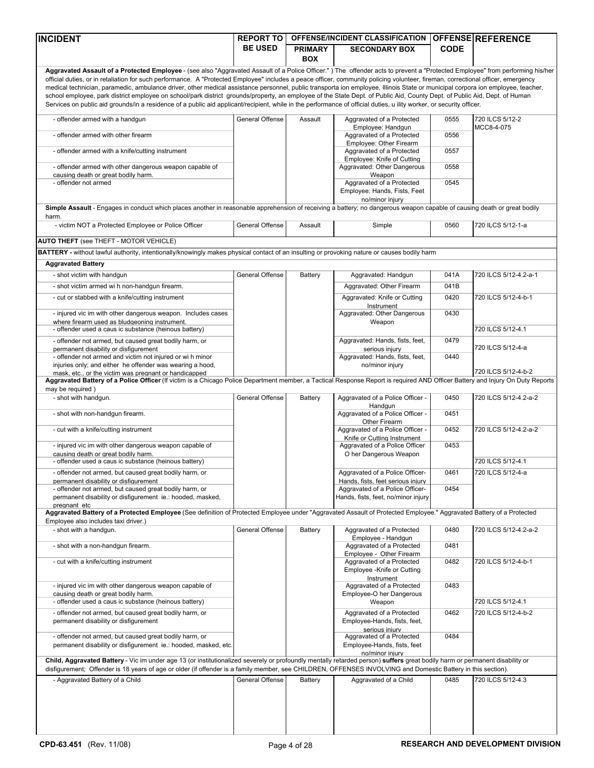| INCIDENT | REPORT TO BE USED | OFFENSE/INCIDENT CLASSIFICATION PRIMARY BOX | SECONDARY BOX | OFFENSE CODE | REFERENCE |
|---|---|---|---|---|---|
| **Aggravated Assault of a Protected Employee** - (see also "Aggravated Assault of a Police Officer." ) The offender acts to prevent a "Protected Employee" from performing his/her official duties, or in retaliation for such performance. A "Protected Employee" includes a peace officer, community policing volunteer, fireman, correctional officer, emergency medical technician, paramedic, ambulance driver, other medical assistance personnel, public transporta ion employee, Illinois State or municipal corpora ion employee, teacher, school employee, park district employee on school/park district grounds/property, an employee of the State Dept. of Public Aid, County Dept. of Public Aid, Dept. of Human Services on public aid grounds/in a residence of a public aid applicant/recipient, while in the performance of official duties, u ility worker, or security officer. | | | | | |
| - offender armed with a handgun | General Offense | Assault | Aggravated of a Protected Employee: Handgun | 0555 | 720 ILCS 5/12-2 MCC8-4-075 |
| - offender armed with other firearm | | | Aggravated of a Protected Employee: Other Firearm | 0556 | |
| - offender armed with a knife/cutting instrument | | | Aggravated of a Protected Employee: Knife of Cutting | 0557 | |
| - offender armed with other dangerous weapon capable of causing death or great bodily harm. | | | Aggravated: Other Dangerous Weapon | 0558 | |
| - offender not armed | | | Aggravated of a Protected Employee: Hands, Fists, Feet no/minor injury | 0545 | |
| **Simple Assault** - Engages in conduct which places another in reasonable apprehension of receiving a battery; no dangerous weapon capable of causing death or great bodily harm. | | | | | |
| - victim NOT a Protected Employee or Police Officer | General Offense | Assault | Simple | 0560 | 720 ILCS 5/12-1-a |
| **AUTO THEFT** (see THEFT - MOTOR VEHICLE) | | | | | |
| **BATTERY -** without lawful authority, intentionally/knowingly makes physical contact of an insulting or provoking nature or causes bodily harm | | | | | |
| **Aggravated Battery** | | | | | |
| - shot victim with handgun | General Offense | Battery | Aggravated: Handgun | 041A | 720 ILCS 5/12-4.2-a-1 |
| - shot victim armed wi h non-handgun firearm. | | | Aggravated: Other Firearm | 041B | |
| - cut or stabbed with a knife/cutting instrument | | | Aggravated: Knife or Cutting Instrument | 0420 | 720 ILCS 5/12-4-b-1 |
| - injured vic im with other dangerous weapon. Includes cases where firearm used as bludgeoning instrument. | | | Aggravated: Other Dangerous Weapon | 0430 | |
| - offender used a caus ic substance (heinous battery) | | | | | 720 ILCS 5/12-4.1 |
| - offender not armed, but caused great bodily harm, or permanent disability or disfigurement | | | Aggravated: Hands, fists, feet, serious injury | 0479 | 720 ILCS 5/12-4-a |
| - offender not armed and victim not injured or wi h minor injuries only; and either he offender was wearing a hood, mask, etc., or the victim was pregnant or handicapped | | | Aggravated: Hands, fists, feet, no/minor injury | 0440 | 720 ILCS 5/12-4-b-2 |
| **Aggravated Battery of a Police Officer** (If victim is a Chicago Police Department member, a Tactical Response Report is required AND Officer Battery and Injury On Duty Reports may be required ) | | | | | |
| - shot with handgun. | General Offense | Battery | Aggravated of a Police Officer - Handgun | 0450 | 720 ILCS 5/12-4.2-a-2 |
| - shot with non-handgun firearm. | | | Aggravated of a Police Officer - Other Firearm | 0451 | |
| - cut with a knife/cutting instrument | | | Aggravated of a Police Officer - Knife or Cutting Instrument | 0452 | 720 ILCS 5/12-4.2-a-2 |
| - injured vic im with other dangerous weapon capable of causing death or great bodily harm. | | | Aggravated of a Police Officer O her Dangerous Weapon | 0453 | |
| - offender used a caus ic substance (heinous battery) | | | | | 720 ILCS 5/12-4.1 |
| - offender not armed, but caused great bodily harm, or permanent disability or disfigurement | | | Aggravated of a Police Officer- Hands, fists, feet serious injury | 0461 | 720 ILCS 5/12-4-a |
| - offender not armed, but caused great bodily harm, or permanent disability or disfigurement ie.: hooded, masked, pregnant etc | | | Aggravated of a Police Officer- Hands, fists, feet, no/minor injury | 0454 | |
| **Aggravated Battery of a Protected Employee** (See definition of Protected Employee under "Aggravated Assault of Protected Employee." Aggravated Battery of a Protected Employee also includes taxi driver.) | | | | | |
| - shot with a handgun. | General Offense | Battery | Aggravated of a Protected Employee - Handgun | 0480 | 720 ILCS 5/12-4.2-a-2 |
| - shot with a non-handgun firearm. | | | Aggravated of a Protected Employee - Other Firearm | 0481 | |
| - cut with a knife/cutting instrument | | | Aggravated of a Protected Employee -Knife or Cutting Instrument | 0482 | 720 ILCS 5/12-4-b-1 |
| - injured vic im with other dangerous weapon capable of causing death or great bodily harm. | | | Aggravated of a Protected Employee-O her Dangerous Weapon | 0483 | |
| - offender used a caus ic substance (heinous battery) | | | | | 720 ILCS 5/12-4.1 |
| - offender not armed, but caused great bodily harm, or permanent disability or disfigurement | | | Aggravated of a Protected Employee-Hands, fists, feet, serious injury | 0462 | 720 ILCS 5/12-4-b-2 |
| - offender not armed, but caused great bodily harm, or permanent disability or disfigurement ie.: hooded, masked, etc. | | | Aggravated of a Protected Employee-Hands, fists, feet no/minor injury | 0484 | |
| **Child, Aggravated Battery** - Vic im under age 13 (or institutionalized severely or profoundly mentally retarded person) **suffers** great bodily harm or permanent disability or disfigurement; Offender is 18 years of age or older (if offender is a family member, see CHILDREN, OFFENSES INVOLVING and Domestic Battery in this section). | | | | | |
| - Aggravated Battery of a Child | General Offense | Battery | Aggravated of a Child | 0485 | 720 ILCS 5/12-4.3 |

CPD-63.451 (Rev. 11/08) RESEARCH AND DEVELOPMENT DIVISION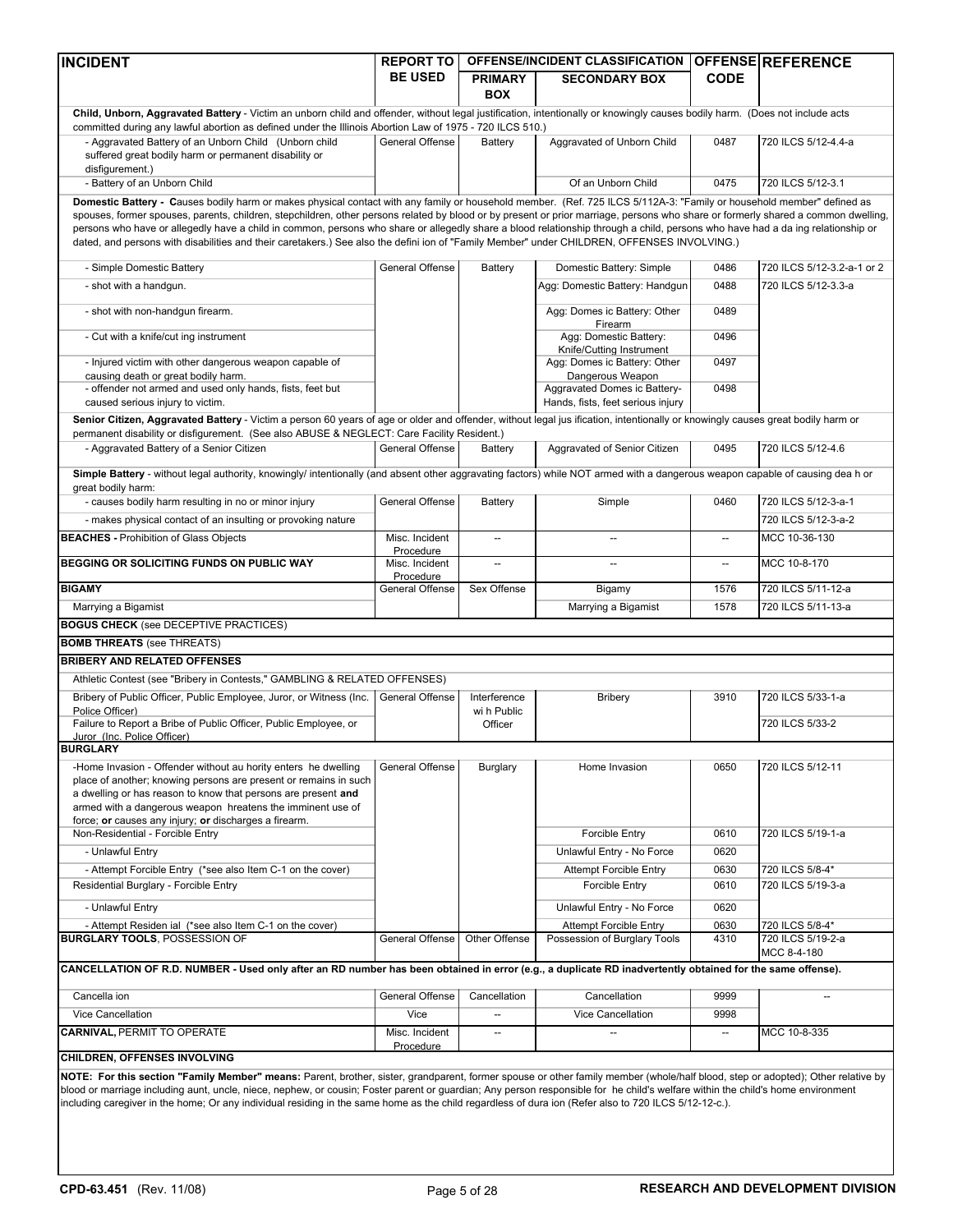| INCIDENT | REPORT TO BE USED | OFFENSE/INCIDENT CLASSIFICATION PRIMARY BOX | SECONDARY BOX | OFFENSE CODE | REFERENCE |
|---|---|---|---|---|---|
| **Child, Unborn, Aggravated Battery** - Victim an unborn child and offender, without legal justification, intentionally or knowingly causes bodily harm. (Does not include acts committed during any lawful abortion as defined under the Illinois Abortion Law of 1975 - 720 ILCS 510.) | | | | | |
| - Aggravated Battery of an Unborn Child (Unborn child suffered great bodily harm or permanent disability or disfigurement.) | General Offense | Battery | Aggravated of Unborn Child | 0487 | 720 ILCS 5/12-4.4-a |
| - Battery of an Unborn Child | | | Of an Unborn Child | 0475 | 720 ILCS 5/12-3.1 |
| **Domestic Battery - C**auses bodily harm or makes physical contact with any family or household member. (Ref. 725 ILCS 5/112A-3: "Family or household member" defined as spouses, former spouses, parents, children, stepchildren, other persons related by blood or by present or prior marriage, persons who share or formerly shared a common dwelling, persons who have or allegedly have a child in common, persons who share or allegedly share a blood relationship through a child, persons who have had a da ing relationship or dated, and persons with disabilities and their caretakers.) See also the defini ion of "Family Member" under CHILDREN, OFFENSES INVOLVING.) | | | | | |
| - Simple Domestic Battery | General Offense | Battery | Domestic Battery: Simple | 0486 | 720 ILCS 5/12-3.2-a-1 or 2 |
| - shot with a handgun. | | | Agg: Domestic Battery: Handgun | 0488 | 720 ILCS 5/12-3.3-a |
| - shot with non-handgun firearm. | | | Agg: Domes ic Battery: Other Firearm | 0489 | |
| - Cut with a knife/cut ing instrument | | | Agg: Domestic Battery: Knife/Cutting Instrument | 0496 | |
| - Injured victim with other dangerous weapon capable of causing death or great bodily harm. | | | Agg: Domes ic Battery: Other Dangerous Weapon | 0497 | |
| - offender not armed and used only hands, fists, feet but caused serious injury to victim. | | | Aggravated Domes ic Battery- Hands, fists, feet serious injury | 0498 | |
| **Senior Citizen, Aggravated Battery** - Victim a person 60 years of age or older and offender, without legal jus ification, intentionally or knowingly causes great bodily harm or permanent disability or disfigurement. (See also ABUSE & NEGLECT: Care Facility Resident.) | | | | | |
| - Aggravated Battery of a Senior Citizen | General Offense | Battery | Aggravated of Senior Citizen | 0495 | 720 ILCS 5/12-4.6 |
| **Simple Battery** - without legal authority, knowingly/ intentionally (and absent other aggravating factors) while NOT armed with a dangerous weapon capable of causing dea h or great bodily harm: | | | | | |
| - causes bodily harm resulting in no or minor injury | General Offense | Battery | Simple | 0460 | 720 ILCS 5/12-3-a-1 |
| - makes physical contact of an insulting or provoking nature | | | | | 720 ILCS 5/12-3-a-2 |
| **BEACHES -** Prohibition of Glass Objects | Misc. Incident Procedure | -- | -- | -- | MCC 10-36-130 |
| **BEGGING OR SOLICITING FUNDS ON PUBLIC WAY** | Misc. Incident Procedure | -- | -- | -- | MCC 10-8-170 |
| **BIGAMY** | General Offense | Sex Offense | Bigamy | 1576 | 720 ILCS 5/11-12-a |
| Marrying a Bigamist | | | Marrying a Bigamist | 1578 | 720 ILCS 5/11-13-a |
| **BOGUS CHECK** (see DECEPTIVE PRACTICES) | | | | | |
| **BOMB THREATS** (see THREATS) | | | | | |
| **BRIBERY AND RELATED OFFENSES** | | | | | |
| Athletic Contest (see "Bribery in Contests," GAMBLING & RELATED OFFENSES) | | | | | |
| Bribery of Public Officer, Public Employee, Juror, or Witness (Inc. Police Officer) | General Offense | Interference wi h Public Officer | Bribery | 3910 | 720 ILCS 5/33-1-a |
| Failure to Report a Bribe of Public Officer, Public Employee, or Juror (Inc. Police Officer) | | | | | 720 ILCS 5/33-2 |
| **BURGLARY** | | | | | |
| -Home Invasion - Offender without au hority enters he dwelling place of another; knowing persons are present or remains in such a dwelling or has reason to know that persons are present **and** armed with a dangerous weapon hreatens the imminent use of force; **or** causes any injury; **or** discharges a firearm. | General Offense | Burglary | Home Invasion | 0650 | 720 ILCS 5/12-11 |
| Non-Residential - Forcible Entry | | | Forcible Entry | 0610 | 720 ILCS 5/19-1-a |
| - Unlawful Entry | | | Unlawful Entry - No Force | 0620 | |
| - Attempt Forcible Entry (*see also Item C-1 on the cover) | | | Attempt Forcible Entry | 0630 | 720 ILCS 5/8-4* |
| Residential Burglary - Forcible Entry | | | Forcible Entry | 0610 | 720 ILCS 5/19-3-a |
| - Unlawful Entry | | | Unlawful Entry - No Force | 0620 | |
| - Attempt Residen ial (*see also Item C-1 on the cover) | | | Attempt Forcible Entry | 0630 | 720 ILCS 5/8-4* |
| **BURGLARY TOOLS**, POSSESSION OF | General Offense | Other Offense | Possession of Burglary Tools | 4310 | 720 ILCS 5/19-2-a MCC 8-4-180 |
| **CANCELLATION OF R.D. NUMBER - Used only after an RD number has been obtained in error (e.g., a duplicate RD inadvertently obtained for the same offense).** | | | | | |
| Cancella ion | General Offense | Cancellation | Cancellation | 9999 | -- |
| Vice Cancellation | Vice | -- | Vice Cancellation | 9998 | |
| **CARNIVAL,** PERMIT TO OPERATE | Misc. Incident Procedure | -- | -- | -- | MCC 10-8-335 |
| **CHILDREN, OFFENSES INVOLVING** | | | | | |

**NOTE: For this section "Family Member" means:** Parent, brother, sister, grandparent, former spouse or other family member (whole/half blood, step or adopted); Other relative by blood or marriage including aunt, uncle, niece, nephew, or cousin; Foster parent or guardian; Any person responsible for he child's welfare within the child's home environment including caregiver in the home; Or any individual residing in the same home as the child regardless of dura ion (Refer also to 720 ILCS 5/12-12-c.).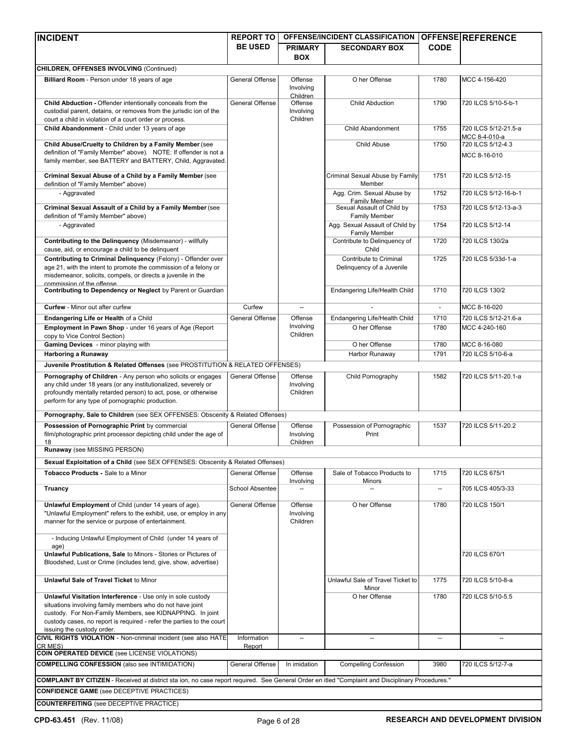| INCIDENT | REPORT TO BE USED | OFFENSE/INCIDENT CLASSIFICATION | | OFFENSE CODE | REFERENCE |
|---|---|---|---|---|---|
| | | PRIMARY BOX | SECONDARY BOX | | |
| **CHILDREN, OFFENSES INVOLVING** (Continued) | | | | | |
| **Billiard Room** - Person under 18 years of age | General Offense | Offense Involving Children | O her Offense | 1780 | MCC 4-156-420 |
| **Child Abduction -** Offender intentionally conceals from the custodial parent, detains, or removes from the jurisdic ion of the court a child in violation of a court order or process. | General Offense | Offense Involving Children | Child Abduction | 1790 | 720 ILCS 5/10-5-b-1 |
| **Child Abandonment** - Child under 13 years of age | | | Child Abandonment | 1755 | 720 ILCS 5/12-21.5-a MCC 8-4-010-a |
| **Child Abuse/Cruelty to Children by a Family Member** (see definition of "Family Member" above). NOTE: If offender is not a family member, see BATTERY and BATTERY, Child, Aggravated. | | | Child Abuse | 1750 | 720 ILCS 5/12-4.3 MCC 8-16-010 |
| **Criminal Sexual Abuse of a Child by a Family Member** (see definition of "Family Member" above) | | | Criminal Sexual Abuse by Family Member | 1751 | 720 ILCS 5/12-15 |
| - Aggravated | | | Agg. Crim. Sexual Abuse by Family Member | 1752 | 720 ILCS 5/12-16-b-1 |
| **Criminal Sexual Assault of a Child by a Family Member** (see definition of "Family Member" above) | | | Sexual Assault of Child by Family Member | 1753 | 720 ILCS 5/12-13-a-3 |
| - Aggravated | | | Agg. Sexual Assault of Child by Family Member | 1754 | 720 ILCS 5/12-14 |
| **Contributing to the Delinquency** (Misdemeanor) - willfully cause, aid, or encourage a child to be delinquent | | | Contribute to Delinquency of Child | 1720 | 720 ILCS 130/2a |
| **Contributing to Criminal Delinquency** (Felony) - Offender over age 21, with the intent to promote the commission of a felony or misdemeanor, solicits, compels, or directs a juvenile in the commission of the offense | | | Contribute to Criminal Delinquency of a Juvenile | 1725 | 720 ILCS 5/33d-1-a |
| **Contributing to Dependency or Neglect** by Parent or Guardian | | | Endangering Life/Health Child | 1710 | 720 ILCS 130/2 |
| **Curfew** - Minor out after curfew | Curfew | -- | - | - | MCC 8-16-020 |
| **Endangering Life or Health** of a Child | General Offense | Offense Involving Children | Endangering Life/Health Child | 1710 | 720 ILCS 5/12-21.6-a |
| **Employment in Pawn Shop** - under 16 years of Age (Report copy to Vice Control Section) | | | O her Offense | 1780 | MCC 4-240-160 |
| **Gaming Devices** - minor playing with | | | O her Offense | 1780 | MCC 8-16-080 |
| **Harboring a Runaway** | | | Harbor Runaway | 1791 | 720 ILCS 5/10-6-a |
| **Juvenile Prostitution & Related Offenses** (see PROSTITUTION & RELATED OFFENSES) | | | | | |
| **Pornography of Children** - Any person who solicits or engages any child under 18 years (or any institutionalized, severely or profoundly mentally retarded person) to act, pose, or otherwise perform for any type of pornographic production. | General Offense | Offense Involving Children | Child Pornography | 1582 | 720 ILCS 5/11-20.1-a |
| **Pornography, Sale to Children** (see SEX OFFENSES: Obscenity & Related Offenses) | | | | | |
| **Possession of Pornographic Print** by commercial film/photographic print processor depicting child under the age of 18 | General Offense | Offense Involving Children | Possession of Pornographic Print | 1537 | 720 ILCS 5/11-20.2 |
| **Runaway** (see MISSING PERSON) | | | | | |
| **Sexual Exploitation of a Child** (see SEX OFFENSES: Obscenity & Related Offenses) | | | | | |
| **Tobacco Products -** Sale to a Minor | General Offense | Offense Involving | Sale of Tobacco Products to Minors | 1715 | 720 ILCS 675/1 |
| **Truancy** | School Absentee | -- | -- | -- | 705 ILCS 405/3-33 |
| **Unlawful Employment** of Child (under 14 years of age). "Unlawful Employment" refers to the exhibit, use, or employ in any manner for the service or purpose of entertainment. | General Offense | Offense Involving Children | O her Offense | 1780 | 720 ILCS 150/1 |
| - Inducing Unlawful Employment of Child (under 14 years of age) | | | | | |
| **Unlawful Publications, Sale** to Minors - Stories or Pictures of Bloodshed, Lust or Crime (includes lend, give, show, advertise) | | | | | 720 ILCS 670/1 |
| **Unlawful Sale of Travel Ticket** to Minor | | | Unlawful Sale of Travel Ticket to Minor | 1775 | 720 ILCS 5/10-8-a |
| **Unlawful Visitation Interference** - Use only in sole custody situations involving family members who do not have joint custody. For Non-Family Members, see KIDNAPPING. In joint custody cases, no report is required - refer the parties to the court issuing the custody order. | | | O her Offense | 1780 | 720 ILCS 5/10-5.5 |
| **CIVIL RIGHTS VIOLATION** - Non-criminal incident (see also HATE CR MES) | Information Report | -- | -- | -- | -- |
| **COIN OPERATED DEVICE** (see LICENSE VIOLATIONS) | | | | | |
| **COMPELLING CONFESSION** (also see INTIMIDATION) | General Offense | In imidation | Compelling Confession | 3980 | 720 ILCS 5/12-7-a |
| **COMPLAINT BY CITIZEN** - Received at district sta ion, no case report required. See General Order en itled "Complaint and Disciplinary Procedures." | | | | | |
| **CONFIDENCE GAME** (see DECEPTIVE PRACTICES) | | | | | |
| **COUNTERFEITING** (see DECEPTIVE PRACTICE) | | | | | |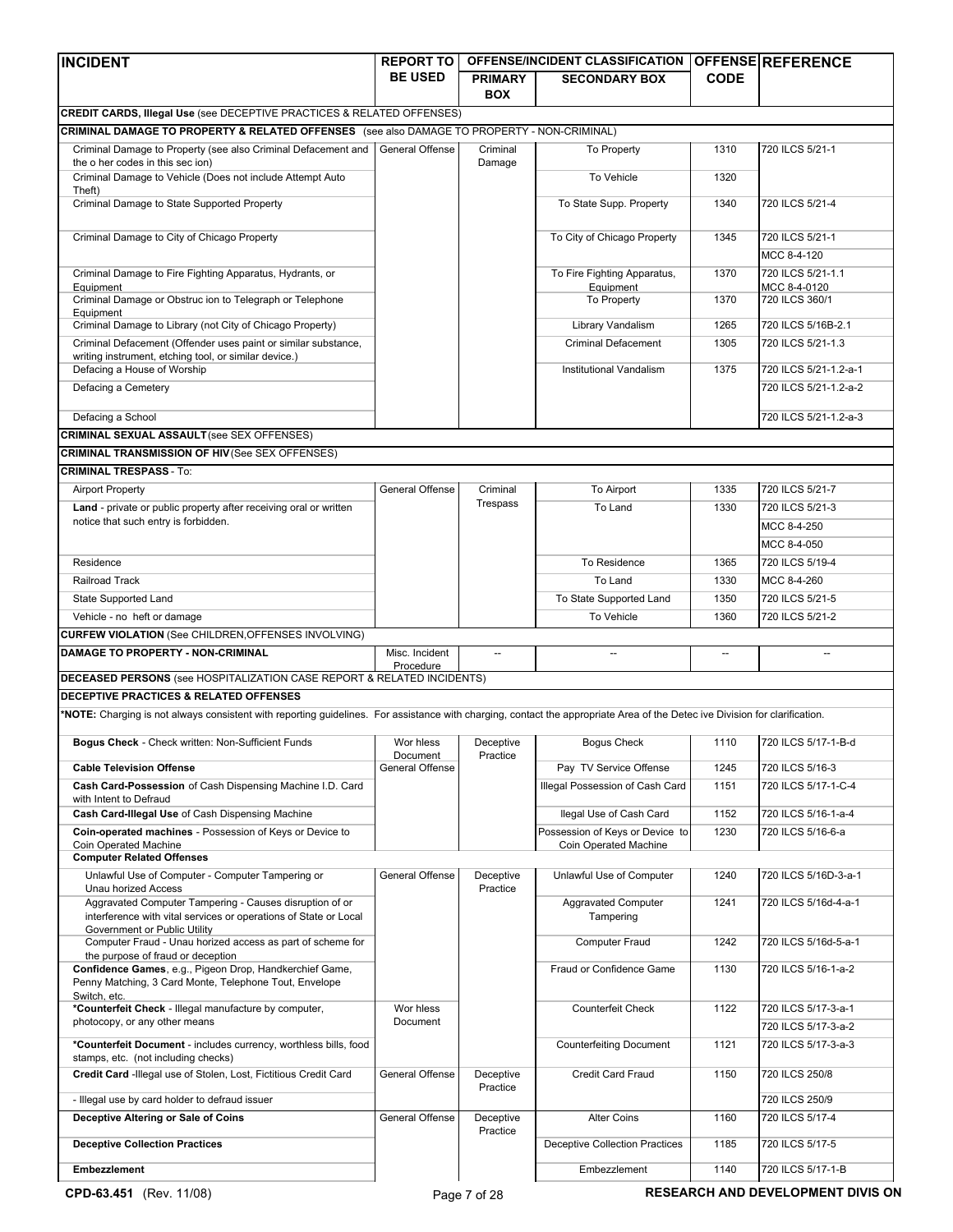| INCIDENT | REPORT TO BE USED | OFFENSE/INCIDENT CLASSIFICATION | | OFFENSE CODE | REFERENCE |
|---|---|---|---|---|---|
| | | PRIMARY BOX | SECONDARY BOX | | |
| **CREDIT CARDS, Illegal Use** (see DECEPTIVE PRACTICES & RELATED OFFENSES) | | | | | |
| **CRIMINAL DAMAGE TO PROPERTY & RELATED OFFENSES** (see also DAMAGE TO PROPERTY - NON-CRIMINAL) | | | | | |
| Criminal Damage to Property (see also Criminal Defacement and the o her codes in this sec ion) | General Offense | Criminal Damage | To Property | 1310 | 720 ILCS 5/21-1 |
| Criminal Damage to Vehicle (Does not include Attempt Auto Theft) | | | To Vehicle | 1320 | |
| Criminal Damage to State Supported Property | | | To State Supp. Property | 1340 | 720 ILCS 5/21-4 |
| Criminal Damage to City of Chicago Property | | | To City of Chicago Property | 1345 | 720 ILCS 5/21-1 |
| | | | | | MCC 8-4-120 |
| Criminal Damage to Fire Fighting Apparatus, Hydrants, or Equipment | | | To Fire Fighting Apparatus, Equipment | 1370 | 720 ILCS 5/21-1.1 MCC 8-4-0120 |
| Criminal Damage or Obstruc ion to Telegraph or Telephone Equipment | | | To Property | 1370 | 720 ILCS 360/1 |
| Criminal Damage to Library (not City of Chicago Property) | | | Library Vandalism | 1265 | 720 ILCS 5/16B-2.1 |
| Criminal Defacement (Offender uses paint or similar substance, writing instrument, etching tool, or similar device.) | | | Criminal Defacement | 1305 | 720 ILCS 5/21-1.3 |
| Defacing a House of Worship | | | Institutional Vandalism | 1375 | 720 ILCS 5/21-1.2-a-1 |
| Defacing a Cemetery | | | | | 720 ILCS 5/21-1.2-a-2 |
| Defacing a School | | | | | 720 ILCS 5/21-1.2-a-3 |
| **CRIMINAL SEXUAL ASSAULT** (see SEX OFFENSES) | | | | | |
| **CRIMINAL TRANSMISSION OF HIV** (See SEX OFFENSES) | | | | | |
| **CRIMINAL TRESPASS** - To: | | | | | |
| Airport Property | General Offense | Criminal Trespass | To Airport | 1335 | 720 ILCS 5/21-7 |
| **Land** - private or public property after receiving oral or written notice that such entry is forbidden. | | | To Land | 1330 | 720 ILCS 5/21-3 |
| | | | | | MCC 8-4-250 |
| | | | | | MCC 8-4-050 |
| Residence | | | To Residence | 1365 | 720 ILCS 5/19-4 |
| Railroad Track | | | To Land | 1330 | MCC 8-4-260 |
| State Supported Land | | | To State Supported Land | 1350 | 720 ILCS 5/21-5 |
| Vehicle - no heft or damage | | | To Vehicle | 1360 | 720 ILCS 5/21-2 |
| **CURFEW VIOLATION** (See CHILDREN,OFFENSES INVOLVING) | | | | | |
| **DAMAGE TO PROPERTY - NON-CRIMINAL** | Misc. Incident Procedure | -- | -- | -- | -- |
| **DECEASED PERSONS** (see HOSPITALIZATION CASE REPORT & RELATED INCIDENTS) | | | | | |
| **DECEPTIVE PRACTICES & RELATED OFFENSES** | | | | | |
| ***NOTE:** Charging is not always consistent with reporting guidelines. For assistance with charging, contact the appropriate Area of the Detec ive Division for clarification. | | | | | |
| **Bogus Check** - Check written: Non-Sufficient Funds | Wor hless Document | Deceptive Practice | Bogus Check | 1110 | 720 ILCS 5/17-1-B-d |
| **Cable Television Offense** | General Offense | | Pay TV Service Offense | 1245 | 720 ILCS 5/16-3 |
| **Cash Card-Possession** of Cash Dispensing Machine I.D. Card with Intent to Defraud | | | Illegal Possession of Cash Card | 1151 | 720 ILCS 5/17-1-C-4 |
| **Cash Card-Illegal Use** of Cash Dispensing Machine | | | llegal Use of Cash Card | 1152 | 720 ILCS 5/16-1-a-4 |
| **Coin-operated machines** - Possession of Keys or Device to Coin Operated Machine | | | Possession of Keys or Device to Coin Operated Machine | 1230 | 720 ILCS 5/16-6-a |
| **Computer Related Offenses** | | | | | |
| Unlawful Use of Computer - Computer Tampering or Unau horized Access | General Offense | Deceptive Practice | Unlawful Use of Computer | 1240 | 720 ILCS 5/16D-3-a-1 |
| Aggravated Computer Tampering - Causes disruption of or interference with vital services or operations of State or Local Government or Public Utility | | | Aggravated Computer Tampering | 1241 | 720 ILCS 5/16d-4-a-1 |
| Computer Fraud - Unau horized access as part of scheme for the purpose of fraud or deception | | | Computer Fraud | 1242 | 720 ILCS 5/16d-5-a-1 |
| **Confidence Games**, e.g., Pigeon Drop, Handkerchief Game, Penny Matching, 3 Card Monte, Telephone Tout, Envelope Switch, etc. | | | Fraud or Confidence Game | 1130 | 720 ILCS 5/16-1-a-2 |
| ***Counterfeit Check** - Illegal manufacture by computer, photocopy, or any other means | Wor hless Document | | Counterfeit Check | 1122 | 720 ILCS 5/17-3-a-1 |
| | | | | | 720 ILCS 5/17-3-a-2 |
| ***Counterfeit Document** - includes currency, worthless bills, food stamps, etc. (not including checks) | | | Counterfeiting Document | 1121 | 720 ILCS 5/17-3-a-3 |
| **Credit Card** -Illegal use of Stolen, Lost, Fictitious Credit Card | General Offense | Deceptive Practice | Credit Card Fraud | 1150 | 720 ILCS 250/8 |
| - Illegal use by card holder to defraud issuer | | | | | 720 ILCS 250/9 |
| **Deceptive Altering or Sale of Coins** | General Offense | Deceptive Practice | Alter Coins | 1160 | 720 ILCS 5/17-4 |
| **Deceptive Collection Practices** | | | Deceptive Collection Practices | 1185 | 720 ILCS 5/17-5 |
| **Embezzlement** | | | Embezzlement | 1140 | 720 ILCS 5/17-1-B |

**CPD-63.451** (Rev. 11/08) RESEARCH AND DEVELOPMENT DIVIS ON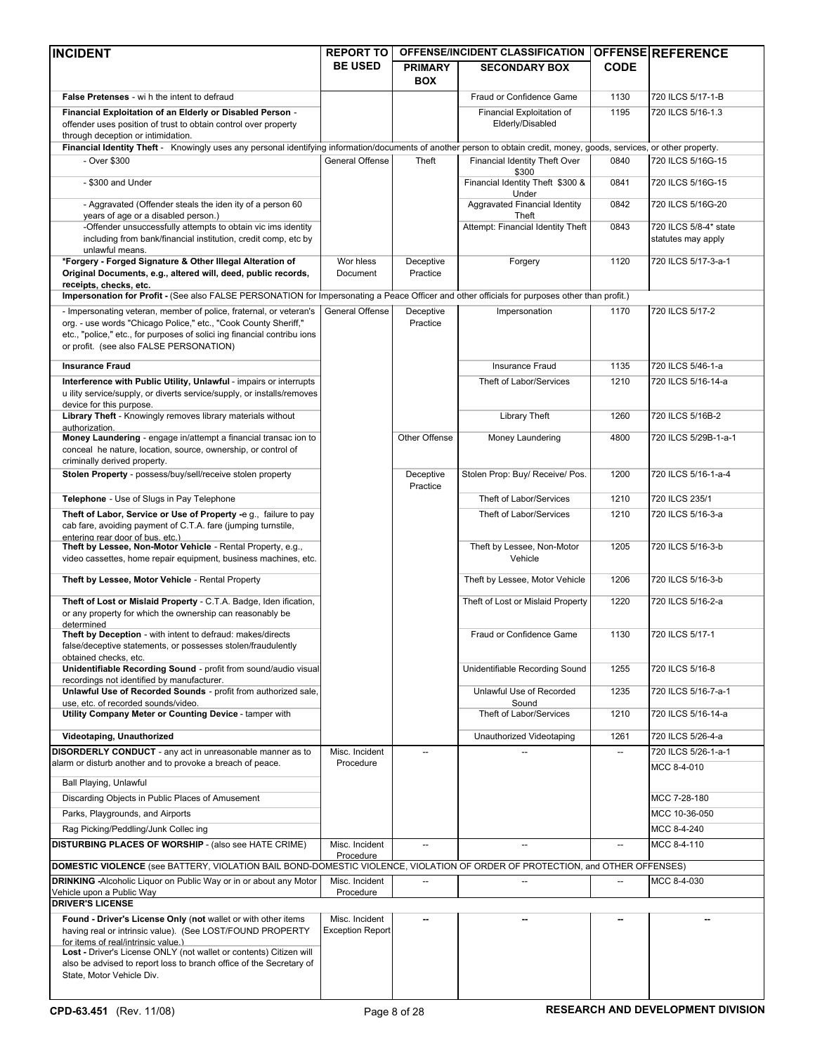| INCIDENT | REPORT TO BE USED | OFFENSE/INCIDENT CLASSIFICATION PRIMARY BOX | SECONDARY BOX | OFFENSE CODE | REFERENCE |
|---|---|---|---|---|---|
| **False Pretenses** - wi h the intent to defraud | | | Fraud or Confidence Game | 1130 | 720 ILCS 5/17-1-B |
| **Financial Exploitation of an Elderly or Disabled Person** - offender uses position of trust to obtain control over property through deception or intimidation. | | | Financial Exploitation of Elderly/Disabled | 1195 | 720 ILCS 5/16-1.3 |
| **Financial Identity Theft** - Knowingly uses any personal identifying information/documents of another person to obtain credit, money, goods, services, or other property. | | | | | |
| - Over $300 | General Offense | Theft | Financial Identity Theft Over $300 | 0840 | 720 ILCS 5/16G-15 |
| - $300 and Under | | | Financial Identity Theft $300 & Under | 0841 | 720 ILCS 5/16G-15 |
| - Aggravated (Offender steals the iden ity of a person 60 years of age or a disabled person.) | | | Aggravated Financial Identity Theft | 0842 | 720 ILCS 5/16G-20 |
| -Offender unsuccessfully attempts to obtain vic ims identity including from bank/financial institution, credit comp, etc by unlawful means. | | | Attempt: Financial Identity Theft | 0843 | 720 ILCS 5/8-4* state statutes may apply |
| ***Forgery - Forged Signature & Other Illegal Alteration of Original Documents, e.g., altered will, deed, public records, receipts, checks, etc.** | Wor hless Document | Deceptive Practice | Forgery | 1120 | 720 ILCS 5/17-3-a-1 |
| **Impersonation for Profit -** (See also FALSE PERSONATION for Impersonating a Peace Officer and other officials for purposes other than profit.) | | | | | |
| - Impersonating veteran, member of police, fraternal, or veteran's org. - use words "Chicago Police," etc., "Cook County Sheriff," etc., "police," etc., for purposes of solici ing financial contribu ions or profit. (see also FALSE PERSONATION) | General Offense | Deceptive Practice | Impersonation | 1170 | 720 ILCS 5/17-2 |
| **Insurance Fraud** | | | Insurance Fraud | 1135 | 720 ILCS 5/46-1-a |
| **Interference with Public Utility, Unlawful** - impairs or interrupts u ility service/supply, or diverts service/supply, or installs/removes device for this purpose. | | | Theft of Labor/Services | 1210 | 720 ILCS 5/16-14-a |
| **Library Theft** - Knowingly removes library materials without authorization. | | | Library Theft | 1260 | 720 ILCS 5/16B-2 |
| **Money Laundering** - engage in/attempt a financial transac ion to conceal he nature, location, source, ownership, or control of criminally derived property. | | Other Offense | Money Laundering | 4800 | 720 ILCS 5/29B-1-a-1 |
| **Stolen Property** - possess/buy/sell/receive stolen property | | Deceptive Practice | Stolen Prop: Buy/ Receive/ Pos. | 1200 | 720 ILCS 5/16-1-a-4 |
| **Telephone** - Use of Slugs in Pay Telephone | | | Theft of Labor/Services | 1210 | 720 ILCS 235/1 |
| **Theft of Labor, Service or Use of Property -**e g., failure to pay cab fare, avoiding payment of C.T.A. fare (jumping turnstile, entering rear door of bus, etc.) | | | Theft of Labor/Services | 1210 | 720 ILCS 5/16-3-a |
| **Theft by Lessee, Non-Motor Vehicle** - Rental Property, e.g., video cassettes, home repair equipment, business machines, etc. | | | Theft by Lessee, Non-Motor Vehicle | 1205 | 720 ILCS 5/16-3-b |
| **Theft by Lessee, Motor Vehicle** - Rental Property | | | Theft by Lessee, Motor Vehicle | 1206 | 720 ILCS 5/16-3-b |
| **Theft of Lost or Mislaid Property** - C.T.A. Badge, Iden ification, or any property for which the ownership can reasonably be determined | | | Theft of Lost or Mislaid Property | 1220 | 720 ILCS 5/16-2-a |
| **Theft by Deception** - with intent to defraud: makes/directs false/deceptive statements, or possesses stolen/fraudulently obtained checks, etc. | | | Fraud or Confidence Game | 1130 | 720 ILCS 5/17-1 |
| **Unidentifiable Recording Sound** - profit from sound/audio visual recordings not identified by manufacturer. | | | Unidentifiable Recording Sound | 1255 | 720 ILCS 5/16-8 |
| **Unlawful Use of Recorded Sounds** - profit from authorized sale, use, etc. of recorded sounds/video. | | | Unlawful Use of Recorded Sound | 1235 | 720 ILCS 5/16-7-a-1 |
| **Utility Company Meter or Counting Device** - tamper with | | | Theft of Labor/Services | 1210 | 720 ILCS 5/16-14-a |
| **Videotaping, Unauthorized** | | | Unauthorized Videotaping | 1261 | 720 ILCS 5/26-4-a |
| **DISORDERLY CONDUCT** - any act in unreasonable manner as to alarm or disturb another and to provoke a breach of peace. | Misc. Incident Procedure | -- | -- | -- | 720 ILCS 5/26-1-a-1 MCC 8-4-010 |
| Ball Playing, Unlawful | | | | | |
| Discarding Objects in Public Places of Amusement | | | | | MCC 7-28-180 |
| Parks, Playgrounds, and Airports | | | | | MCC 10-36-050 |
| Rag Picking/Peddling/Junk Collec ing | | | | | MCC 8-4-240 |
| **DISTURBING PLACES OF WORSHIP** - (also see HATE CRIME) | Misc. Incident Procedure | -- | -- | -- | MCC 8-4-110 |
| **DOMESTIC VIOLENCE** (see BATTERY, VIOLATION BAIL BOND-DOMESTIC VIOLENCE, VIOLATION OF ORDER OF PROTECTION, and OTHER OFFENSES) | | | | | |
| **DRINKING -**Alcoholic Liquor on Public Way or in or about any Motor Vehicle upon a Public Way | Misc. Incident Procedure | -- | -- | -- | MCC 8-4-030 |
| **DRIVER'S LICENSE** | | | | | |
| **Found - Driver's License Only** (**not** wallet or with other items having real or intrinsic value). (See LOST/FOUND PROPERTY for items of real/intrinsic value.) **Lost -** Driver's License ONLY (not wallet or contents) Citizen will also be advised to report loss to branch office of the Secretary of State, Motor Vehicle Div. | Misc. Incident Exception Report | -- | -- | -- | -- |

**CPD-63.451** (Rev. 11/08) RESEARCH AND DEVELOPMENT DIVISION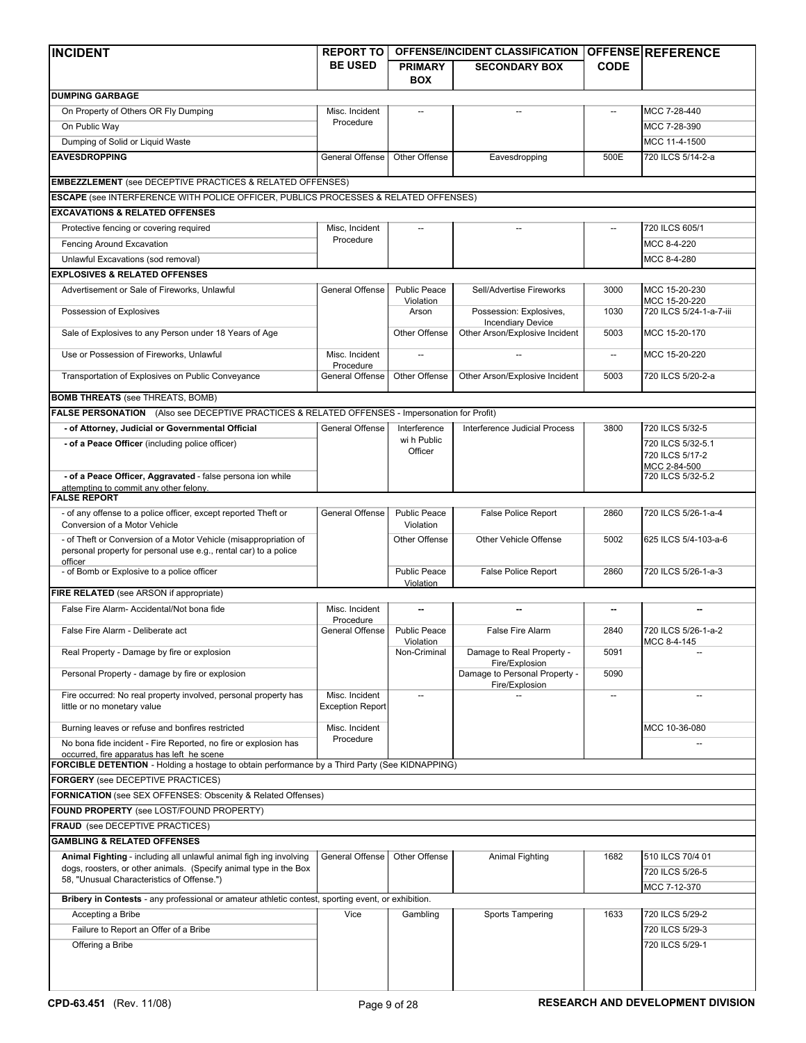| INCIDENT | REPORT TO BE USED | OFFENSE/INCIDENT CLASSIFICATION PRIMARY BOX | SECONDARY BOX | OFFENSE CODE | REFERENCE |
|---|---|---|---|---|---|
| **DUMPING GARBAGE** | | | | | |
| On Property of Others OR Fly Dumping | Misc. Incident Procedure | -- | -- | -- | MCC 7-28-440 |
| On Public Way | | | | | MCC 7-28-390 |
| Dumping of Solid or Liquid Waste | | | | | MCC 11-4-1500 |
| **EAVESDROPPING** | General Offense | Other Offense | Eavesdropping | 500E | 720 ILCS 5/14-2-a |
| **EMBEZZLEMENT** (see DECEPTIVE PRACTICES & RELATED OFFENSES) | | | | | |
| **ESCAPE** (see INTERFERENCE WITH POLICE OFFICER, PUBLICS PROCESSES & RELATED OFFENSES) | | | | | |
| **EXCAVATIONS & RELATED OFFENSES** | | | | | |
| Protective fencing or covering required | Misc, Incident Procedure | -- | -- | -- | 720 ILCS 605/1 |
| Fencing Around Excavation | | | | | MCC 8-4-220 |
| Unlawful Excavations (sod removal) | | | | | MCC 8-4-280 |
| **EXPLOSIVES & RELATED OFFENSES** | | | | | |
| Advertisement or Sale of Fireworks, Unlawful | General Offense | Public Peace Violation | Sell/Advertise Fireworks | 3000 | MCC 15-20-230 MCC 15-20-220 |
| Possession of Explosives | | Arson | Possession: Explosives, Incendiary Device | 1030 | 720 ILCS 5/24-1-a-7-iii |
| Sale of Explosives to any Person under 18 Years of Age | | Other Offense | Other Arson/Explosive Incident | 5003 | MCC 15-20-170 |
| Use or Possession of Fireworks, Unlawful | Misc. Incident Procedure | -- | -- | -- | MCC 15-20-220 |
| Transportation of Explosives on Public Conveyance | General Offense | Other Offense | Other Arson/Explosive Incident | 5003 | 720 ILCS 5/20-2-a |
| **BOMB THREATS** (see THREATS, BOMB) | | | | | |
| **FALSE PERSONATION** (Also see DECEPTIVE PRACTICES & RELATED OFFENSES - Impersonation for Profit) | | | | | |
| **- of Attorney, Judicial or Governmental Official** | General Offense | Interference wi h Public Officer | Interference Judicial Process | 3800 | 720 ILCS 5/32-5 |
| **- of a Peace Officer** (including police officer) | | | | | 720 ILCS 5/32-5.1 720 ILCS 5/17-2 MCC 2-84-500 |
| **- of a Peace Officer, Aggravated** - false persona ion while attempting to commit any other felony. | | | | | 720 ILCS 5/32-5.2 |
| **FALSE REPORT** | | | | | |
| - of any offense to a police officer, except reported Theft or Conversion of a Motor Vehicle | General Offense | Public Peace Violation | False Police Report | 2860 | 720 ILCS 5/26-1-a-4 |
| - of Theft or Conversion of a Motor Vehicle (misappropriation of personal property for personal use e.g., rental car) to a police officer | | Other Offense | Other Vehicle Offense | 5002 | 625 ILCS 5/4-103-a-6 |
| - of Bomb or Explosive to a police officer | | Public Peace Violation | False Police Report | 2860 | 720 ILCS 5/26-1-a-3 |
| **FIRE RELATED** (see ARSON if appropriate) | | | | | |
| False Fire Alarm- Accidental/Not bona fide | Misc. Incident Procedure | -- | -- | -- | -- |
| False Fire Alarm - Deliberate act | General Offense | Public Peace Violation | False Fire Alarm | 2840 | 720 ILCS 5/26-1-a-2 MCC 8-4-145 |
| Real Property - Damage by fire or explosion | | Non-Criminal | Damage to Real Property - Fire/Explosion | 5091 | -- |
| Personal Property - damage by fire or explosion | | | Damage to Personal Property - Fire/Explosion | 5090 | |
| Fire occurred: No real property involved, personal property has little or no monetary value | Misc. Incident Exception Report | -- | -- | -- | -- |
| Burning leaves or refuse and bonfires restricted | Misc. Incident Procedure | | | | MCC 10-36-080 |
| No bona fide incident - Fire Reported, no fire or explosion has occurred, fire apparatus has left he scene | | | | | -- |
| **FORCIBLE DETENTION** - Holding a hostage to obtain performance by a Third Party (See KIDNAPPING) | | | | | |
| **FORGERY** (see DECEPTIVE PRACTICES) | | | | | |
| **FORNICATION** (see SEX OFFENSES: Obscenity & Related Offenses) | | | | | |
| **FOUND PROPERTY** (see LOST/FOUND PROPERTY) | | | | | |
| **FRAUD** (see DECEPTIVE PRACTICES) | | | | | |
| **GAMBLING & RELATED OFFENSES** | | | | | |
| **Animal Fighting** - including all unlawful animal figh ing involving dogs, roosters, or other animals. (Specify animal type in the Box 58, "Unusual Characteristics of Offense.") | General Offense | Other Offense | Animal Fighting | 1682 | 510 ILCS 70/4 01 720 ILCS 5/26-5 MCC 7-12-370 |
| **Bribery in Contests** - any professional or amateur athletic contest, sporting event, or exhibition. | | | | | |
| Accepting a Bribe | Vice | Gambling | Sports Tampering | 1633 | 720 ILCS 5/29-2 |
| Failure to Report an Offer of a Bribe | | | | | 720 ILCS 5/29-3 |
| Offering a Bribe | | | | | 720 ILCS 5/29-1 |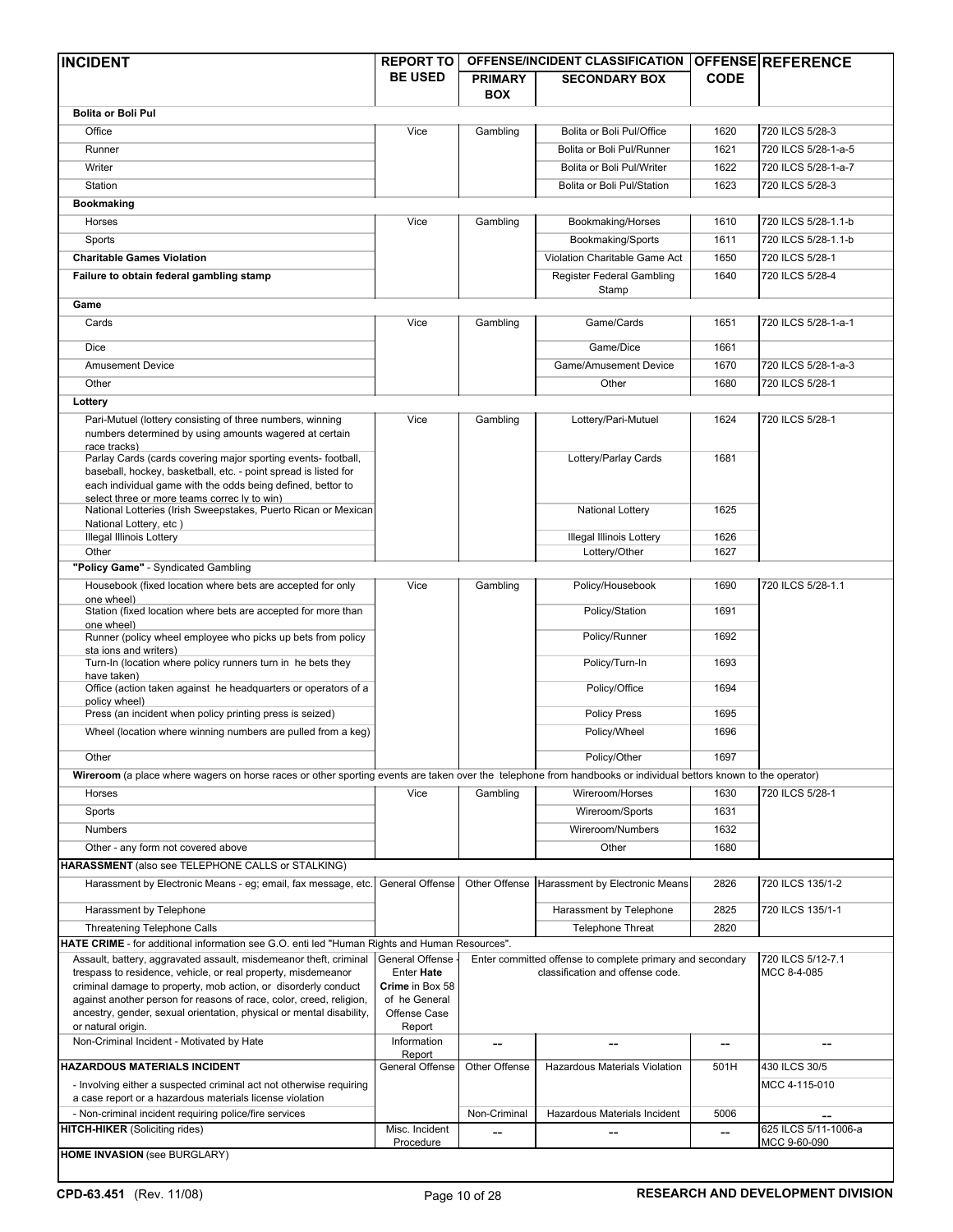| INCIDENT | REPORT TO BE USED | OFFENSE/INCIDENT CLASSIFICATION | | OFFENSE CODE | REFERENCE |
|---|---|---|---|---|---|
| | | PRIMARY BOX | SECONDARY BOX | | |
| **Bolita or Boli Pul** | | | | | |
| Office | Vice | Gambling | Bolita or Boli Pul/Office | 1620 | 720 ILCS 5/28-3 |
| Runner | | | Bolita or Boli Pul/Runner | 1621 | 720 ILCS 5/28-1-a-5 |
| Writer | | | Bolita or Boli Pul/Writer | 1622 | 720 ILCS 5/28-1-a-7 |
| Station | | | Bolita or Boli Pul/Station | 1623 | 720 ILCS 5/28-3 |
| **Bookmaking** | | | | | |
| Horses | Vice | Gambling | Bookmaking/Horses | 1610 | 720 ILCS 5/28-1.1-b |
| Sports | | | Bookmaking/Sports | 1611 | 720 ILCS 5/28-1.1-b |
| **Charitable Games Violation** | | | Violation Charitable Game Act | 1650 | 720 ILCS 5/28-1 |
| **Failure to obtain federal gambling stamp** | | | Register Federal Gambling Stamp | 1640 | 720 ILCS 5/28-4 |
| **Game** | | | | | |
| Cards | Vice | Gambling | Game/Cards | 1651 | 720 ILCS 5/28-1-a-1 |
| Dice | | | Game/Dice | 1661 | |
| Amusement Device | | | Game/Amusement Device | 1670 | 720 ILCS 5/28-1-a-3 |
| Other | | | Other | 1680 | 720 ILCS 5/28-1 |
| **Lottery** | | | | | |
| Pari-Mutuel (lottery consisting of three numbers, winning numbers determined by using amounts wagered at certain race tracks) | Vice | Gambling | Lottery/Pari-Mutuel | 1624 | 720 ILCS 5/28-1 |
| Parlay Cards (cards covering major sporting events- football, baseball, hockey, basketball, etc. - point spread is listed for each individual game with the odds being defined, bettor to select three or more teams correc ly to win) | | | Lottery/Parlay Cards | 1681 | |
| National Lotteries (Irish Sweepstakes, Puerto Rican or Mexican National Lottery, etc ) | | | National Lottery | 1625 | |
| Illegal Illinois Lottery | | | Illegal Illinois Lottery | 1626 | |
| Other | | | Lottery/Other | 1627 | |
| **"Policy Game"** - Syndicated Gambling | | | | | |
| Housebook (fixed location where bets are accepted for only one wheel) | Vice | Gambling | Policy/Housebook | 1690 | 720 ILCS 5/28-1.1 |
| Station (fixed location where bets are accepted for more than one wheel) | | | Policy/Station | 1691 | |
| Runner (policy wheel employee who picks up bets from policy sta ions and writers) | | | Policy/Runner | 1692 | |
| Turn-In (location where policy runners turn in he bets they have taken) | | | Policy/Turn-In | 1693 | |
| Office (action taken against he headquarters or operators of a policy wheel) | | | Policy/Office | 1694 | |
| Press (an incident when policy printing press is seized) | | | Policy Press | 1695 | |
| Wheel (location where winning numbers are pulled from a keg) | | | Policy/Wheel | 1696 | |
| Other | | | Policy/Other | 1697 | |
| **Wireroom** (a place where wagers on horse races or other sporting events are taken over the telephone from handbooks or individual bettors known to the operator) | | | | | |
| Horses | Vice | Gambling | Wireroom/Horses | 1630 | 720 ILCS 5/28-1 |
| Sports | | | Wireroom/Sports | 1631 | |
| Numbers | | | Wireroom/Numbers | 1632 | |
| Other - any form not covered above | | | Other | 1680 | |
| **HARASSMENT** (also see TELEPHONE CALLS or STALKING) | | | | | |
| Harassment by Electronic Means - eg; email, fax message, etc. | General Offense | Other Offense | Harassment by Electronic Means | 2826 | 720 ILCS 135/1-2 |
| Harassment by Telephone | | | Harassment by Telephone | 2825 | 720 ILCS 135/1-1 |
| Threatening Telephone Calls | | | Telephone Threat | 2820 | |
| **HATE CRIME** - for additional information see G.O. enti led "Human Rights and Human Resources". | | | | | |
| Assault, battery, aggravated assault, misdemeanor theft, criminal trespass to residence, vehicle, or real property, misdemeanor criminal damage to property, mob action, or disorderly conduct against another person for reasons of race, color, creed, religion, ancestry, gender, sexual orientation, physical or mental disability, or natural origin. | General Offense - Enter **Hate Crime** in Box 58 of he General Offense Case Report | Enter committed offense to complete primary and secondary classification and offense code. | | | 720 ILCS 5/12-7.1 MCC 8-4-085 |
| Non-Criminal Incident - Motivated by Hate | Information Report | -- | -- | -- | -- |
| **HAZARDOUS MATERIALS INCIDENT** | General Offense | Other Offense | Hazardous Materials Violation | 501H | 430 ILCS 30/5 |
| - Involving either a suspected criminal act not otherwise requiring a case report or a hazardous materials license violation | | | | | MCC 4-115-010 |
| - Non-criminal incident requiring police/fire services | | Non-Criminal | Hazardous Materials Incident | 5006 | -- |
| **HITCH-HIKER** (Soliciting rides) | Misc. Incident Procedure | -- | -- | -- | 625 ILCS 5/11-1006-a MCC 9-60-090 |
| **HOME INVASION** (see BURGLARY) | | | | | |

CPD-63.451 (Rev. 11/08) — RESEARCH AND DEVELOPMENT DIVISION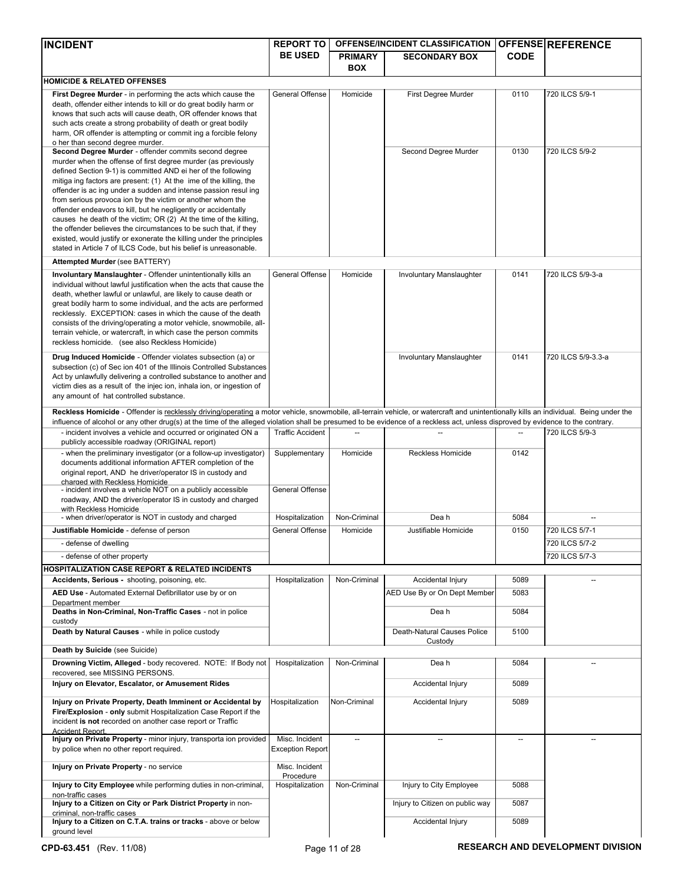| INCIDENT | REPORT TO BE USED | OFFENSE/INCIDENT CLASSIFICATION PRIMARY BOX | SECONDARY BOX | OFFENSE CODE | REFERENCE |
|---|---|---|---|---|---|
| **HOMICIDE & RELATED OFFENSES** | | | | | |
| **First Degree Murder** - in performing the acts which cause the death, offender either intends to kill or do great bodily harm or knows that such acts will cause death, OR offender knows that such acts create a strong probability of death or great bodily harm, OR offender is attempting or commit ing a forcible felony o her than second degree murder. | General Offense | Homicide | First Degree Murder | 0110 | 720 ILCS 5/9-1 |
| **Second Degree Murder** - offender commits second degree murder when the offense of first degree murder (as previously defined Section 9-1) is committed AND ei her of the following mitiga ing factors are present: (1) At the ime of the killing, the offender is ac ing under a sudden and intense passion resul ing from serious provoca ion by the victim or another whom the offender endeavors to kill, but he negligently or accidentally causes he death of the victim; OR (2) At the time of the killing, the offender believes the circumstances to be such that, if they existed, would justify or exonerate the killing under the principles stated in Article 7 of ILCS Code, but his belief is unreasonable. | | | Second Degree Murder | 0130 | 720 ILCS 5/9-2 |
| **Attempted Murder** (see BATTERY) | | | | | |
| **Involuntary Manslaughter** - Offender unintentionally kills an individual without lawful justification when the acts that cause the death, whether lawful or unlawful, are likely to cause death or great bodily harm to some individual, and the acts are performed recklessly. EXCEPTION: cases in which the cause of the death consists of the driving/operating a motor vehicle, snowmobile, all-terrain vehicle, or watercraft, in which case the person commits reckless homicide. (see also Reckless Homicide) | General Offense | Homicide | Involuntary Manslaughter | 0141 | 720 ILCS 5/9-3-a |
| **Drug Induced Homicide** - Offender violates subsection (a) or subsection (c) of Sec ion 401 of the Illinois Controlled Substances Act by unlawfully delivering a controlled substance to another and victim dies as a result of the injec ion, inhala ion, or ingestion of any amount of hat controlled substance. | | | Involuntary Manslaughter | 0141 | 720 ILCS 5/9-3.3-a |
| **Reckless Homicide** - Offender is recklessly driving/operating a motor vehicle, snowmobile, all-terrain vehicle, or watercraft and unintentionally kills an individual. Being under the influence of alcohol or any other drug(s) at the time of the alleged violation shall be presumed to be evidence of a reckless act, unless disproved by evidence to the contrary. | | | | | |
| - incident involves a vehicle and occurred or originated ON a publicly accessible roadway (ORIGINAL report) | Traffic Accident | -- | -- | -- | 720 ILCS 5/9-3 |
| - when the preliminary investigator (or a follow-up investigator) documents additional information AFTER completion of the original report, AND he driver/operator IS in custody and charged with Reckless Homicide | Supplementary | Homicide | Reckless Homicide | 0142 | |
| - incident involves a vehicle NOT on a publicly accessible roadway, AND the driver/operator IS in custody and charged with Reckless Homicide | General Offense | | | | |
| - when driver/operator is NOT in custody and charged | Hospitalization | Non-Criminal | Dea h | 5084 | -- |
| **Justifiable Homicide** - defense of person | General Offense | Homicide | Justifiable Homicide | 0150 | 720 ILCS 5/7-1 |
| - defense of dwelling | | | | | 720 ILCS 5/7-2 |
| - defense of other property | | | | | 720 ILCS 5/7-3 |
| **HOSPITALIZATION CASE REPORT & RELATED INCIDENTS** | | | | | |
| **Accidents, Serious -** shooting, poisoning, etc. | Hospitalization | Non-Criminal | Accidental Injury | 5089 | -- |
| **AED Use** - Automated External Defibrillator use by or on Department member | | | AED Use By or On Dept Member | 5083 | |
| **Deaths in Non-Criminal, Non-Traffic Cases** - not in police custody | | | Dea h | 5084 | |
| **Death by Natural Causes** - while in police custody | | | Death-Natural Causes Police Custody | 5100 | |
| **Death by Suicide** (see Suicide) | | | | | |
| **Drowning Victim, Alleged** - body recovered. NOTE: If Body not recovered, see MISSING PERSONS. | Hospitalization | Non-Criminal | Dea h | 5084 | -- |
| **Injury on Elevator, Escalator, or Amusement Rides** | | | Accidental Injury | 5089 | |
| **Injury on Private Property, Death Imminent or Accidental by Fire/Explosion** - **only** submit Hospitalization Case Report if the incident **is not** recorded on another case report or Traffic Accident Report. | Hospitalization | Non-Criminal | Accidental Injury | 5089 | |
| **Injury on Private Property** - minor injury, transporta ion provided by police when no other report required. | Misc. Incident Exception Report | -- | -- | -- | -- |
| **Injury on Private Property** - no service | Misc. Incident Procedure | | | | |
| **Injury to City Employee** while performing duties in non-criminal, non-traffic cases | Hospitalization | Non-Criminal | Injury to City Employee | 5088 | |
| **Injury to a Citizen on City or Park District Property** in non-criminal, non-traffic cases | | | Injury to Citizen on public way | 5087 | |
| **Injury to a Citizen on C.T.A. trains or tracks** - above or below ground level | | | Accidental Injury | 5089 | |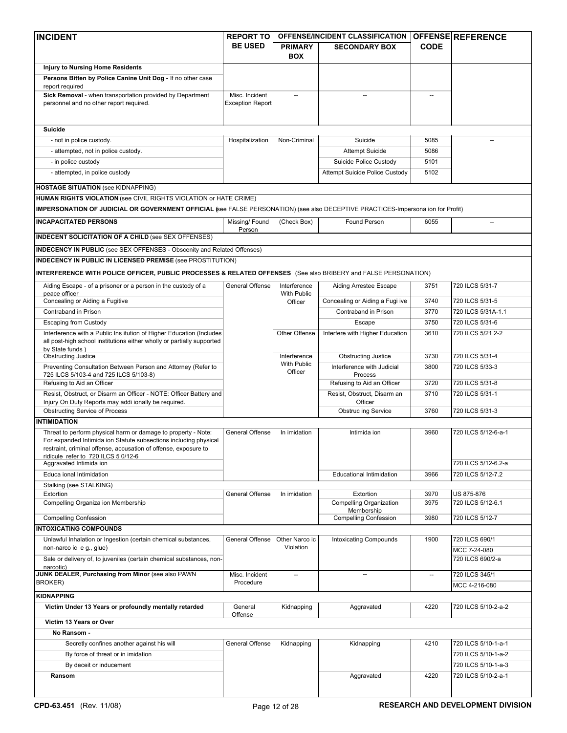| INCIDENT | REPORT TO BE USED | OFFENSE/INCIDENT CLASSIFICATION | | OFFENSE CODE | REFERENCE |
|---|---|---|---|---|---|
| | | PRIMARY BOX | SECONDARY BOX | | |
| **Injury to Nursing Home Residents** | | | | | |
| **Persons Bitten by Police Canine Unit Dog -** If no other case report required | | | | | |
| **Sick Removal** - when transportation provided by Department personnel and no other report required. | Misc. Incident Exception Report | -- | -- | -- | |
| **Suicide** | | | | | |
| - not in police custody. | Hospitalization | Non-Criminal | Suicide | 5085 | -- |
| - attempted, not in police custody. | | | Attempt Suicide | 5086 | |
| - in police custody | | | Suicide Police Custody | 5101 | |
| - attempted, in police custody | | | Attempt Suicide Police Custody | 5102 | |
| **HOSTAGE SITUATION** (see KIDNAPPING) | | | | | |
| **HUMAN RIGHTS VIOLATION** (see CIVIL RIGHTS VIOLATION or HATE CRIME) | | | | | |
| **IMPERSONATION OF JUDICIAL OR GOVERNMENT OFFICIAL** (see FALSE PERSONATION) (see also DECEPTIVE PRACTICES-Impersona ion for Profit) | | | | | |
| **INCAPACITATED PERSONS** | Missing/ Found Person | (Check Box) | Found Person | 6055 | -- |
| **INDECENT SOLICITATION OF A CHILD** (see SEX OFFENSES) | | | | | |
| **INDECENCY IN PUBLIC** (see SEX OFFENSES - Obscenity and Related Offenses) | | | | | |
| **INDECENCY IN PUBLIC IN LICENSED PREMISE** (see PROSTITUTION) | | | | | |
| **INTERFERENCE WITH POLICE OFFICER, PUBLIC PROCESSES & RELATED OFFENSES** (See also BRIBERY and FALSE PERSONATION) | | | | | |
| Aiding Escape - of a prisoner or a person in the custody of a peace officer | General Offense | Interference With Public Officer | Aiding Arrestee Escape | 3751 | 720 ILCS 5/31-7 |
| Concealing or Aiding a Fugitive | | | Concealing or Aiding a Fugi ive | 3740 | 720 ILCS 5/31-5 |
| Contraband in Prison | | | Contraband in Prison | 3770 | 720 ILCS 5/31A-1.1 |
| Escaping from Custody | | | Escape | 3750 | 720 ILCS 5/31-6 |
| Interference with a Public Ins itution of Higher Education (Includes all post-high school institutions either wholly or partially supported by State funds ) | | Other Offense | Interfere with Higher Education | 3610 | 720 ILCS 5/21 2-2 |
| Obstructing Justice | | Interference With Public Officer | Obstructing Justice | 3730 | 720 ILCS 5/31-4 |
| Preventing Consultation Between Person and Attorney (Refer to 725 ILCS 5/103-4 and 725 ILCS 5/103-8) | | | Interference with Judicial Process | 3800 | 720 ILCS 5/33-3 |
| Refusing to Aid an Officer | | | Refusing to Aid an Officer | 3720 | 720 ILCS 5/31-8 |
| Resist, Obstruct, or Disarm an Officer - NOTE: Officer Battery and Injury On Duty Reports may addi ionally be required. | | | Resist, Obstruct, Disarm an Officer | 3710 | 720 ILCS 5/31-1 |
| Obstructing Service of Process | | | Obstruc ing Service | 3760 | 720 ILCS 5/31-3 |
| **INTIMIDATION** | | | | | |
| Threat to perform physical harm or damage to property - Note: For expanded Intimida ion Statute subsections including physical restraint, criminal offense, accusation of offense, exposure to ridicule refer to 720 ILCS 5 0/12-6 | General Offense | In imidation | Intimida ion | 3960 | 720 ILCS 5/12-6-a-1 |
| Aggravated Intimida ion | | | | | 720 ILCS 5/12-6.2-a |
| Educa ional Intimidation | | | Educational Intimidation | 3966 | 720 ILCS 5/12-7.2 |
| Stalking (see STALKING) | | | | | |
| Extortion | General Offense | In imidation | Extortion | 3970 | US 875-876 |
| Compelling Organiza ion Membership | | | Compelling Organization Membership | 3975 | 720 ILCS 5/12-6.1 |
| Compelling Confession | | | Compelling Confession | 3980 | 720 ILCS 5/12-7 |
| **INTOXICATING COMPOUNDS** | | | | | |
| Unlawful Inhalation or Ingestion (certain chemical substances, non-narco ic e g., glue) | General Offense | Other Narco ic Violation | Intoxicating Compounds | 1900 | 720 ILCS 690/1<br>MCC 7-24-080 |
| Sale or delivery of, to juveniles (certain chemical substances, non-narcotic) | | | | | 720 ILCS 690/2-a |
| **JUNK DEALER, Purchasing from Minor** (see also PAWN BROKER) | Misc. Incident Procedure | -- | -- | -- | 720 ILCS 345/1<br>MCC 4-216-080 |
| **KIDNAPPING** | | | | | |
| **Victim Under 13 Years or profoundly mentally retarded** | General Offense | Kidnapping | Aggravated | 4220 | 720 ILCS 5/10-2-a-2 |
| **Victim 13 Years or Over** | | | | | |
| **No Ransom -** | | | | | |
| Secretly confines another against his will | General Offense | Kidnapping | Kidnapping | 4210 | 720 ILCS 5/10-1-a-1 |
| By force of threat or in imidation | | | | | 720 ILCS 5/10-1-a-2 |
| By deceit or inducement | | | | | 720 ILCS 5/10-1-a-3 |
| **Ransom** | | | Aggravated | 4220 | 720 ILCS 5/10-2-a-1 |

**CPD-63.451** (Rev. 11/08) **RESEARCH AND DEVELOPMENT DIVISION**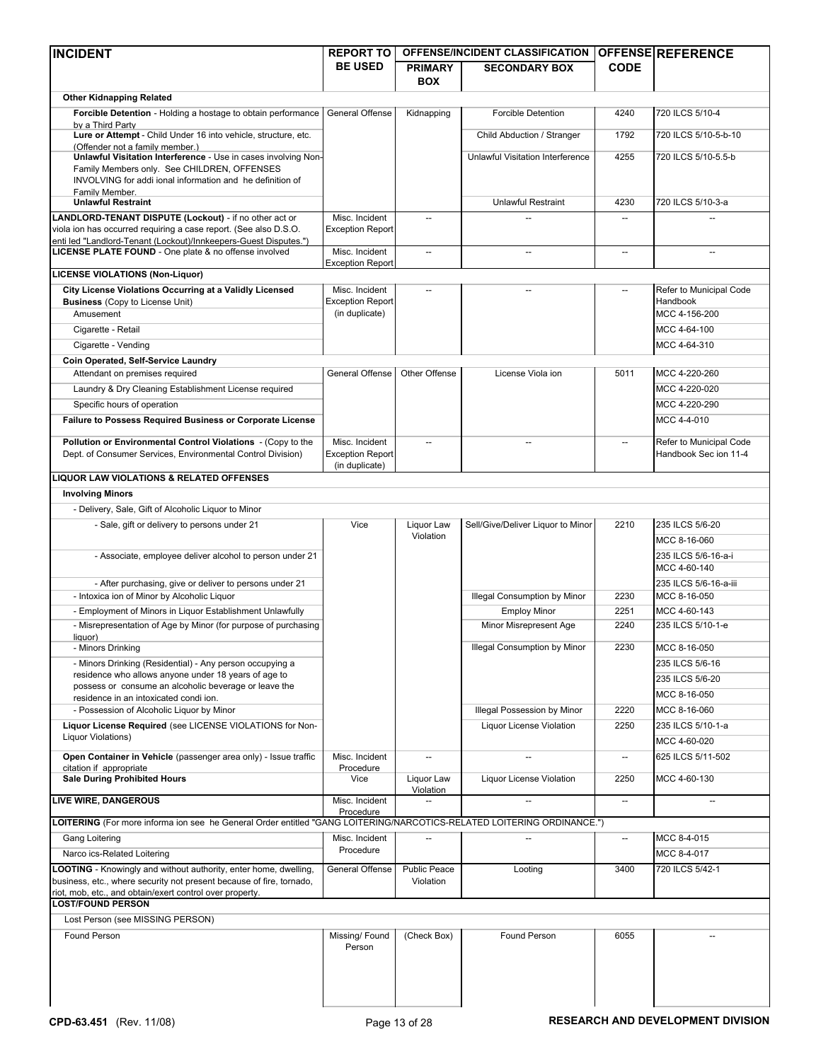| INCIDENT | REPORT TO BE USED | OFFENSE/INCIDENT CLASSIFICATION | | OFFENSE CODE | REFERENCE |
|---|---|---|---|---|---|
| | | PRIMARY BOX | SECONDARY BOX | | |
| **Other Kidnapping Related** | | | | | |
| **Forcible Detention** - Holding a hostage to obtain performance by a Third Party | General Offense | Kidnapping | Forcible Detention | 4240 | 720 ILCS 5/10-4 |
| **Lure or Attempt** - Child Under 16 into vehicle, structure, etc. (Offender not a family member.) | | | Child Abduction / Stranger | 1792 | 720 ILCS 5/10-5-b-10 |
| **Unlawful Visitation Interference** - Use in cases involving Non-Family Members only. See CHILDREN, OFFENSES INVOLVING for addi ional information and he definition of Family Member. | | | Unlawful Visitation Interference | 4255 | 720 ILCS 5/10-5.5-b |
| **Unlawful Restraint** | | | Unlawful Restraint | 4230 | 720 ILCS 5/10-3-a |
| **LANDLORD-TENANT DISPUTE (Lockout)** - if no other act or viola ion has occurred requiring a case report. (See also D.S.O. enti led "Landlord-Tenant (Lockout)/Innkeepers-Guest Disputes.") | Misc. Incident Exception Report | -- | -- | -- | -- |
| **LICENSE PLATE FOUND** - One plate & no offense involved | Misc. Incident Exception Report | -- | -- | -- | -- |
| **LICENSE VIOLATIONS (Non-Liquor)** | | | | | |
| **City License Violations Occurring at a Validly Licensed Business** (Copy to License Unit) | Misc. Incident Exception Report (in duplicate) | -- | -- | -- | Refer to Municipal Code Handbook |
| Amusement | | | | | MCC 4-156-200 |
| Cigarette - Retail | | | | | MCC 4-64-100 |
| Cigarette - Vending | | | | | MCC 4-64-310 |
| **Coin Operated, Self-Service Laundry** | | | | | |
| Attendant on premises required | General Offense | Other Offense | License Viola ion | 5011 | MCC 4-220-260 |
| Laundry & Dry Cleaning Establishment License required | | | | | MCC 4-220-020 |
| Specific hours of operation | | | | | MCC 4-220-290 |
| **Failure to Possess Required Business or Corporate License** | | | | | MCC 4-4-010 |
| **Pollution or Environmental Control Violations** - (Copy to the Dept. of Consumer Services, Environmental Control Division) | Misc. Incident Exception Report (in duplicate) | -- | -- | -- | Refer to Municipal Code Handbook Sec ion 11-4 |
| **LIQUOR LAW VIOLATIONS & RELATED OFFENSES** | | | | | |
| **Involving Minors** | | | | | |
| - Delivery, Sale, Gift of Alcoholic Liquor to Minor | | | | | |
| - Sale, gift or delivery to persons under 21 | Vice | Liquor Law Violation | Sell/Give/Deliver Liquor to Minor | 2210 | 235 ILCS 5/6-20 |
| | | | | | MCC 8-16-060 |
| - Associate, employee deliver alcohol to person under 21 | | | | | 235 ILCS 5/6-16-a-i |
| | | | | | MCC 4-60-140 |
| - After purchasing, give or deliver to persons under 21 | | | | | 235 ILCS 5/6-16-a-iii |
| - Intoxica ion of Minor by Alcoholic Liquor | | | Illegal Consumption by Minor | 2230 | MCC 8-16-050 |
| - Employment of Minors in Liquor Establishment Unlawfully | | | Employ Minor | 2251 | MCC 4-60-143 |
| - Misrepresentation of Age by Minor (for purpose of purchasing liquor) | | | Minor Misrepresent Age | 2240 | 235 ILCS 5/10-1-e |
| - Minors Drinking | | | Illegal Consumption by Minor | 2230 | MCC 8-16-050 |
| - Minors Drinking (Residential) - Any person occupying a residence who allows anyone under 18 years of age to possess or consume an alcoholic beverage or leave the residence in an intoxicated condi ion. | | | | | 235 ILCS 5/6-16 |
| | | | | | 235 ILCS 5/6-20 |
| | | | | | MCC 8-16-050 |
| - Possession of Alcoholic Liquor by Minor | | | Illegal Possession by Minor | 2220 | MCC 8-16-060 |
| **Liquor License Required** (see LICENSE VIOLATIONS for Non-Liquor Violations) | | | Liquor License Violation | 2250 | 235 ILCS 5/10-1-a |
| | | | | | MCC 4-60-020 |
| **Open Container in Vehicle** (passenger area only) - Issue traffic citation if appropriate | Misc. Incident Procedure | -- | -- | -- | 625 ILCS 5/11-502 |
| **Sale During Prohibited Hours** | Vice | Liquor Law Violation | Liquor License Violation | 2250 | MCC 4-60-130 |
| **LIVE WIRE, DANGEROUS** | Misc. Incident Procedure | -- | -- | -- | -- |
| **LOITERING** (For more informa ion see he General Order entitled "GANG LOITERING/NARCOTICS-RELATED LOITERING ORDINANCE.") | | | | | |
| Gang Loitering | Misc. Incident Procedure | -- | -- | -- | MCC 8-4-015 |
| Narco ics-Related Loitering | | | | | MCC 8-4-017 |
| **LOOTING** - Knowingly and without authority, enter home, dwelling, business, etc., where security not present because of fire, tornado, riot, mob, etc., and obtain/exert control over property. | General Offense | Public Peace Violation | Looting | 3400 | 720 ILCS 5/42-1 |
| **LOST/FOUND PERSON** | | | | | |
| Lost Person (see MISSING PERSON) | | | | | |
| Found Person | Missing/ Found Person | (Check Box) | Found Person | 6055 | -- |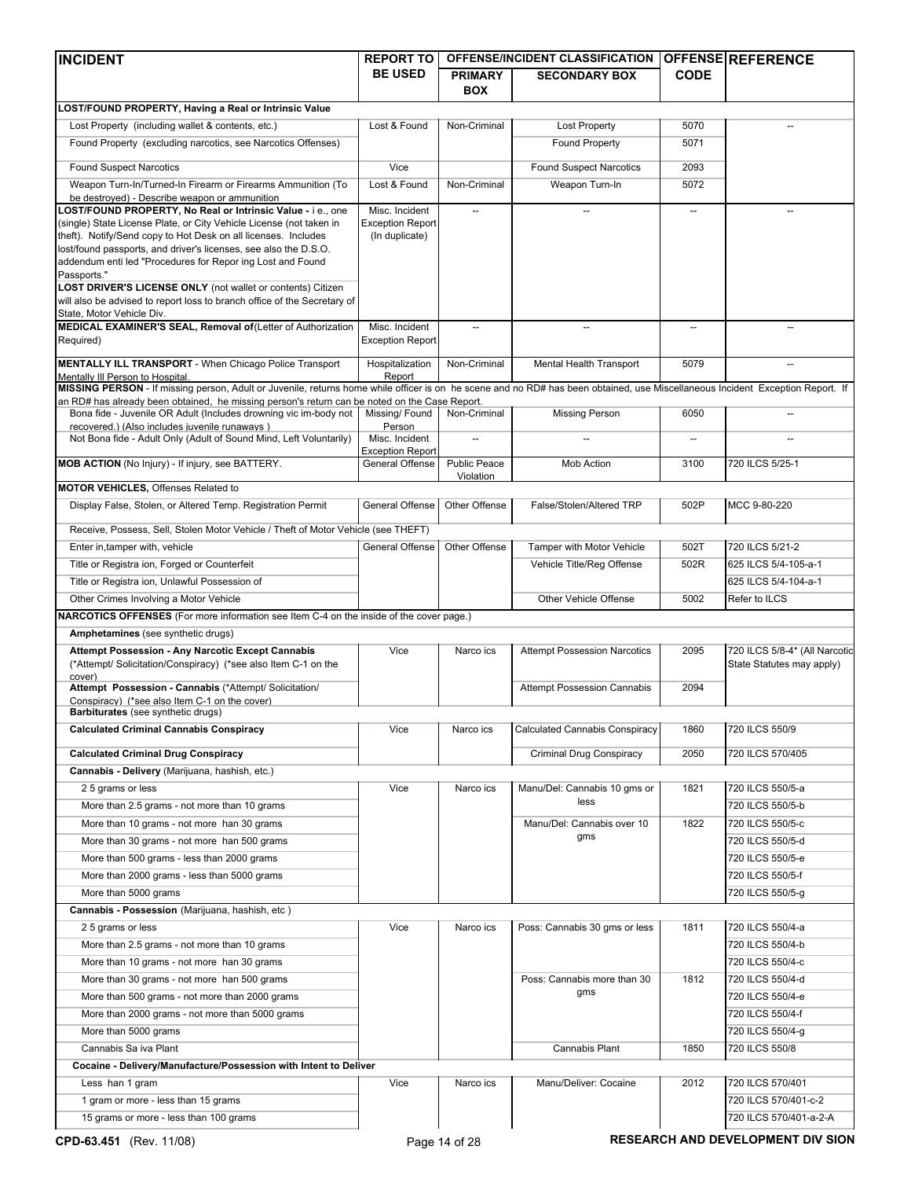| INCIDENT | REPORT TO BE USED | OFFENSE/INCIDENT CLASSIFICATION | | OFFENSE CODE | REFERENCE |
|---|---|---|---|---|---|
| | | PRIMARY BOX | SECONDARY BOX | | |
| **LOST/FOUND PROPERTY, Having a Real or Intrinsic Value** | | | | | |
| Lost Property (including wallet & contents, etc.) | Lost & Found | Non-Criminal | Lost Property | 5070 | -- |
| Found Property (excluding narcotics, see Narcotics Offenses) | | | Found Property | 5071 | |
| Found Suspect Narcotics | Vice | | Found Suspect Narcotics | 2093 | |
| Weapon Turn-In/Turned-In Firearm or Firearms Ammunition (To be destroyed) - Describe weapon or ammunition | Lost & Found | Non-Criminal | Weapon Turn-In | 5072 | |
| **LOST/FOUND PROPERTY, No Real or Intrinsic Value -** i e., one (single) State License Plate, or City Vehicle License (not taken in theft). Notify/Send copy to Hot Desk on all licenses. Includes lost/found passports, and driver's licenses, see also the D.S.O. addendum enti led "Procedures for Repor ing Lost and Found Passports." **LOST DRIVER'S LICENSE ONLY** (not wallet or contents) Citizen will also be advised to report loss to branch office of the Secretary of State, Motor Vehicle Div. | Misc. Incident Exception Report (In duplicate) | -- | -- | -- | -- |
| **MEDICAL EXAMINER'S SEAL, Removal of**(Letter of Authorization Required) | Misc. Incident Exception Report | -- | -- | -- | -- |
| **MENTALLY ILL TRANSPORT** - When Chicago Police Transport Mentally Ill Person to Hospital. | Hospitalization Report | Non-Criminal | Mental Health Transport | 5079 | -- |
| **MISSING PERSON** - If missing person, Adult or Juvenile, returns home while officer is on he scene and no RD# has been obtained, use Miscellaneous Incident Exception Report. If an RD# has already been obtained, he missing person's return can be noted on the Case Report. | | | | | |
| Bona fide - Juvenile OR Adult (Includes drowning vic im-body not recovered.) (Also includes juvenile runaways ) | Missing/ Found Person | Non-Criminal | Missing Person | 6050 | -- |
| Not Bona fide - Adult Only (Adult of Sound Mind, Left Voluntarily) | Misc. Incident Exception Report | -- | -- | -- | -- |
| **MOB ACTION** (No Injury) - If injury, see BATTERY. | General Offense | Public Peace Violation | Mob Action | 3100 | 720 ILCS 5/25-1 |
| **MOTOR VEHICLES,** Offenses Related to | | | | | |
| Display False, Stolen, or Altered Temp. Registration Permit | General Offense | Other Offense | False/Stolen/Altered TRP | 502P | MCC 9-80-220 |
| Receive, Possess, Sell, Stolen Motor Vehicle / Theft of Motor Vehicle (see THEFT) | | | | | |
| Enter in,tamper with, vehicle | General Offense | Other Offense | Tamper with Motor Vehicle | 502T | 720 ILCS 5/21-2 |
| Title or Registra ion, Forged or Counterfeit | | | Vehicle Title/Reg Offense | 502R | 625 ILCS 5/4-105-a-1 |
| Title or Registra ion, Unlawful Possession of | | | | | 625 ILCS 5/4-104-a-1 |
| Other Crimes Involving a Motor Vehicle | | | Other Vehicle Offense | 5002 | Refer to ILCS |
| **NARCOTICS OFFENSES** (For more information see Item C-4 on the inside of the cover page.) | | | | | |
| **Amphetamines** (see synthetic drugs) | | | | | |
| **Attempt Possession - Any Narcotic Except Cannabis** (*Attempt/ Solicitation/Conspiracy) (*see also Item C-1 on the cover) | Vice | Narco ics | Attempt Possession Narcotics | 2095 | 720 ILCS 5/8-4* (All Narcotic State Statutes may apply) |
| **Attempt Possession - Cannabis** (*Attempt/ Solicitation/ Conspiracy) (*see also Item C-1 on the cover) | | | Attempt Possession Cannabis | 2094 | |
| **Barbiturates** (see synthetic drugs) | | | | | |
| **Calculated Criminal Cannabis Conspiracy** | Vice | Narco ics | Calculated Cannabis Conspiracy | 1860 | 720 ILCS 550/9 |
| **Calculated Criminal Drug Conspiracy** | | | Criminal Drug Conspiracy | 2050 | 720 ILCS 570/405 |
| **Cannabis - Delivery** (Marijuana, hashish, etc.) | | | | | |
| 2 5 grams or less | Vice | Narco ics | Manu/Del: Cannabis 10 gms or less | 1821 | 720 ILCS 550/5-a |
| More than 2.5 grams - not more than 10 grams | | | | | 720 ILCS 550/5-b |
| More than 10 grams - not more han 30 grams | | | Manu/Del: Cannabis over 10 gms | 1822 | 720 ILCS 550/5-c |
| More than 30 grams - not more han 500 grams | | | | | 720 ILCS 550/5-d |
| More than 500 grams - less than 2000 grams | | | | | 720 ILCS 550/5-e |
| More than 2000 grams - less than 5000 grams | | | | | 720 ILCS 550/5-f |
| More than 5000 grams | | | | | 720 ILCS 550/5-g |
| **Cannabis - Possession** (Marijuana, hashish, etc ) | | | | | |
| 2 5 grams or less | Vice | Narco ics | Poss: Cannabis 30 gms or less | 1811 | 720 ILCS 550/4-a |
| More than 2.5 grams - not more than 10 grams | | | | | 720 ILCS 550/4-b |
| More than 10 grams - not more han 30 grams | | | | | 720 ILCS 550/4-c |
| More than 30 grams - not more han 500 grams | | | Poss: Cannabis more than 30 gms | 1812 | 720 ILCS 550/4-d |
| More than 500 grams - not more than 2000 grams | | | | | 720 ILCS 550/4-e |
| More than 2000 grams - not more than 5000 grams | | | | | 720 ILCS 550/4-f |
| More than 5000 grams | | | | | 720 ILCS 550/4-g |
| Cannabis Sa iva Plant | | | Cannabis Plant | 1850 | 720 ILCS 550/8 |
| **Cocaine - Delivery/Manufacture/Possession with Intent to Deliver** | | | | | |
| Less han 1 gram | Vice | Narco ics | Manu/Deliver: Cocaine | 2012 | 720 ILCS 570/401 |
| 1 gram or more - less than 15 grams | | | | | 720 ILCS 570/401-c-2 |
| 15 grams or more - less than 100 grams | | | | | 720 ILCS 570/401-a-2-A |

CPD-63.451 (Rev. 11/08)

RESEARCH AND DEVELOPMENT DIV SION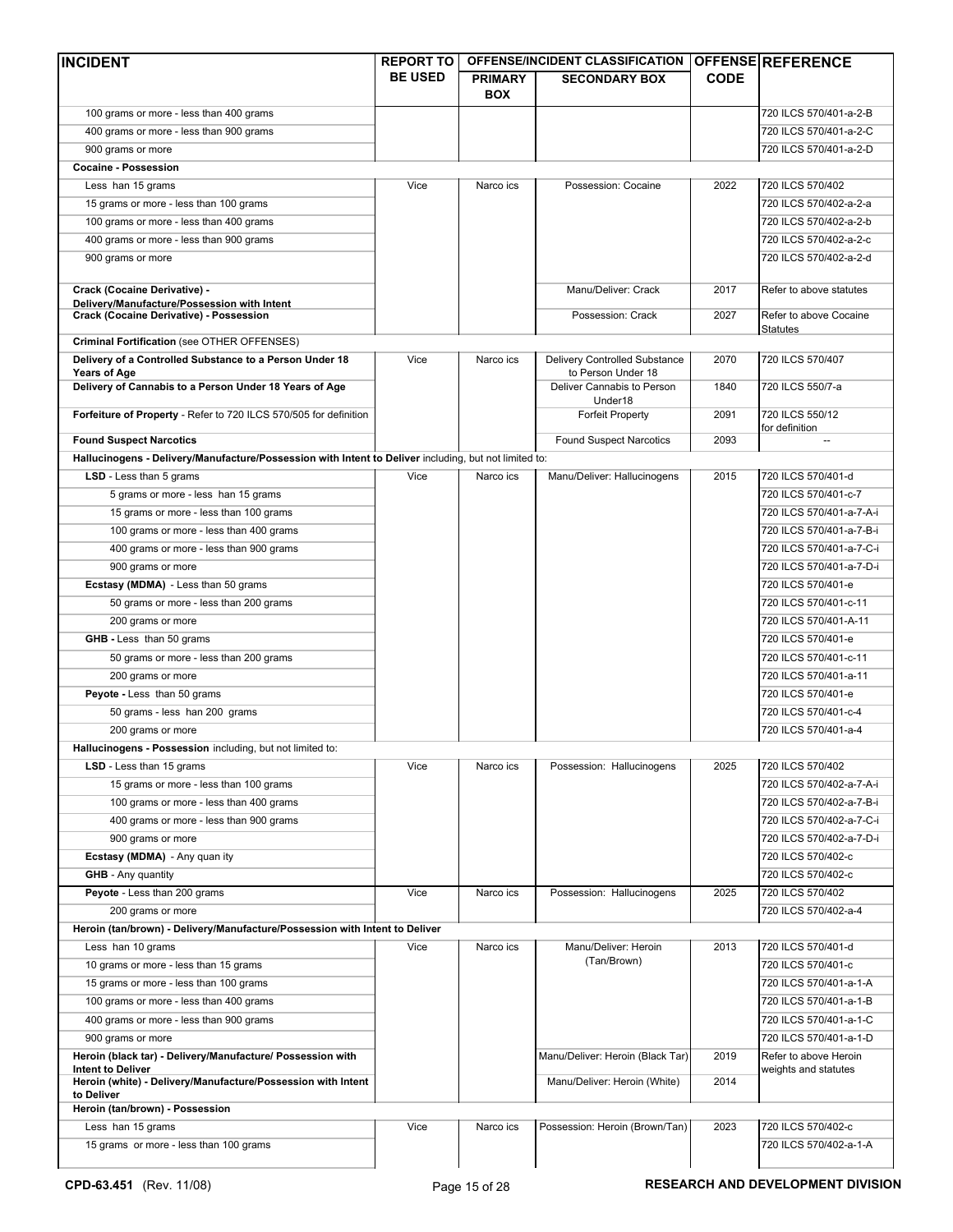| INCIDENT | REPORT TO BE USED | OFFENSE/INCIDENT CLASSIFICATION PRIMARY BOX | SECONDARY BOX | OFFENSE CODE | REFERENCE |
|---|---|---|---|---|---|
| 100 grams or more - less than 400 grams | | | | | 720 ILCS 570/401-a-2-B |
| 400 grams or more - less than 900 grams | | | | | 720 ILCS 570/401-a-2-C |
| 900 grams or more | | | | | 720 ILCS 570/401-a-2-D |
| **Cocaine - Possession** | | | | | |
| Less han 15 grams | Vice | Narco ics | Possession: Cocaine | 2022 | 720 ILCS 570/402 |
| 15 grams or more - less than 100 grams | | | | | 720 ILCS 570/402-a-2-a |
| 100 grams or more - less than 400 grams | | | | | 720 ILCS 570/402-a-2-b |
| 400 grams or more - less than 900 grams | | | | | 720 ILCS 570/402-a-2-c |
| 900 grams or more | | | | | 720 ILCS 570/402-a-2-d |
| **Crack (Cocaine Derivative) - Delivery/Manufacture/Possession with Intent** | | | Manu/Deliver: Crack | 2017 | Refer to above statutes |
| **Crack (Cocaine Derivative) - Possession** | | | Possession: Crack | 2027 | Refer to above Cocaine Statutes |
| **Criminal Fortification** (see OTHER OFFENSES) | | | | | |
| **Delivery of a Controlled Substance to a Person Under 18 Years of Age** | Vice | Narco ics | Delivery Controlled Substance to Person Under 18 | 2070 | 720 ILCS 570/407 |
| **Delivery of Cannabis to a Person Under 18 Years of Age** | | | Deliver Cannabis to Person Under18 | 1840 | 720 ILCS 550/7-a |
| **Forfeiture of Property** - Refer to 720 ILCS 570/505 for definition | | | Forfeit Property | 2091 | 720 ILCS 550/12 for definition |
| **Found Suspect Narcotics** | | | Found Suspect Narcotics | 2093 | -- |
| **Hallucinogens - Delivery/Manufacture/Possession with Intent to Deliver** including, but not limited to: | | | | | |
| **LSD** - Less than 5 grams | Vice | Narco ics | Manu/Deliver: Hallucinogens | 2015 | 720 ILCS 570/401-d |
| 5 grams or more - less han 15 grams | | | | | 720 ILCS 570/401-c-7 |
| 15 grams or more - less than 100 grams | | | | | 720 ILCS 570/401-a-7-A-i |
| 100 grams or more - less than 400 grams | | | | | 720 ILCS 570/401-a-7-B-i |
| 400 grams or more - less than 900 grams | | | | | 720 ILCS 570/401-a-7-C-i |
| 900 grams or more | | | | | 720 ILCS 570/401-a-7-D-i |
| **Ecstasy (MDMA)** - Less than 50 grams | | | | | 720 ILCS 570/401-e |
| 50 grams or more - less than 200 grams | | | | | 720 ILCS 570/401-c-11 |
| 200 grams or more | | | | | 720 ILCS 570/401-A-11 |
| **GHB -** Less than 50 grams | | | | | 720 ILCS 570/401-e |
| 50 grams or more - less than 200 grams | | | | | 720 ILCS 570/401-c-11 |
| 200 grams or more | | | | | 720 ILCS 570/401-a-11 |
| **Peyote -** Less than 50 grams | | | | | 720 ILCS 570/401-e |
| 50 grams - less han 200 grams | | | | | 720 ILCS 570/401-c-4 |
| 200 grams or more | | | | | 720 ILCS 570/401-a-4 |
| **Hallucinogens - Possession** including, but not limited to: | | | | | |
| **LSD** - Less than 15 grams | Vice | Narco ics | Possession: Hallucinogens | 2025 | 720 ILCS 570/402 |
| 15 grams or more - less than 100 grams | | | | | 720 ILCS 570/402-a-7-A-i |
| 100 grams or more - less than 400 grams | | | | | 720 ILCS 570/402-a-7-B-i |
| 400 grams or more - less than 900 grams | | | | | 720 ILCS 570/402-a-7-C-i |
| 900 grams or more | | | | | 720 ILCS 570/402-a-7-D-i |
| **Ecstasy (MDMA)** - Any quan ity | | | | | 720 ILCS 570/402-c |
| **GHB** - Any quantity | | | | | 720 ILCS 570/402-c |
| **Peyote** - Less than 200 grams | Vice | Narco ics | Possession: Hallucinogens | 2025 | 720 ILCS 570/402 |
| 200 grams or more | | | | | 720 ILCS 570/402-a-4 |
| **Heroin (tan/brown) - Delivery/Manufacture/Possession with Intent to Deliver** | | | | | |
| Less han 10 grams | Vice | Narco ics | Manu/Deliver: Heroin (Tan/Brown) | 2013 | 720 ILCS 570/401-d |
| 10 grams or more - less than 15 grams | | | | | 720 ILCS 570/401-c |
| 15 grams or more - less than 100 grams | | | | | 720 ILCS 570/401-a-1-A |
| 100 grams or more - less than 400 grams | | | | | 720 ILCS 570/401-a-1-B |
| 400 grams or more - less than 900 grams | | | | | 720 ILCS 570/401-a-1-C |
| 900 grams or more | | | | | 720 ILCS 570/401-a-1-D |
| **Heroin (black tar) - Delivery/Manufacture/ Possession with Intent to Deliver** | | | Manu/Deliver: Heroin (Black Tar) | 2019 | Refer to above Heroin weights and statutes |
| **Heroin (white) - Delivery/Manufacture/Possession with Intent to Deliver** | | | Manu/Deliver: Heroin (White) | 2014 | |
| **Heroin (tan/brown) - Possession** | | | | | |
| Less han 15 grams | Vice | Narco ics | Possession: Heroin (Brown/Tan) | 2023 | 720 ILCS 570/402-c |
| 15 grams or more - less than 100 grams | | | | | 720 ILCS 570/402-a-1-A |

**CPD-63.451** (Rev. 11/08) **RESEARCH AND DEVELOPMENT DIVISION**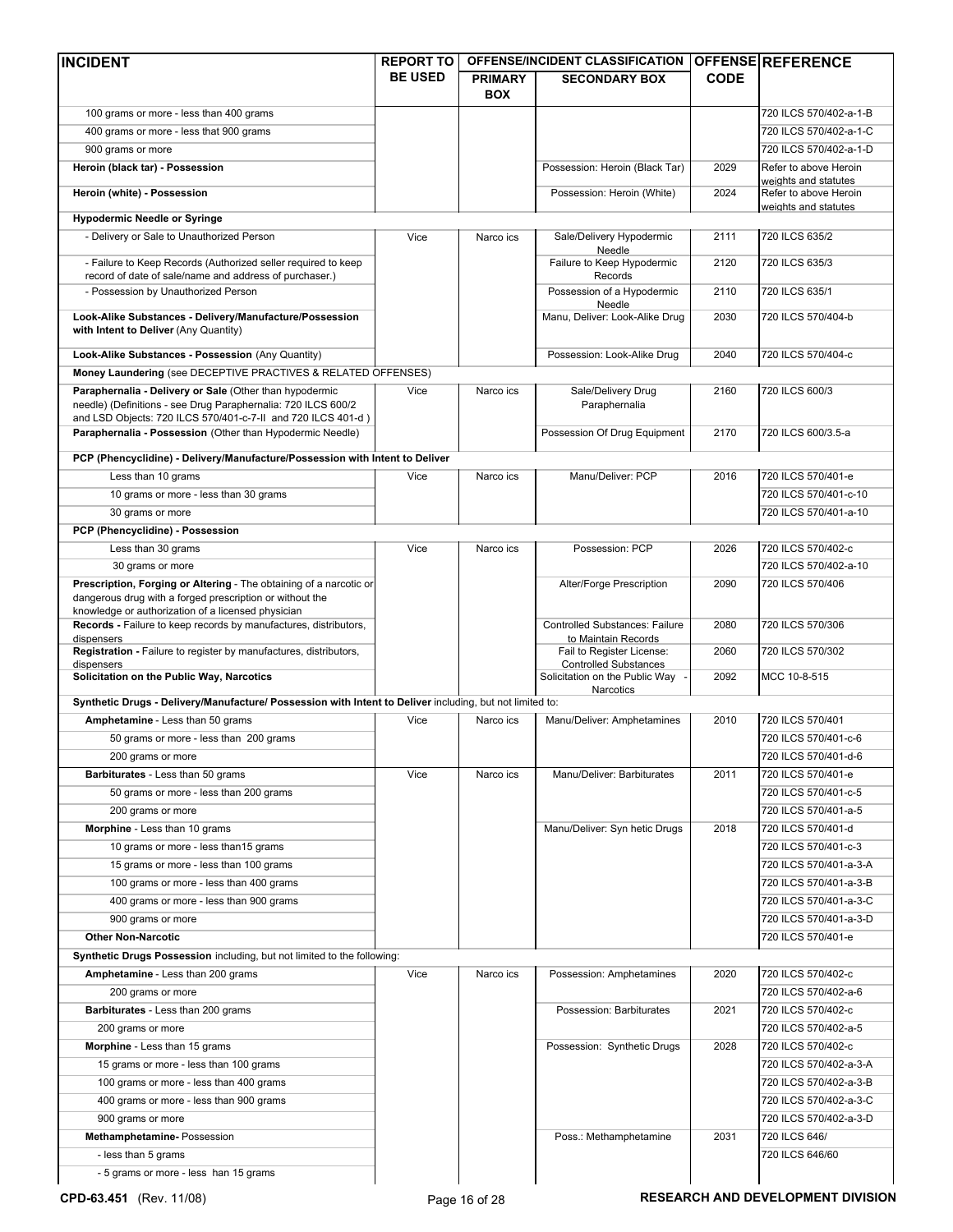| INCIDENT | REPORT TO BE USED | OFFENSE/INCIDENT CLASSIFICATION | | OFFENSE CODE | REFERENCE |
|---|---|---|---|---|---|
| | | PRIMARY BOX | SECONDARY BOX | | |
| 100 grams or more - less than 400 grams | | | | | 720 ILCS 570/402-a-1-B |
| 400 grams or more - less that 900 grams | | | | | 720 ILCS 570/402-a-1-C |
| 900 grams or more | | | | | 720 ILCS 570/402-a-1-D |
| **Heroin (black tar) - Possession** | | | Possession: Heroin (Black Tar) | 2029 | Refer to above Heroin weights and statutes |
| **Heroin (white) - Possession** | | | Possession: Heroin (White) | 2024 | Refer to above Heroin weights and statutes |
| **Hypodermic Needle or Syringe** | | | | | |
| - Delivery or Sale to Unauthorized Person | Vice | Narco ics | Sale/Delivery Hypodermic Needle | 2111 | 720 ILCS 635/2 |
| - Failure to Keep Records (Authorized seller required to keep record of date of sale/name and address of purchaser.) | | | Failure to Keep Hypodermic Records | 2120 | 720 ILCS 635/3 |
| - Possession by Unauthorized Person | | | Possession of a Hypodermic Needle | 2110 | 720 ILCS 635/1 |
| **Look-Alike Substances - Delivery/Manufacture/Possession with Intent to Deliver** (Any Quantity) | | | Manu, Deliver: Look-Alike Drug | 2030 | 720 ILCS 570/404-b |
| **Look-Alike Substances - Possession** (Any Quantity) | | | Possession: Look-Alike Drug | 2040 | 720 ILCS 570/404-c |
| **Money Laundering** (see DECEPTIVE PRACTIVES & RELATED OFFENSES) | | | | | |
| **Paraphernalia - Delivery or Sale** (Other than hypodermic needle) (Definitions - see Drug Paraphernalia: 720 ILCS 600/2 and LSD Objects: 720 ILCS 570/401-c-7-II and 720 ILCS 401-d ) | Vice | Narco ics | Sale/Delivery Drug Paraphernalia | 2160 | 720 ILCS 600/3 |
| **Paraphernalia - Possession** (Other than Hypodermic Needle) | | | Possession Of Drug Equipment | 2170 | 720 ILCS 600/3.5-a |
| **PCP (Phencyclidine) - Delivery/Manufacture/Possession with Intent to Deliver** | | | | | |
| Less than 10 grams | Vice | Narco ics | Manu/Deliver: PCP | 2016 | 720 ILCS 570/401-e |
| 10 grams or more - less than 30 grams | | | | | 720 ILCS 570/401-c-10 |
| 30 grams or more | | | | | 720 ILCS 570/401-a-10 |
| **PCP (Phencyclidine) - Possession** | | | | | |
| Less than 30 grams | Vice | Narco ics | Possession: PCP | 2026 | 720 ILCS 570/402-c |
| 30 grams or more | | | | | 720 ILCS 570/402-a-10 |
| **Prescription, Forging or Altering** - The obtaining of a narcotic or dangerous drug with a forged prescription or without the knowledge or authorization of a licensed physician | | | Alter/Forge Prescription | 2090 | 720 ILCS 570/406 |
| **Records -** Failure to keep records by manufactures, distributors, dispensers | | | Controlled Substances: Failure to Maintain Records | 2080 | 720 ILCS 570/306 |
| **Registration -** Failure to register by manufactures, distributors, dispensers | | | Fail to Register License: Controlled Substances | 2060 | 720 ILCS 570/302 |
| **Solicitation on the Public Way, Narcotics** | | | Solicitation on the Public Way - Narcotics | 2092 | MCC 10-8-515 |
| **Synthetic Drugs - Delivery/Manufacture/ Possession with Intent to Deliver** including, but not limited to: | | | | | |
| **Amphetamine** - Less than 50 grams | Vice | Narco ics | Manu/Deliver: Amphetamines | 2010 | 720 ILCS 570/401 |
| 50 grams or more - less than 200 grams | | | | | 720 ILCS 570/401-c-6 |
| 200 grams or more | | | | | 720 ILCS 570/401-d-6 |
| **Barbiturates** - Less than 50 grams | Vice | Narco ics | Manu/Deliver: Barbiturates | 2011 | 720 ILCS 570/401-e |
| 50 grams or more - less than 200 grams | | | | | 720 ILCS 570/401-c-5 |
| 200 grams or more | | | | | 720 ILCS 570/401-a-5 |
| **Morphine** - Less than 10 grams | | | Manu/Deliver: Syn hetic Drugs | 2018 | 720 ILCS 570/401-d |
| 10 grams or more - less than15 grams | | | | | 720 ILCS 570/401-c-3 |
| 15 grams or more - less than 100 grams | | | | | 720 ILCS 570/401-a-3-A |
| 100 grams or more - less than 400 grams | | | | | 720 ILCS 570/401-a-3-B |
| 400 grams or more - less than 900 grams | | | | | 720 ILCS 570/401-a-3-C |
| 900 grams or more | | | | | 720 ILCS 570/401-a-3-D |
| **Other Non-Narcotic** | | | | | 720 ILCS 570/401-e |
| **Synthetic Drugs Possession** including, but not limited to the following: | | | | | |
| **Amphetamine** - Less than 200 grams | Vice | Narco ics | Possession: Amphetamines | 2020 | 720 ILCS 570/402-c |
| 200 grams or more | | | | | 720 ILCS 570/402-a-6 |
| **Barbiturates** - Less than 200 grams | | | Possession: Barbiturates | 2021 | 720 ILCS 570/402-c |
| 200 grams or more | | | | | 720 ILCS 570/402-a-5 |
| **Morphine** - Less than 15 grams | | | Possession: Synthetic Drugs | 2028 | 720 ILCS 570/402-c |
| 15 grams or more - less than 100 grams | | | | | 720 ILCS 570/402-a-3-A |
| 100 grams or more - less than 400 grams | | | | | 720 ILCS 570/402-a-3-B |
| 400 grams or more - less than 900 grams | | | | | 720 ILCS 570/402-a-3-C |
| 900 grams or more | | | | | 720 ILCS 570/402-a-3-D |
| **Methamphetamine-** Possession | | | Poss.: Methamphetamine | 2031 | 720 ILCS 646/ |
| - less than 5 grams | | | | | 720 ILCS 646/60 |
| - 5 grams or more - less han 15 grams | | | | | |

**CPD-63.451** (Rev. 11/08) **RESEARCH AND DEVELOPMENT DIVISION**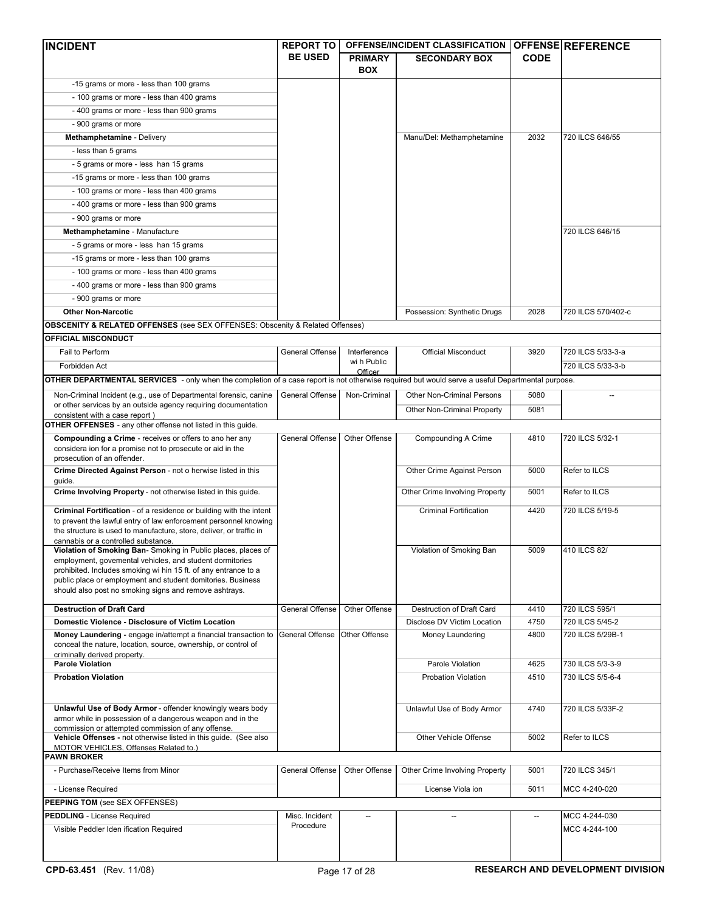| INCIDENT | REPORT TO BE USED | OFFENSE/INCIDENT CLASSIFICATION PRIMARY BOX | SECONDARY BOX | OFFENSE CODE | REFERENCE |
|---|---|---|---|---|---|
| -15 grams or more - less than 100 grams | | | | | |
| - 100 grams or more - less than 400 grams | | | | | |
| - 400 grams or more - less than 900 grams | | | | | |
| - 900 grams or more | | | | | |
| **Methamphetamine** - Delivery | | | Manu/Del: Methamphetamine | 2032 | 720 ILCS 646/55 |
| - less than 5 grams | | | | | |
| - 5 grams or more - less han 15 grams | | | | | |
| -15 grams or more - less than 100 grams | | | | | |
| - 100 grams or more - less than 400 grams | | | | | |
| - 400 grams or more - less than 900 grams | | | | | |
| - 900 grams or more | | | | | |
| **Methamphetamine** - Manufacture | | | | | 720 ILCS 646/15 |
| - 5 grams or more - less han 15 grams | | | | | |
| -15 grams or more - less than 100 grams | | | | | |
| - 100 grams or more - less than 400 grams | | | | | |
| - 400 grams or more - less than 900 grams | | | | | |
| - 900 grams or more | | | | | |
| **Other Non-Narcotic** | | | Possession: Synthetic Drugs | 2028 | 720 ILCS 570/402-c |
| **OBSCENITY & RELATED OFFENSES** (see SEX OFFENSES: Obscenity & Related Offenses) | | | | | |
| **OFFICIAL MISCONDUCT** | | | | | |
| Fail to Perform | General Offense | Interference wi h Public Officer | Official Misconduct | 3920 | 720 ILCS 5/33-3-a |
| Forbidden Act | | | | | 720 ILCS 5/33-3-b |
| **OTHER DEPARTMENTAL SERVICES** - only when the completion of a case report is not otherwise required but would serve a useful Departmental purpose. | | | | | |
| Non-Criminal Incident (e.g., use of Departmental forensic, canine or other services by an outside agency requiring documentation consistent with a case report ) | General Offense | Non-Criminal | Other Non-Criminal Persons | 5080 | -- |
| | | | Other Non-Criminal Property | 5081 | |
| **OTHER OFFENSES** - any other offense not listed in this guide. | | | | | |
| **Compounding a Crime** - receives or offers to ano her any considera ion for a promise not to prosecute or aid in the prosecution of an offender. | General Offense | Other Offense | Compounding A Crime | 4810 | 720 ILCS 5/32-1 |
| **Crime Directed Against Person** - not o herwise listed in this guide. | | | Other Crime Against Person | 5000 | Refer to ILCS |
| **Crime Involving Property** - not otherwise listed in this guide. | | | Other Crime Involving Property | 5001 | Refer to ILCS |
| **Criminal Fortification** - of a residence or building with the intent to prevent the lawful entry of law enforcement personnel knowing the structure is used to manufacture, store, deliver, or traffic in cannabis or a controlled substance. | | | Criminal Fortification | 4420 | 720 ILCS 5/19-5 |
| **Violation of Smoking Ban**- Smoking in Public places, places of employment, govemental vehicles, and student dormitories prohibited. Includes smoking wi hin 15 ft. of any entrance to a public place or employment and student domitories. Business should also post no smoking signs and remove ashtrays. | | | Violation of Smoking Ban | 5009 | 410 ILCS 82/ |
| **Destruction of Draft Card** | General Offense | Other Offense | Destruction of Draft Card | 4410 | 720 ILCS 595/1 |
| **Domestic Violence - Disclosure of Victim Location** | | | Disclose DV Victim Location | 4750 | 720 ILCS 5/45-2 |
| **Money Laundering -** engage in/attempt a financial transaction to conceal the nature, location, source, ownership, or control of criminally derived property. | General Offense | Other Offense | Money Laundering | 4800 | 720 ILCS 5/29B-1 |
| **Parole Violation** | | | Parole Violation | 4625 | 730 ILCS 5/3-3-9 |
| **Probation Violation** | | | Probation Violation | 4510 | 730 ILCS 5/5-6-4 |
| **Unlawful Use of Body Armor** - offender knowingly wears body armor while in possession of a dangerous weapon and in the commission or attempted commission of any offense. | | | Unlawful Use of Body Armor | 4740 | 720 ILCS 5/33F-2 |
| **Vehicle Offenses -** not otherwise listed in this guide. (See also MOTOR VEHICLES, Offenses Related to.) | | | Other Vehicle Offense | 5002 | Refer to ILCS |
| **PAWN BROKER** | | | | | |
| - Purchase/Receive Items from Minor | General Offense | Other Offense | Other Crime Involving Property | 5001 | 720 ILCS 345/1 |
| - License Required | | | License Viola ion | 5011 | MCC 4-240-020 |
| **PEEPING TOM** (see SEX OFFENSES) | | | | | |
| **PEDDLING** - License Required | Misc. Incident Procedure | -- | -- | -- | MCC 4-244-030 |
| Visible Peddler Iden ification Required | | | | | MCC 4-244-100 |

**CPD-63.451** (Rev. 11/08) **RESEARCH AND DEVELOPMENT DIVISION**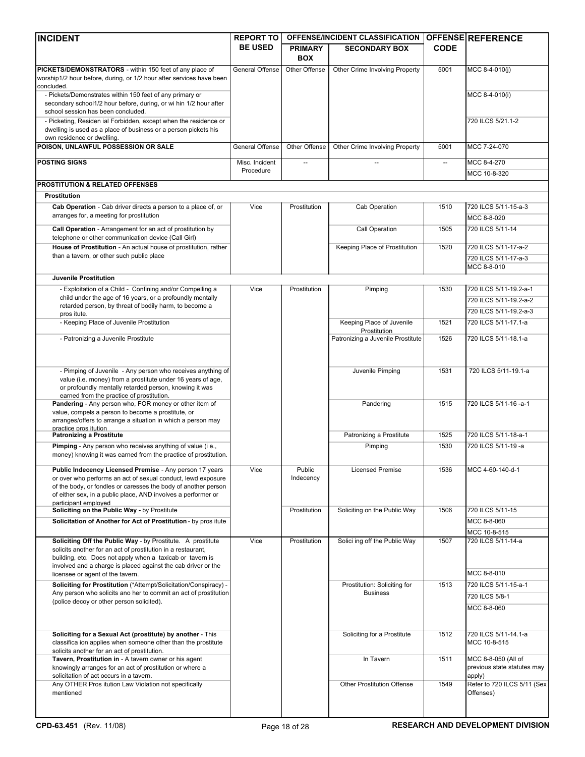| INCIDENT | REPORT TO BE USED | OFFENSE/INCIDENT CLASSIFICATION | | OFFENSE CODE | REFERENCE |
|---|---|---|---|---|---|
| | | PRIMARY BOX | SECONDARY BOX | | |
| **PICKETS/DEMONSTRATORS** - within 150 feet of any place of worship1/2 hour before, during, or 1/2 hour after services have been concluded. | General Offense | Other Offense | Other Crime Involving Property | 5001 | MCC 8-4-010(j) |
| - Pickets/Demonstrates within 150 feet of any primary or secondary school1/2 hour before, during, or wi hin 1/2 hour after school session has been concluded. | | | | | MCC 8-4-010(i) |
| - Picketing, Residen ial Forbidden, except when the residence or dwelling is used as a place of business or a person pickets his own residence or dwelling. | | | | | 720 ILCS 5/21.1-2 |
| **POISON, UNLAWFUL POSSESSION OR SALE** | General Offense | Other Offense | Other Crime Involving Property | 5001 | MCC 7-24-070 |
| **POSTING SIGNS** | Misc. Incident Procedure | -- | -- | -- | MCC 8-4-270<br>MCC 10-8-320 |
| **PROSTITUTION & RELATED OFFENSES** | | | | | |
| **Prostitution** | | | | | |
| **Cab Operation** - Cab driver directs a person to a place of, or arranges for, a meeting for prostitution | Vice | Prostitution | Cab Operation | 1510 | 720 ILCS 5/11-15-a-3<br>MCC 8-8-020 |
| **Call Operation** - Arrangement for an act of prostitution by telephone or other communication device (Call Girl) | | | Call Operation | 1505 | 720 ILCS 5/11-14 |
| **House of Prostitution** - An actual house of prostitution, rather than a tavern, or other such public place | | | Keeping Place of Prostitution | 1520 | 720 ILCS 5/11-17-a-2<br>720 ILCS 5/11-17-a-3<br>MCC 8-8-010 |
| **Juvenile Prostitution** | | | | | |
| - Exploitation of a Child - Confining and/or Compelling a child under the age of 16 years, or a profoundly mentally retarded person, by threat of bodily harm, to become a pros itute. | Vice | Prostitution | Pimping | 1530 | 720 ILCS 5/11-19.2-a-1<br>720 ILCS 5/11-19.2-a-2<br>720 ILCS 5/11-19.2-a-3 |
| - Keeping Place of Juvenile Prostitution | | | Keeping Place of Juvenile Prostitution | 1521 | 720 ILCS 5/11-17.1-a |
| - Patronizing a Juvenile Prostitute | | | Patronizing a Juvenile Prostitute | 1526 | 720 ILCS 5/11-18.1-a |
| - Pimping of Juvenile - Any person who receives anything of value (i.e. money) from a prostitute under 16 years of age, or profoundly mentally retarded person, knowing it was earned from the practice of prostitution. | | | Juvenile Pimping | 1531 | 720 ILCS 5/11-19.1-a |
| **Pandering** - Any person who, FOR money or other item of value, compels a person to become a prostitute, or arranges/offers to arrange a situation in which a person may practice pros itution | | | Pandering | 1515 | 720 ILCS 5/11-16 -a-1 |
| **Patronizing a Prostitute** | | | Patronizing a Prostitute | 1525 | 720 ILCS 5/11-18-a-1 |
| **Pimping** - Any person who receives anything of value (i e., money) knowing it was earned from the practice of prostitution. | | | Pimping | 1530 | 720 ILCS 5/11-19 -a |
| **Public Indecency Licensed Premise** - Any person 17 years or over who performs an act of sexual conduct, lewd exposure of the body, or fondles or caresses the body of another person of either sex, in a public place, AND involves a performer or participant employed | Vice | Public Indecency | Licensed Premise | 1536 | MCC 4-60-140-d-1 |
| **Soliciting on the Public Way -** by Prostitute | | Prostitution | Soliciting on the Public Way | 1506 | 720 ILCS 5/11-15 |
| **Solicitation of Another for Act of Prostitution** - by pros itute | | | | | MCC 8-8-060<br>MCC 10-8-515 |
| **Soliciting Off the Public Way** - by Prostitute. A prostitute solicits another for an act of prostitution in a restaurant, building, etc. Does not apply when a taxicab or tavern is involved and a charge is placed against the cab driver or the licensee or agent of the tavern. | Vice | Prostitution | Solici ing off the Public Way | 1507 | 720 ILCS 5/11-14-a<br>MCC 8-8-010 |
| **Soliciting for Prostitution** (*Attempt/Solicitation/Conspiracy) - Any person who solicits ano her to commit an act of prostitution (police decoy or other person solicited). | | | Prostitution: Soliciting for Business | 1513 | 720 ILCS 5/11-15-a-1<br>720 ILCS 5/8-1<br>MCC 8-8-060 |
| **Soliciting for a Sexual Act (prostitute) by another** - This classifica ion applies when someone other than the prostitute solicits another for an act of prostitution. | | | Soliciting for a Prostitute | 1512 | 720 ILCS 5/11-14.1-a<br>MCC 10-8-515 |
| **Tavern, Prostitution in** - A tavern owner or his agent knowingly arranges for an act of prostitution or where a solicitation of act occurs in a tavern. | | | In Tavern | 1511 | MCC 8-8-050 (All of previous statutes may apply) |
| Any OTHER Pros itution Law Violation not specifically mentioned | | | Other Prostitution Offense | 1549 | Refer to 720 ILCS 5/11 (Sex Offenses) |

CPD-63.451 (Rev. 11/08) RESEARCH AND DEVELOPMENT DIVISION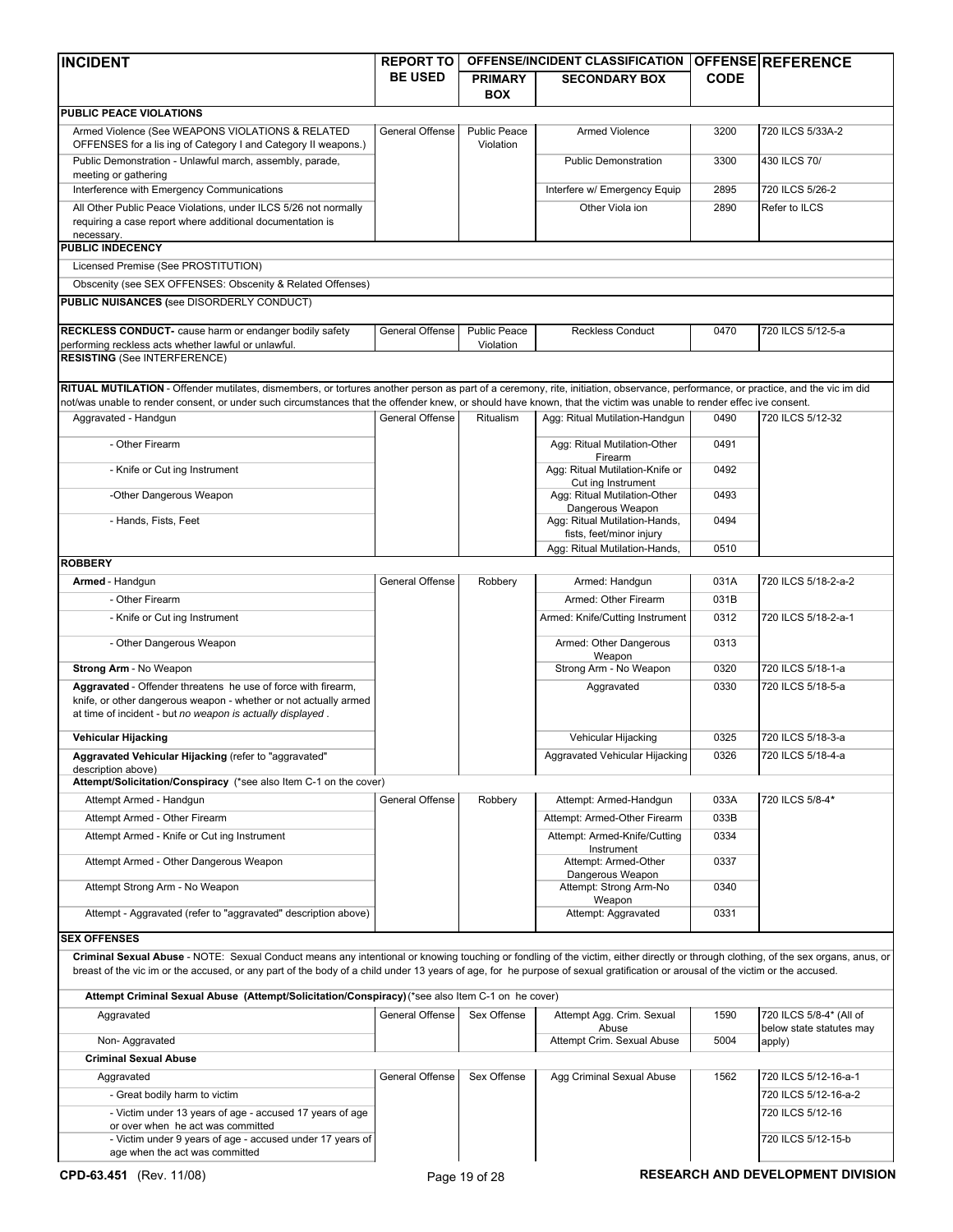| INCIDENT | REPORT TO BE USED | OFFENSE/INCIDENT CLASSIFICATION | | OFFENSE CODE | REFERENCE |
|---|---|---|---|---|---|
| | | PRIMARY BOX | SECONDARY BOX | | |
| **PUBLIC PEACE VIOLATIONS** | | | | | |
| Armed Violence (See WEAPONS VIOLATIONS & RELATED OFFENSES for a lis ing of Category I and Category II weapons.) | General Offense | Public Peace Violation | Armed Violence | 3200 | 720 ILCS 5/33A-2 |
| Public Demonstration - Unlawful march, assembly, parade, meeting or gathering | | | Public Demonstration | 3300 | 430 ILCS 70/ |
| Interference with Emergency Communications | | | Interfere w/ Emergency Equip | 2895 | 720 ILCS 5/26-2 |
| All Other Public Peace Violations, under ILCS 5/26 not normally requiring a case report where additional documentation is necessary. | | | Other Viola ion | 2890 | Refer to ILCS |
| **PUBLIC INDECENCY** | | | | | |
| Licensed Premise (See PROSTITUTION) | | | | | |
| Obscenity (see SEX OFFENSES: Obscenity & Related Offenses) | | | | | |
| **PUBLIC NUISANCES (**see DISORDERLY CONDUCT) | | | | | |
| **RECKLESS CONDUCT-** cause harm or endanger bodily safety performing reckless acts whether lawful or unlawful. | General Offense | Public Peace Violation | Reckless Conduct | 0470 | 720 ILCS 5/12-5-a |
| **RESISTING** (See INTERFERENCE) | | | | | |
| **RITUAL MUTILATION** - Offender mutilates, dismembers, or tortures another person as part of a ceremony, rite, initiation, observance, performance, or practice, and the vic im did not/was unable to render consent, or under such circumstances that the offender knew, or should have known, that the victim was unable to render effec ive consent. | | | | | |
| Aggravated - Handgun | General Offense | Ritualism | Agg: Ritual Mutilation-Handgun | 0490 | 720 ILCS 5/12-32 |
| - Other Firearm | | | Agg: Ritual Mutilation-Other Firearm | 0491 | |
| - Knife or Cut ing Instrument | | | Agg: Ritual Mutilation-Knife or Cut ing Instrument | 0492 | |
| -Other Dangerous Weapon | | | Agg: Ritual Mutilation-Other Dangerous Weapon | 0493 | |
| - Hands, Fists, Feet | | | Agg: Ritual Mutilation-Hands, fists, feet/minor injury | 0494 | |
| | | | Agg: Ritual Mutilation-Hands, | 0510 | |
| **ROBBERY** | | | | | |
| **Armed** - Handgun | General Offense | Robbery | Armed: Handgun | 031A | 720 ILCS 5/18-2-a-2 |
| - Other Firearm | | | Armed: Other Firearm | 031B | |
| - Knife or Cut ing Instrument | | | Armed: Knife/Cutting Instrument | 0312 | 720 ILCS 5/18-2-a-1 |
| - Other Dangerous Weapon | | | Armed: Other Dangerous Weapon | 0313 | |
| **Strong Arm** - No Weapon | | | Strong Arm - No Weapon | 0320 | 720 ILCS 5/18-1-a |
| **Aggravated** - Offender threatens he use of force with firearm, knife, or other dangerous weapon - whether or not actually armed at time of incident - but *no weapon is actually displayed* . | | | Aggravated | 0330 | 720 ILCS 5/18-5-a |
| **Vehicular Hijacking** | | | Vehicular Hijacking | 0325 | 720 ILCS 5/18-3-a |
| **Aggravated Vehicular Hijacking** (refer to "aggravated" description above) | | | Aggravated Vehicular Hijacking | 0326 | 720 ILCS 5/18-4-a |
| **Attempt/Solicitation/Conspiracy** (*see also Item C-1 on the cover) | | | | | |
| Attempt Armed - Handgun | General Offense | Robbery | Attempt: Armed-Handgun | 033A | 720 ILCS 5/8-4* |
| Attempt Armed - Other Firearm | | | Attempt: Armed-Other Firearm | 033B | |
| Attempt Armed - Knife or Cut ing Instrument | | | Attempt: Armed-Knife/Cutting Instrument | 0334 | |
| Attempt Armed - Other Dangerous Weapon | | | Attempt: Armed-Other Dangerous Weapon | 0337 | |
| Attempt Strong Arm - No Weapon | | | Attempt: Strong Arm-No Weapon | 0340 | |
| Attempt - Aggravated (refer to "aggravated" description above) | | | Attempt: Aggravated | 0331 | |
| **SEX OFFENSES** | | | | | |
| **Criminal Sexual Abuse** - NOTE: Sexual Conduct means any intentional or knowing touching or fondling of the victim, either directly or through clothing, of the sex organs, anus, or breast of the vic im or the accused, or any part of the body of a child under 13 years of age, for he purpose of sexual gratification or arousal of the victim or the accused. | | | | | |
| **Attempt Criminal Sexual Abuse (Attempt/Solicitation/Conspiracy)** (*see also Item C-1 on he cover) | | | | | |
| Aggravated | General Offense | Sex Offense | Attempt Agg. Crim. Sexual Abuse | 1590 | 720 ILCS 5/8-4* (All of below state statutes may apply) |
| Non- Aggravated | | | Attempt Crim. Sexual Abuse | 5004 | |
| **Criminal Sexual Abuse** | | | | | |
| Aggravated | General Offense | Sex Offense | Agg Criminal Sexual Abuse | 1562 | 720 ILCS 5/12-16-a-1 |
| - Great bodily harm to victim | | | | | 720 ILCS 5/12-16-a-2 |
| - Victim under 13 years of age - accused 17 years of age or over when he act was committed | | | | | 720 ILCS 5/12-16 |
| - Victim under 9 years of age - accused under 17 years of age when the act was committed | | | | | 720 ILCS 5/12-15-b |

**CPD-63.451** (Rev. 11/08) **RESEARCH AND DEVELOPMENT DIVISION**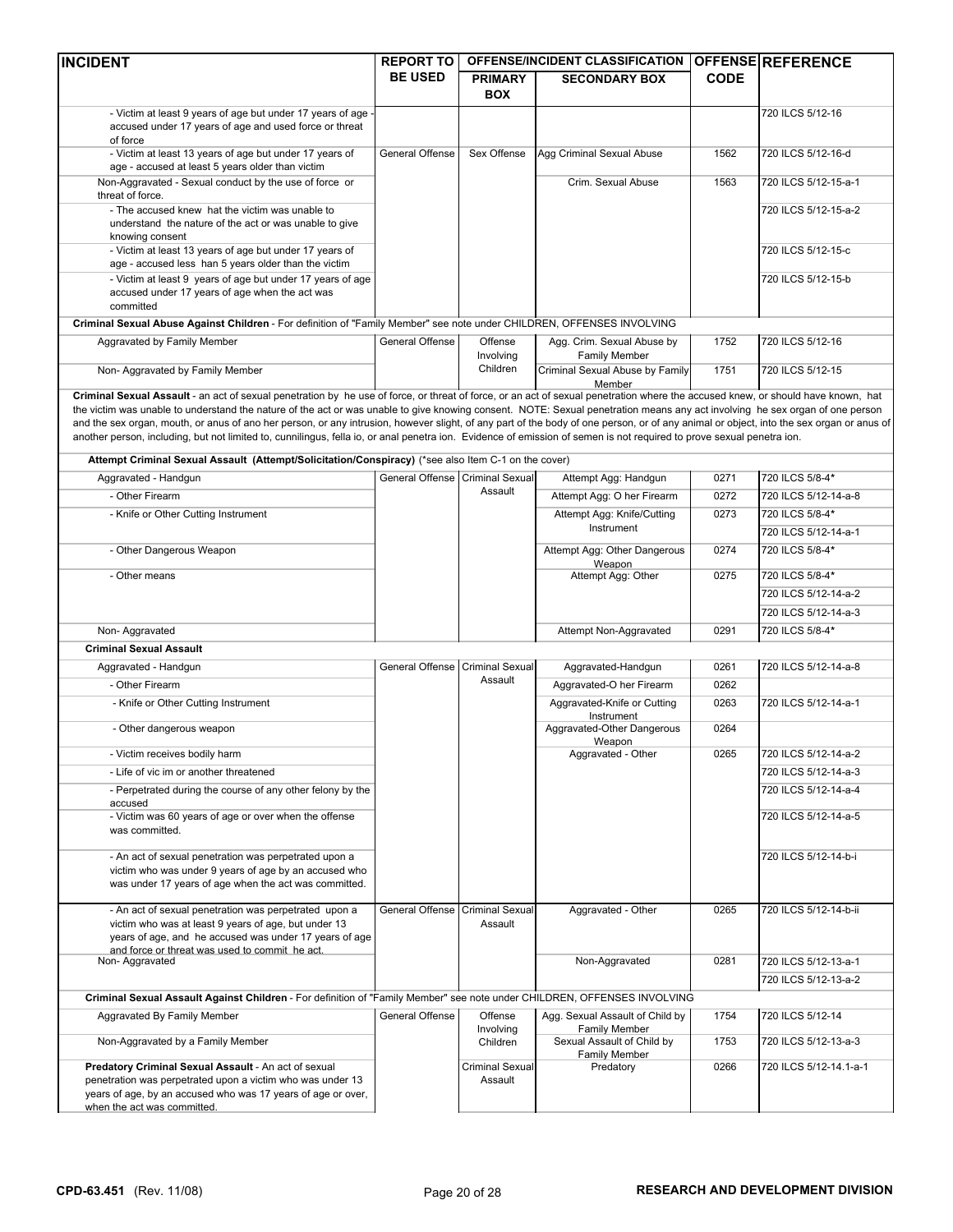| INCIDENT | REPORT TO BE USED | OFFENSE/INCIDENT CLASSIFICATION | | OFFENSE CODE | REFERENCE |
|---|---|---|---|---|---|
| | | PRIMARY BOX | SECONDARY BOX | | |
| - Victim at least 9 years of age but under 17 years of age - accused under 17 years of age and used force or threat of force | | | | | 720 ILCS 5/12-16 |
| - Victim at least 13 years of age but under 17 years of age - accused at least 5 years older than victim | General Offense | Sex Offense | Agg Criminal Sexual Abuse | 1562 | 720 ILCS 5/12-16-d |
| Non-Aggravated - Sexual conduct by the use of force or threat of force. | | | Crim. Sexual Abuse | 1563 | 720 ILCS 5/12-15-a-1 |
| - The accused knew hat the victim was unable to understand the nature of the act or was unable to give knowing consent | | | | | 720 ILCS 5/12-15-a-2 |
| - Victim at least 13 years of age but under 17 years of age - accused less han 5 years older than the victim | | | | | 720 ILCS 5/12-15-c |
| - Victim at least 9 years of age but under 17 years of age accused under 17 years of age when the act was committed | | | | | 720 ILCS 5/12-15-b |
| **Criminal Sexual Abuse Against Children** - For definition of "Family Member" see note under CHILDREN, OFFENSES INVOLVING | | | | | |
| Aggravated by Family Member | General Offense | Offense Involving Children | Agg. Crim. Sexual Abuse by Family Member | 1752 | 720 ILCS 5/12-16 |
| Non- Aggravated by Family Member | | | Criminal Sexual Abuse by Family Member | 1751 | 720 ILCS 5/12-15 |
| **Criminal Sexual Assault** - an act of sexual penetration by he use of force, or threat of force, or an act of sexual penetration where the accused knew, or should have known, hat the victim was unable to understand the nature of the act or was unable to give knowing consent. NOTE: Sexual penetration means any act involving he sex organ of one person and the sex organ, mouth, or anus of ano her person, or any intrusion, however slight, of any part of the body of one person, or of any animal or object, into the sex organ or anus of another person, including, but not limited to, cunnilingus, fella io, or anal penetra ion. Evidence of emission of semen is not required to prove sexual penetra ion. | | | | | |
| **Attempt Criminal Sexual Assault (Attempt/Solicitation/Conspiracy)** (*see also Item C-1 on the cover) | | | | | |
| Aggravated - Handgun | General Offense | Criminal Sexual Assault | Attempt Agg: Handgun | 0271 | 720 ILCS 5/8-4* |
| - Other Firearm | | | Attempt Agg: O her Firearm | 0272 | 720 ILCS 5/12-14-a-8 |
| - Knife or Other Cutting Instrument | | | Attempt Agg: Knife/Cutting Instrument | 0273 | 720 ILCS 5/8-4* |
| | | | | | 720 ILCS 5/12-14-a-1 |
| - Other Dangerous Weapon | | | Attempt Agg: Other Dangerous Weapon | 0274 | 720 ILCS 5/8-4* |
| - Other means | | | Attempt Agg: Other | 0275 | 720 ILCS 5/8-4* |
| | | | | | 720 ILCS 5/12-14-a-2 |
| | | | | | 720 ILCS 5/12-14-a-3 |
| Non- Aggravated | | | Attempt Non-Aggravated | 0291 | 720 ILCS 5/8-4* |
| **Criminal Sexual Assault** | | | | | |
| Aggravated - Handgun | General Offense | Criminal Sexual Assault | Aggravated-Handgun | 0261 | 720 ILCS 5/12-14-a-8 |
| - Other Firearm | | | Aggravated-O her Firearm | 0262 | |
| - Knife or Other Cutting Instrument | | | Aggravated-Knife or Cutting Instrument | 0263 | 720 ILCS 5/12-14-a-1 |
| - Other dangerous weapon | | | Aggravated-Other Dangerous Weapon | 0264 | |
| - Victim receives bodily harm | | | Aggravated - Other | 0265 | 720 ILCS 5/12-14-a-2 |
| - Life of vic im or another threatened | | | | | 720 ILCS 5/12-14-a-3 |
| - Perpetrated during the course of any other felony by the accused | | | | | 720 ILCS 5/12-14-a-4 |
| - Victim was 60 years of age or over when the offense was committed. | | | | | 720 ILCS 5/12-14-a-5 |
| - An act of sexual penetration was perpetrated upon a victim who was under 9 years of age by an accused who was under 17 years of age when the act was committed. | | | | | 720 ILCS 5/12-14-b-i |
| - An act of sexual penetration was perpetrated upon a victim who was at least 9 years of age, but under 13 years of age, and he accused was under 17 years of age and force or threat was used to commit he act. | General Offense | Criminal Sexual Assault | Aggravated - Other | 0265 | 720 ILCS 5/12-14-b-ii |
| Non- Aggravated | | | Non-Aggravated | 0281 | 720 ILCS 5/12-13-a-1 |
| | | | | | 720 ILCS 5/12-13-a-2 |
| **Criminal Sexual Assault Against Children** - For definition of "Family Member" see note under CHILDREN, OFFENSES INVOLVING | | | | | |
| Aggravated By Family Member | General Offense | Offense Involving Children | Agg. Sexual Assault of Child by Family Member | 1754 | 720 ILCS 5/12-14 |
| Non-Aggravated by a Family Member | | | Sexual Assault of Child by Family Member | 1753 | 720 ILCS 5/12-13-a-3 |
| **Predatory Criminal Sexual Assault** - An act of sexual penetration was perpetrated upon a victim who was under 13 years of age, by an accused who was 17 years of age or over, when the act was committed. | | Criminal Sexual Assault | Predatory | 0266 | 720 ILCS 5/12-14.1-a-1 |

CPD-63.451 (Rev. 11/08) — RESEARCH AND DEVELOPMENT DIVISION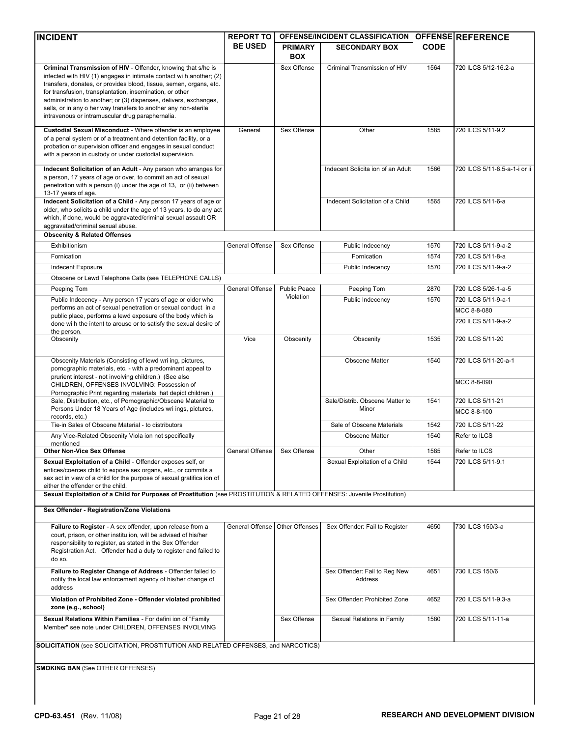| INCIDENT | REPORT TO BE USED | OFFENSE/INCIDENT CLASSIFICATION | | OFFENSE CODE | REFERENCE |
|---|---|---|---|---|---|
| | | PRIMARY BOX | SECONDARY BOX | | |
| **Criminal Transmission of HIV** - Offender, knowing that s/he is infected with HIV (1) engages in intimate contact wi h another; (2) transfers, donates, or provides blood, tissue, semen, organs, etc. for transfusion, transplantation, insemination, or other administration to another; or (3) dispenses, delivers, exchanges, sells, or in any o her way transfers to another any non-sterile intravenous or intramuscular drug paraphernalia. | | Sex Offense | Criminal Transmission of HIV | 1564 | 720 ILCS 5/12-16.2-a |
| **Custodial Sexual Misconduct** - Where offender is an employee of a penal system or of a treatment and detention facility, or a probation or supervision officer and engages in sexual conduct with a person in custody or under custodial supervision. | General | Sex Offense | Other | 1585 | 720 ILCS 5/11-9.2 |
| **Indecent Solicitation of an Adult** - Any person who arranges for a person, 17 years of age or over, to commit an act of sexual penetration with a person (i) under the age of 13, or (ii) between 13-17 years of age. | | | Indecent Solicita ion of an Adult | 1566 | 720 ILCS 5/11-6.5-a-1-i or ii |
| **Indecent Solicitation of a Child** - Any person 17 years of age or older, who solicits a child under the age of 13 years, to do any act which, if done, would be aggravated/criminal sexual assault OR aggravated/criminal sexual abuse. | | | Indecent Solicitation of a Child | 1565 | 720 ILCS 5/11-6-a |
| **Obscenity & Related Offenses** | | | | | |
| Exhibitionism | General Offense | Sex Offense | Public Indecency | 1570 | 720 ILCS 5/11-9-a-2 |
| Fornication | | | Fornication | 1574 | 720 ILCS 5/11-8-a |
| Indecent Exposure | | | Public Indecency | 1570 | 720 ILCS 5/11-9-a-2 |
| Obscene or Lewd Telephone Calls (see TELEPHONE CALLS) | | | | | |
| Peeping Tom | General Offense | Public Peace Violation | Peeping Tom | 2870 | 720 ILCS 5/26-1-a-5 |
| Public Indecency - Any person 17 years of age or older who performs an act of sexual penetration or sexual conduct in a public place, performs a lewd exposure of the body which is done wi h the intent to arouse or to satisfy the sexual desire of the person. | | | Public Indecency | 1570 | 720 ILCS 5/11-9-a-1<br>MCC 8-8-080<br>720 ILCS 5/11-9-a-2 |
| Obscenity | Vice | Obscenity | Obscenity | 1535 | 720 ILCS 5/11-20 |
| Obscenity Materials (Consisting of lewd wri ing, pictures, pornographic materials, etc. - with a predominant appeal to prurient interest - not involving children.) (See also CHILDREN, OFFENSES INVOLVING: Possession of Pornographic Print regarding materials hat depict children.) | | | Obscene Matter | 1540 | 720 ILCS 5/11-20-a-1<br>MCC 8-8-090 |
| Sale, Distribution, etc., of Pornographic/Obscene Material to Persons Under 18 Years of Age (includes wri ings, pictures, records, etc.) | | | Sale/Distrib. Obscene Matter to Minor | 1541 | 720 ILCS 5/11-21<br>MCC 8-8-100 |
| Tie-in Sales of Obscene Material - to distributors | | | Sale of Obscene Materials | 1542 | 720 ILCS 5/11-22 |
| Any Vice-Related Obscenity Viola ion not specifically mentioned | | | Obscene Matter | 1540 | Refer to ILCS |
| **Other Non-Vice Sex Offense** | General Offense | Sex Offense | Other | 1585 | Refer to ILCS |
| **Sexual Exploitation of a Child** - Offender exposes self, or entices/coerces child to expose sex organs, etc., or commits a sex act in view of a child for the purpose of sexual gratifica ion of either the offender or the child. | | | Sexual Exploitation of a Child | 1544 | 720 ILCS 5/11-9.1 |
| **Sexual Exploitation of a Child for Purposes of Prostitution** (see PROSTITUTION & RELATED OFFENSES: Juvenile Prostitution) | | | | | |
| **Sex Offender - Registration/Zone Violations** | | | | | |
| **Failure to Register** - A sex offender, upon release from a court, prison, or other institu ion, will be advised of his/her responsibility to register, as stated in the Sex Offender Registration Act. Offender had a duty to register and failed to do so. | General Offense | Other Offenses | Sex Offender: Fail to Register | 4650 | 730 ILCS 150/3-a |
| **Failure to Register Change of Address** - Offender failed to notify the local law enforcement agency of his/her change of address | | | Sex Offender: Fail to Reg New Address | 4651 | 730 ILCS 150/6 |
| **Violation of Prohibited Zone - Offender violated prohibited zone (e.g., school)** | | | Sex Offender: Prohibited Zone | 4652 | 720 ILCS 5/11-9.3-a |
| **Sexual Relations Within Families** - For defini ion of "Family Member" see note under CHILDREN, OFFENSES INVOLVING | | Sex Offense | Sexual Relations in Family | 1580 | 720 ILCS 5/11-11-a |
| **SOLICITATION** (see SOLICITATION, PROSTITUTION AND RELATED OFFENSES, and NARCOTICS) | | | | | |
| **SMOKING BAN** (See OTHER OFFENSES) | | | | | |

**CPD-63.451** (Rev. 11/08) **RESEARCH AND DEVELOPMENT DIVISION**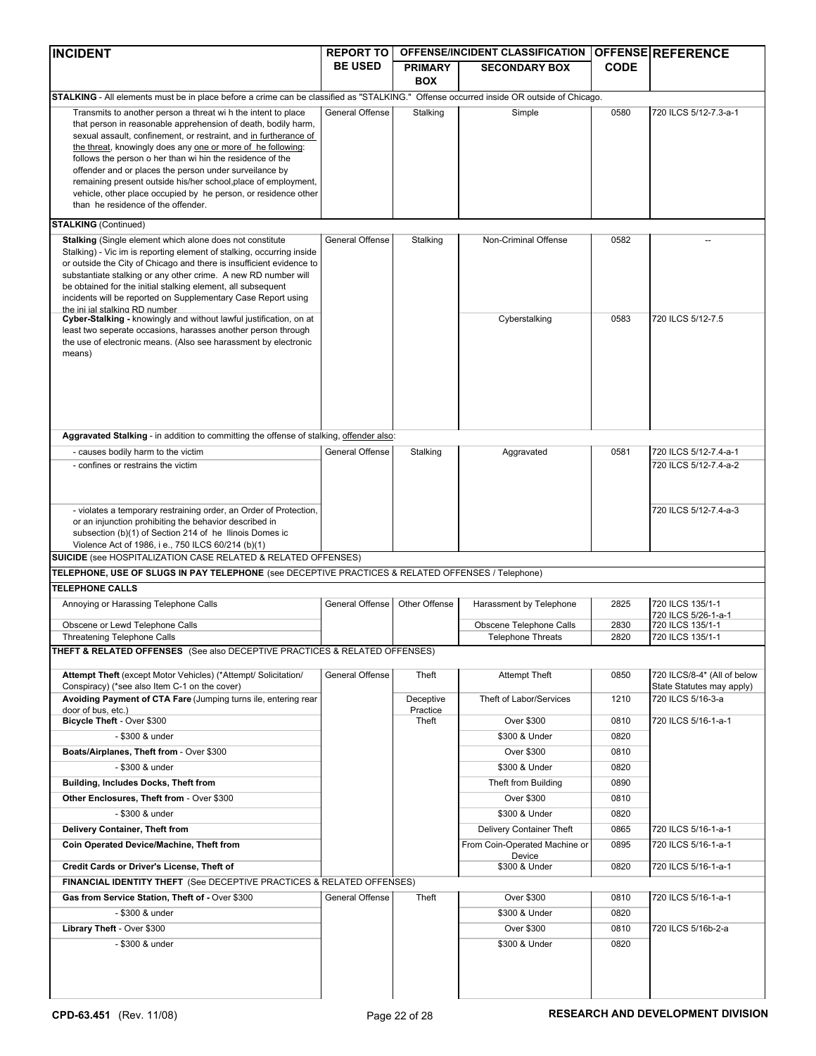| INCIDENT | REPORT TO BE USED | OFFENSE/INCIDENT CLASSIFICATION PRIMARY BOX | SECONDARY BOX | OFFENSE CODE | REFERENCE |
|---|---|---|---|---|---|
| **STALKING** - All elements must be in place before a crime can be classified as "STALKING." Offense occurred inside OR outside of Chicago. | | | | | |
| Transmits to another person a threat wi h the intent to place that person in reasonable apprehension of death, bodily harm, sexual assault, confinement, or restraint, and in furtherance of the threat, knowingly does any one or more of he following: follows the person o her than wi hin the residence of the offender and or places the person under surveilance by remaining present outside his/her school,place of employment, vehicle, other place occupied by he person, or residence other than he residence of the offender. | General Offense | Stalking | Simple | 0580 | 720 ILCS 5/12-7.3-a-1 |
| **STALKING** (Continued) | | | | | |
| **Stalking** (Single element which alone does not constitute Stalking) - Vic im is reporting element of stalking, occurring inside or outside the City of Chicago and there is insufficient evidence to substantiate stalking or any other crime. A new RD number will be obtained for the initial stalking element, all subsequent incidents will be reported on Supplementary Case Report using the ini ial stalking RD number | General Offense | Stalking | Non-Criminal Offense | 0582 | -- |
| **Cyber-Stalking -** knowingly and without lawful justification, on at least two seperate occasions, harasses another person through the use of electronic means. (Also see harassment by electronic means) | | | Cyberstalking | 0583 | 720 ILCS 5/12-7.5 |
| **Aggravated Stalking** - in addition to committing the offense of stalking, offender also: | | | | | |
| - causes bodily harm to the victim | General Offense | Stalking | Aggravated | 0581 | 720 ILCS 5/12-7.4-a-1 |
| - confines or restrains the victim | | | | | 720 ILCS 5/12-7.4-a-2 |
| - violates a temporary restraining order, an Order of Protection, or an injunction prohibiting the behavior described in subsection (b)(1) of Section 214 of he Ilinois Domes ic Violence Act of 1986, i e., 750 ILCS 60/214 (b)(1) | | | | | 720 ILCS 5/12-7.4-a-3 |
| **SUICIDE** (see HOSPITALIZATION CASE RELATED & RELATED OFFENSES) | | | | | |
| **TELEPHONE, USE OF SLUGS IN PAY TELEPHONE** (see DECEPTIVE PRACTICES & RELATED OFFENSES / Telephone) | | | | | |
| **TELEPHONE CALLS** | | | | | |
| Annoying or Harassing Telephone Calls | General Offense | Other Offense | Harassment by Telephone | 2825 | 720 ILCS 135/1-1 720 ILCS 5/26-1-a-1 |
| Obscene or Lewd Telephone Calls | | | Obscene Telephone Calls | 2830 | 720 ILCS 135/1-1 |
| Threatening Telephone Calls | | | Telephone Threats | 2820 | 720 ILCS 135/1-1 |
| **THEFT & RELATED OFFENSES** (See also DECEPTIVE PRACTICES & RELATED OFFENSES) | | | | | |
| **Attempt Theft** (except Motor Vehicles) (*Attempt/ Solicitation/ Conspiracy) (*see also Item C-1 on the cover) | General Offense | Theft | Attempt Theft | 0850 | 720 ILCS/8-4* (All of below State Statutes may apply) |
| **Avoiding Payment of CTA Fare** (Jumping turns ile, entering rear door of bus, etc.) | | Deceptive Practice | Theft of Labor/Services | 1210 | 720 ILCS 5/16-3-a |
| **Bicycle Theft** - Over $300 | | Theft | Over $300 | 0810 | 720 ILCS 5/16-1-a-1 |
| - $300 & under | | | $300 & Under | 0820 | |
| **Boats/Airplanes, Theft from** - Over $300 | | | Over $300 | 0810 | |
| - $300 & under | | | $300 & Under | 0820 | |
| **Building, Includes Docks, Theft from** | | | Theft from Building | 0890 | |
| **Other Enclosures, Theft from** - Over $300 | | | Over $300 | 0810 | |
| - $300 & under | | | $300 & Under | 0820 | |
| **Delivery Container, Theft from** | | | Delivery Container Theft | 0865 | 720 ILCS 5/16-1-a-1 |
| **Coin Operated Device/Machine, Theft from** | | | From Coin-Operated Machine or Device | 0895 | 720 ILCS 5/16-1-a-1 |
| **Credit Cards or Driver's License, Theft of** | | | $300 & Under | 0820 | 720 ILCS 5/16-1-a-1 |
| **FINANCIAL IDENTITY THEFT** (See DECEPTIVE PRACTICES & RELATED OFFENSES) | | | | | |
| **Gas from Service Station, Theft of -** Over $300 | General Offense | Theft | Over $300 | 0810 | 720 ILCS 5/16-1-a-1 |
| - $300 & under | | | $300 & Under | 0820 | |
| **Library Theft** - Over $300 | | | Over $300 | 0810 | 720 ILCS 5/16b-2-a |
| - $300 & under | | | $300 & Under | 0820 | |

**CPD-63.451** (Rev. 11/08) **RESEARCH AND DEVELOPMENT DIVISION**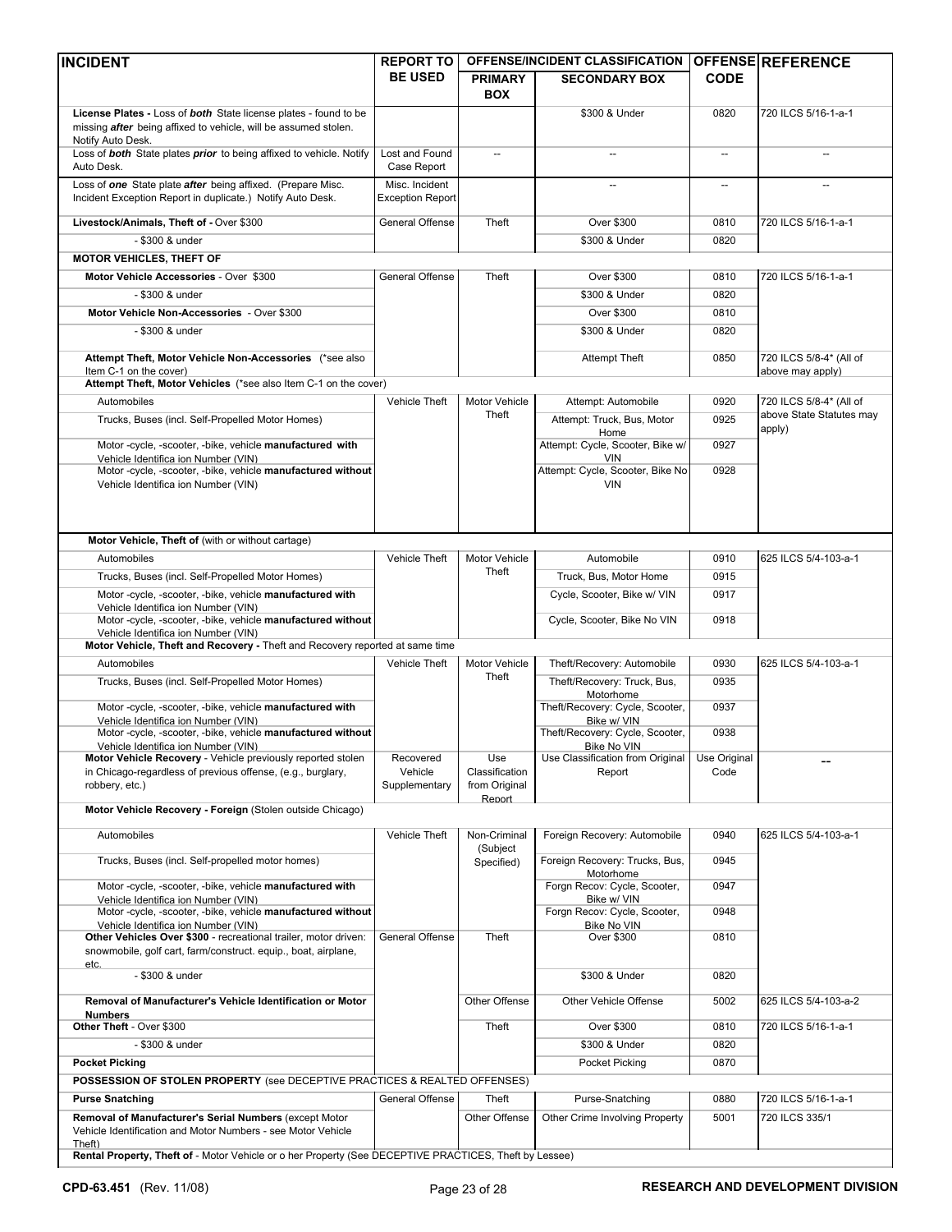| INCIDENT | REPORT TO BE USED | OFFENSE/INCIDENT CLASSIFICATION | | OFFENSE CODE | REFERENCE |
|---|---|---|---|---|---|
| | | PRIMARY BOX | SECONDARY BOX | | |
| **License Plates -** Loss of ***both*** State license plates - found to be missing ***after*** being affixed to vehicle, will be assumed stolen. Notify Auto Desk. | | | $300 & Under | 0820 | 720 ILCS 5/16-1-a-1 |
| Loss of ***both*** State plates ***prior*** to being affixed to vehicle. Notify Auto Desk. | Lost and Found Case Report | -- | -- | -- | -- |
| Loss of ***one*** State plate ***after*** being affixed. (Prepare Misc. Incident Exception Report in duplicate.) Notify Auto Desk. | Misc. Incident Exception Report | | -- | -- | -- |
| **Livestock/Animals, Theft of -** Over $300 | General Offense | Theft | Over $300 | 0810 | 720 ILCS 5/16-1-a-1 |
| - $300 & under | | | $300 & Under | 0820 | |
| **MOTOR VEHICLES, THEFT OF** | | | | | |
| **Motor Vehicle Accessories** - Over $300 | General Offense | Theft | Over $300 | 0810 | 720 ILCS 5/16-1-a-1 |
| - $300 & under | | | $300 & Under | 0820 | |
| **Motor Vehicle Non-Accessories** - Over $300 | | | Over $300 | 0810 | |
| - $300 & under | | | $300 & Under | 0820 | |
| **Attempt Theft, Motor Vehicle Non-Accessories** (*see also Item C-1 on the cover) | | | Attempt Theft | 0850 | 720 ILCS 5/8-4* (All of above may apply) |
| **Attempt Theft, Motor Vehicles** (*see also Item C-1 on the cover) | | | | | |
| Automobiles | Vehicle Theft | Motor Vehicle Theft | Attempt: Automobile | 0920 | 720 ILCS 5/8-4* (All of above State Statutes may apply) |
| Trucks, Buses (incl. Self-Propelled Motor Homes) | | | Attempt: Truck, Bus, Motor Home | 0925 | |
| Motor -cycle, -scooter, -bike, vehicle **manufactured with** Vehicle Identifica ion Number (VIN) | | | Attempt: Cycle, Scooter, Bike w/ VIN | 0927 | |
| Motor -cycle, -scooter, -bike, vehicle **manufactured without** Vehicle Identifica ion Number (VIN) | | | Attempt: Cycle, Scooter, Bike No VIN | 0928 | |
| **Motor Vehicle, Theft of** (with or without cartage) | | | | | |
| Automobiles | Vehicle Theft | Motor Vehicle Theft | Automobile | 0910 | 625 ILCS 5/4-103-a-1 |
| Trucks, Buses (incl. Self-Propelled Motor Homes) | | | Truck, Bus, Motor Home | 0915 | |
| Motor -cycle, -scooter, -bike, vehicle **manufactured with** Vehicle Identifica ion Number (VIN) | | | Cycle, Scooter, Bike w/ VIN | 0917 | |
| Motor -cycle, -scooter, -bike, vehicle **manufactured without** Vehicle Identifica ion Number (VIN) | | | Cycle, Scooter, Bike No VIN | 0918 | |
| **Motor Vehicle, Theft and Recovery -** Theft and Recovery reported at same time | | | | | |
| Automobiles | Vehicle Theft | Motor Vehicle Theft | Theft/Recovery: Automobile | 0930 | 625 ILCS 5/4-103-a-1 |
| Trucks, Buses (incl. Self-Propelled Motor Homes) | | | Theft/Recovery: Truck, Bus, Motorhome | 0935 | |
| Motor -cycle, -scooter, -bike, vehicle **manufactured with** Vehicle Identifica ion Number (VIN) | | | Theft/Recovery: Cycle, Scooter, Bike w/ VIN | 0937 | |
| Motor -cycle, -scooter, -bike, vehicle **manufactured without** Vehicle Identifica ion Number (VIN) | | | Theft/Recovery: Cycle, Scooter, Bike No VIN | 0938 | |
| **Motor Vehicle Recovery** - Vehicle previously reported stolen in Chicago-regardless of previous offense, (e.g., burglary, robbery, etc.) | Recovered Vehicle Supplementary | Use Classification from Original Report | Use Classification from Original Report | Use Original Code | -- |
| **Motor Vehicle Recovery - Foreign** (Stolen outside Chicago) | | | | | |
| Automobiles | Vehicle Theft | Non-Criminal (Subject Specified) | Foreign Recovery: Automobile | 0940 | 625 ILCS 5/4-103-a-1 |
| Trucks, Buses (incl. Self-propelled motor homes) | | | Foreign Recovery: Trucks, Bus, Motorhome | 0945 | |
| Motor -cycle, -scooter, -bike, vehicle **manufactured with** Vehicle Identifica ion Number (VIN) | | | Forgn Recov: Cycle, Scooter, Bike w/ VIN | 0947 | |
| Motor -cycle, -scooter, -bike, vehicle **manufactured without** Vehicle Identifica ion Number (VIN) | | | Forgn Recov: Cycle, Scooter, Bike No VIN | 0948 | |
| **Other Vehicles Over $300** - recreational trailer, motor driven: snowmobile, golf cart, farm/construct. equip., boat, airplane, etc. | General Offense | Theft | Over $300 | 0810 | |
| - $300 & under | | | $300 & Under | 0820 | |
| **Removal of Manufacturer's Vehicle Identification or Motor Numbers** | | Other Offense | Other Vehicle Offense | 5002 | 625 ILCS 5/4-103-a-2 |
| **Other Theft** - Over $300 | | Theft | Over $300 | 0810 | 720 ILCS 5/16-1-a-1 |
| - $300 & under | | | $300 & Under | 0820 | |
| **Pocket Picking** | | | Pocket Picking | 0870 | |
| **POSSESSION OF STOLEN PROPERTY** (see DECEPTIVE PRACTICES & REALTED OFFENSES) | | | | | |
| **Purse Snatching** | General Offense | Theft | Purse-Snatching | 0880 | 720 ILCS 5/16-1-a-1 |
| **Removal of Manufacturer's Serial Numbers** (except Motor Vehicle Identification and Motor Numbers - see Motor Vehicle Theft) | | Other Offense | Other Crime Involving Property | 5001 | 720 ILCS 335/1 |
| **Rental Property, Theft of** - Motor Vehicle or o her Property (See DECEPTIVE PRACTICES, Theft by Lessee) | | | | | |

**CPD-63.451** (Rev. 11/08) **RESEARCH AND DEVELOPMENT DIVISION**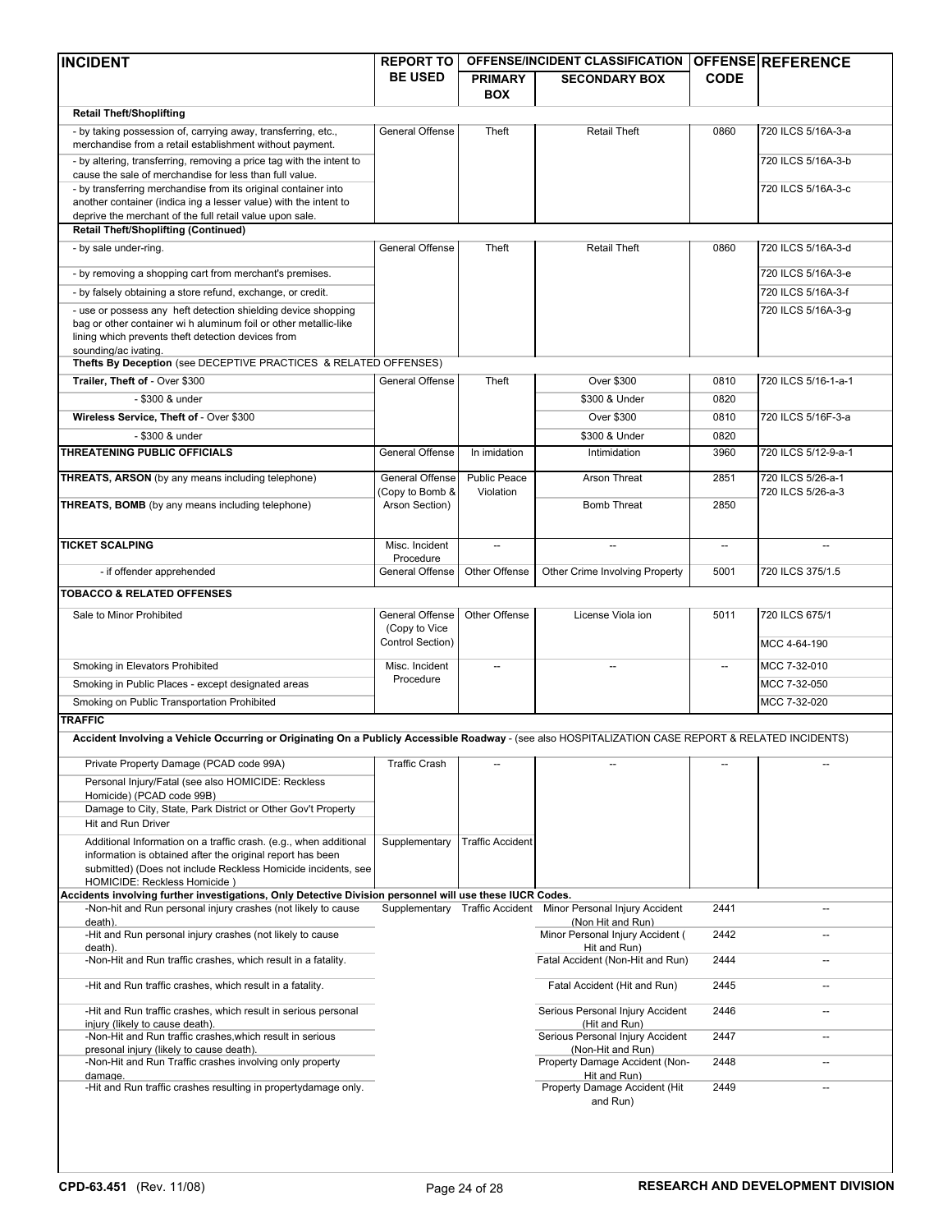| INCIDENT | REPORT TO BE USED | OFFENSE/INCIDENT CLASSIFICATION | | OFFENSE CODE | REFERENCE |
|---|---|---|---|---|---|
| | | PRIMARY BOX | SECONDARY BOX | | |
| **Retail Theft/Shoplifting** | | | | | |
| - by taking possession of, carrying away, transferring, etc., merchandise from a retail establishment without payment. | General Offense | Theft | Retail Theft | 0860 | 720 ILCS 5/16A-3-a |
| - by altering, transferring, removing a price tag with the intent to cause the sale of merchandise for less than full value. | | | | | 720 ILCS 5/16A-3-b |
| - by transferring merchandise from its original container into another container (indica ing a lesser value) with the intent to deprive the merchant of the full retail value upon sale. | | | | | 720 ILCS 5/16A-3-c |
| **Retail Theft/Shoplifting (Continued)** | | | | | |
| - by sale under-ring. | General Offense | Theft | Retail Theft | 0860 | 720 ILCS 5/16A-3-d |
| - by removing a shopping cart from merchant's premises. | | | | | 720 ILCS 5/16A-3-e |
| - by falsely obtaining a store refund, exchange, or credit. | | | | | 720 ILCS 5/16A-3-f |
| - use or possess any heft detection shielding device shopping bag or other container wi h aluminum foil or other metallic-like lining which prevents theft detection devices from sounding/ac ivating. | | | | | 720 ILCS 5/16A-3-g |
| **Thefts By Deception** (see DECEPTIVE PRACTICES & RELATED OFFENSES) | | | | | |
| **Trailer, Theft of** - Over $300 | General Offense | Theft | Over $300 | 0810 | 720 ILCS 5/16-1-a-1 |
| - $300 & under | | | $300 & Under | 0820 | |
| **Wireless Service, Theft of** - Over $300 | | | Over $300 | 0810 | 720 ILCS 5/16F-3-a |
| - $300 & under | | | $300 & Under | 0820 | |
| **THREATENING PUBLIC OFFICIALS** | General Offense | In imidation | Intimidation | 3960 | 720 ILCS 5/12-9-a-1 |
| **THREATS, ARSON** (by any means including telephone) | General Offense (Copy to Bomb & Arson Section) | Public Peace Violation | Arson Threat | 2851 | 720 ILCS 5/26-a-1<br>720 ILCS 5/26-a-3 |
| **THREATS, BOMB** (by any means including telephone) | | | Bomb Threat | 2850 | |
| **TICKET SCALPING** | Misc. Incident Procedure | -- | -- | -- | -- |
| - if offender apprehended | General Offense | Other Offense | Other Crime Involving Property | 5001 | 720 ILCS 375/1.5 |
| **TOBACCO & RELATED OFFENSES** | | | | | |
| Sale to Minor Prohibited | General Offense (Copy to Vice Control Section) | Other Offense | License Viola ion | 5011 | 720 ILCS 675/1<br>MCC 4-64-190 |
| Smoking in Elevators Prohibited | Misc. Incident Procedure | -- | -- | -- | MCC 7-32-010 |
| Smoking in Public Places - except designated areas | | | | | MCC 7-32-050 |
| Smoking on Public Transportation Prohibited | | | | | MCC 7-32-020 |
| **TRAFFIC** | | | | | |
| **Accident Involving a Vehicle Occurring or Originating On a Publicly Accessible Roadway** - (see also HOSPITALIZATION CASE REPORT & RELATED INCIDENTS) | | | | | |
| Private Property Damage (PCAD code 99A) | Traffic Crash | -- | -- | -- | -- |
| Personal Injury/Fatal (see also HOMICIDE: Reckless Homicide) (PCAD code 99B) | | | | | |
| Damage to City, State, Park District or Other Gov't Property | | | | | |
| Hit and Run Driver | | | | | |
| Additional Information on a traffic crash. (e.g., when additional information is obtained after the original report has been submitted) (Does not include Reckless Homicide incidents, see HOMICIDE: Reckless Homicide ) | Supplementary | Traffic Accident | | | |
| **Accidents involving further investigations, Only Detective Division personnel will use these IUCR Codes.** | | | | | |
| -Non-hit and Run personal injury crashes (not likely to cause death). | Supplementary | Traffic Accident | Minor Personal Injury Accident (Non Hit and Run) | 2441 | -- |
| -Hit and Run personal injury crashes (not likely to cause death). | | | Minor Personal Injury Accident ( Hit and Run) | 2442 | -- |
| -Non-Hit and Run traffic crashes, which result in a fatality. | | | Fatal Accident (Non-Hit and Run) | 2444 | -- |
| -Hit and Run traffic crashes, which result in a fatality. | | | Fatal Accident (Hit and Run) | 2445 | -- |
| -Hit and Run traffic crashes, which result in serious personal injury (likely to cause death). | | | Serious Personal Injury Accident (Hit and Run) | 2446 | -- |
| -Non-Hit and Run traffic crashes,which result in serious presonal injury (likely to cause death). | | | Serious Personal Injury Accident (Non-Hit and Run) | 2447 | -- |
| -Non-Hit and Run Traffic crashes involving only property damage. | | | Property Damage Accident (Non-Hit and Run) | 2448 | -- |
| -Hit and Run traffic crashes resulting in propertydamage only. | | | Property Damage Accident (Hit and Run) | 2449 | -- |

**CPD-63.451** (Rev. 11/08) **RESEARCH AND DEVELOPMENT DIVISION**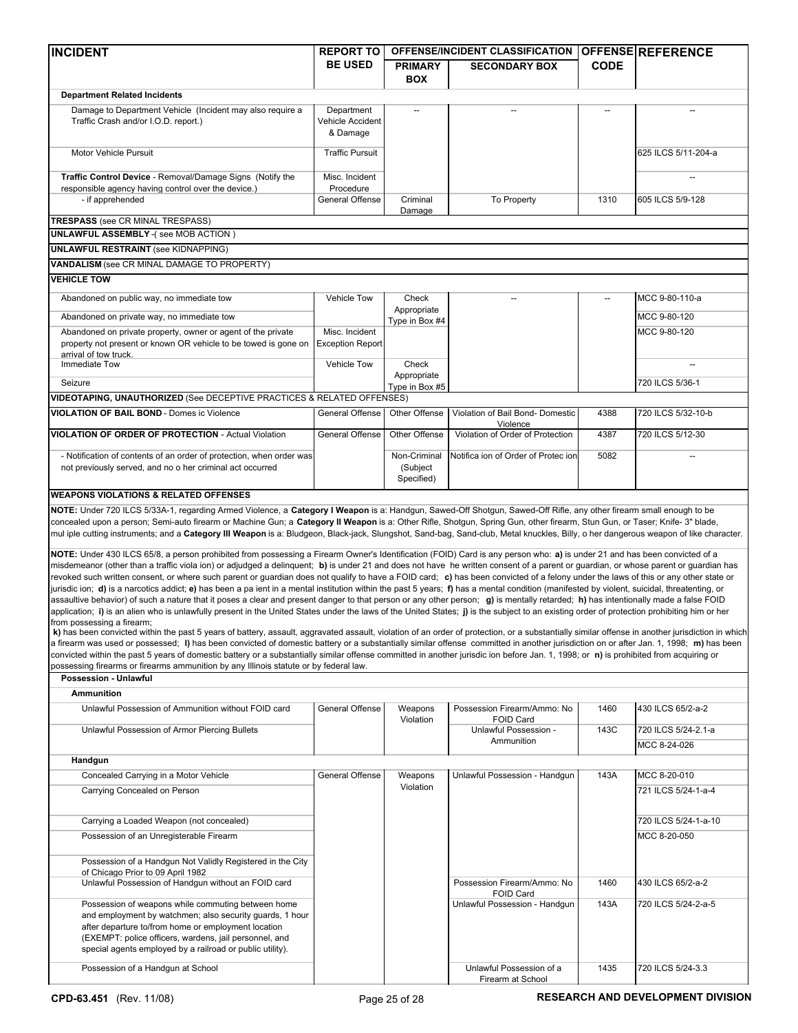| INCIDENT | REPORT TO BE USED | OFFENSE/INCIDENT CLASSIFICATION PRIMARY BOX | SECONDARY BOX | OFFENSE CODE | REFERENCE |
|---|---|---|---|---|---|
| **Department Related Incidents** | | | | | |
| Damage to Department Vehicle (Incident may also require a Traffic Crash and/or I.O.D. report.) | Department Vehicle Accident & Damage | -- | -- | -- | -- |
| Motor Vehicle Pursuit | Traffic Pursuit | | | | 625 ILCS 5/11-204-a |
| **Traffic Control Device** - Removal/Damage Signs (Notify the responsible agency having control over the device.) | Misc. Incident Procedure | | | | -- |
| - if apprehended | General Offense | Criminal Damage | To Property | 1310 | 605 ILCS 5/9-128 |
| **TRESPASS** (see CR MINAL TRESPASS) | | | | | |
| **UNLAWFUL ASSEMBLY** -( see MOB ACTION ) | | | | | |
| **UNLAWFUL RESTRAINT** (see KIDNAPPING) | | | | | |
| **VANDALISM** (see CR MINAL DAMAGE TO PROPERTY) | | | | | |
| **VEHICLE TOW** | | | | | |
| Abandoned on public way, no immediate tow | Vehicle Tow | Check Appropriate Type in Box #4 | -- | -- | MCC 9-80-110-a |
| Abandoned on private way, no immediate tow | | | | | MCC 9-80-120 |
| Abandoned on private property, owner or agent of the private property not present or known OR vehicle to be towed is gone on arrival of tow truck. | Misc. Incident Exception Report | | | | MCC 9-80-120 |
| Immediate Tow | Vehicle Tow | Check Appropriate Type in Box #5 | | | -- |
| Seizure | | | | | 720 ILCS 5/36-1 |
| **VIDEOTAPING, UNAUTHORIZED** (See DECEPTIVE PRACTICES & RELATED OFFENSES) | | | | | |
| **VIOLATION OF BAIL BOND** - Domes ic Violence | General Offense | Other Offense | Violation of Bail Bond- Domestic Violence | 4388 | 720 ILCS 5/32-10-b |
| **VIOLATION OF ORDER OF PROTECTION** - Actual Violation | General Offense | Other Offense | Violation of Order of Protection | 4387 | 720 ILCS 5/12-30 |
| - Notification of contents of an order of protection, when order was not previously served, and no o her criminal act occurred | | Non-Criminal (Subject Specified) | Notifica ion of Order of Protec ion | 5082 | -- |
| **WEAPONS VIOLATIONS & RELATED OFFENSES** | | | | | |

**NOTE:** Under 720 ILCS 5/33A-1, regarding Armed Violence, a **Category I Weapon** is a: Handgun, Sawed-Off Shotgun, Sawed-Off Rifle, any other firearm small enough to be concealed upon a person; Semi-auto firearm or Machine Gun; a **Category II Weapon** is a: Other Rifle, Shotgun, Spring Gun, other firearm, Stun Gun, or Taser; Knife- 3" blade, mul iple cutting instruments; and a **Category III Weapon** is a: Bludgeon, Black-jack, Slungshot, Sand-bag, Sand-club, Metal knuckles, Billy, o her dangerous weapon of like character.

**NOTE:** Under 430 ILCS 65/8, a person prohibited from possessing a Firearm Owner's Identification (FOID) Card is any person who: **a)** is under 21 and has been convicted of a misdemeanor (other than a traffic viola ion) or adjudged a delinquent; **b)** is under 21 and does not have he written consent of a parent or guardian, or whose parent or guardian has revoked such written consent, or where such parent or guardian does not qualify to have a FOID card; **c)** has been convicted of a felony under the laws of this or any other state or jurisdic ion; **d)** is a narcotics addict; **e)** has been a pa ient in a mental institution within the past 5 years; **f)** has a mental condition (manifested by violent, suicidal, threatening, or assaultive behavior) of such a nature that it poses a clear and present danger to that person or any other person; **g)** is mentally retarded; **h)** has intentionally made a false FOID application; **i)** is an alien who is unlawfully present in the United States under the laws of the United States; **j)** is the subject to an existing order of protection prohibiting him or her from possessing a firearm;
**k)** has been convicted within the past 5 years of battery, assault, aggravated assault, violation of an order of protection, or a substantially similar offense in another jurisdiction in which a firearm was used or possessed; **l)** has been convicted of domestic battery or a substantially similar offense committed in another jurisdiction on or after Jan. 1, 1998; **m)** has been convicted within the past 5 years of domestic battery or a substantially similar offense committed in another jurisdic ion before Jan. 1, 1998; or **n)** is prohibited from acquiring or possessing firearms or firearms ammunition by any Illinois statute or by federal law.

| INCIDENT | REPORT TO BE USED | PRIMARY BOX | SECONDARY BOX | OFFENSE CODE | REFERENCE |
|---|---|---|---|---|---|
| **Possession - Unlawful** | | | | | |
| **Ammunition** | | | | | |
| Unlawful Possession of Ammunition without FOID card | General Offense | Weapons Violation | Possession Firearm/Ammo: No FOID Card | 1460 | 430 ILCS 65/2-a-2 |
| Unlawful Possession of Armor Piercing Bullets | | | Unlawful Possession - Ammunition | 143C | 720 ILCS 5/24-2.1-a<br>MCC 8-24-026 |
| **Handgun** | | | | | |
| Concealed Carrying in a Motor Vehicle | General Offense | Weapons Violation | Unlawful Possession - Handgun | 143A | MCC 8-20-010 |
| Carrying Concealed on Person | | | | | 721 ILCS 5/24-1-a-4 |
| Carrying a Loaded Weapon (not concealed) | | | | | 720 ILCS 5/24-1-a-10 |
| Possession of an Unregisterable Firearm | | | | | MCC 8-20-050 |
| Possession of a Handgun Not Validly Registered in the City of Chicago Prior to 09 April 1982 | | | | | |
| Unlawful Possession of Handgun without an FOID card | | | Possession Firearm/Ammo: No FOID Card | 1460 | 430 ILCS 65/2-a-2 |
| Possession of weapons while commuting between home and employment by watchmen; also security guards, 1 hour after departure to/from home or employment location (EXEMPT: police officers, wardens, jail personnel, and special agents employed by a railroad or public utility). | | | Unlawful Possession - Handgun | 143A | 720 ILCS 5/24-2-a-5 |
| Possession of a Handgun at School | | | Unlawful Possession of a Firearm at School | 1435 | 720 ILCS 5/24-3.3 |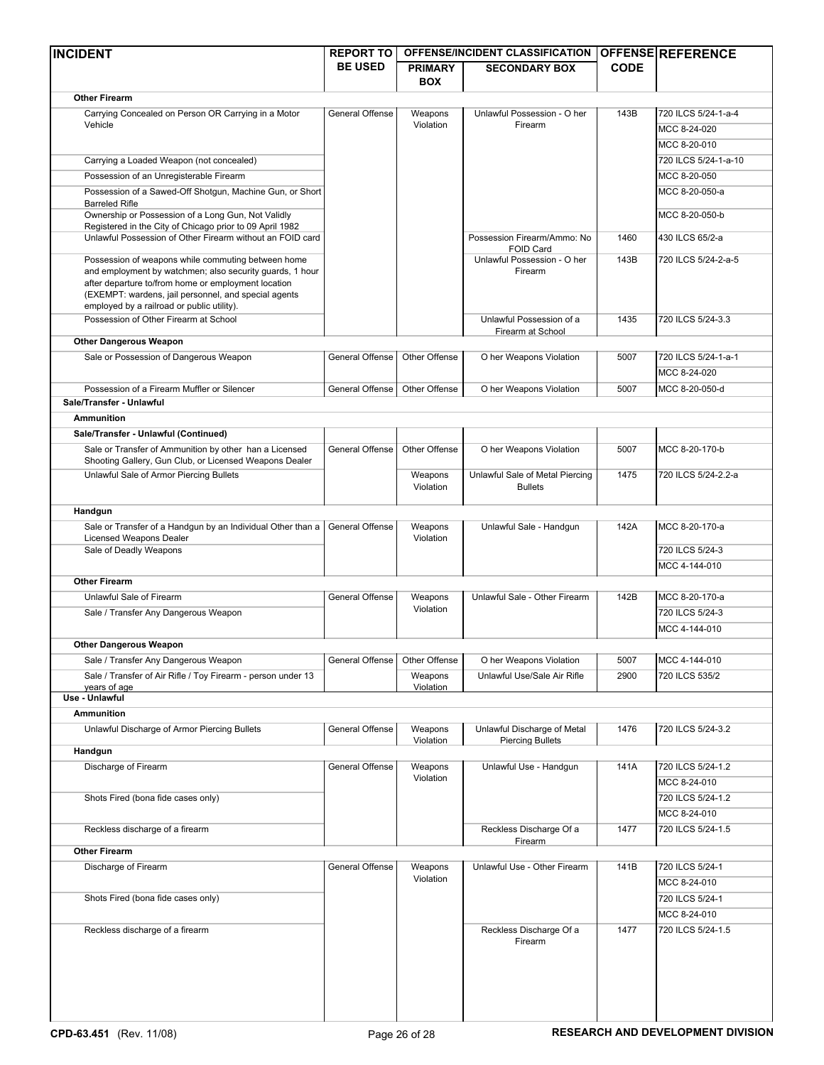| INCIDENT | REPORT TO BE USED | OFFENSE/INCIDENT CLASSIFICATION PRIMARY BOX | SECONDARY BOX | OFFENSE CODE | REFERENCE |
|---|---|---|---|---|---|
| **Other Firearm** | | | | | |
| Carrying Concealed on Person OR Carrying in a Motor Vehicle | General Offense | Weapons Violation | Unlawful Possession - O her Firearm | 143B | 720 ILCS 5/24-1-a-4 |
| | | | | | MCC 8-24-020 |
| | | | | | MCC 8-20-010 |
| Carrying a Loaded Weapon (not concealed) | | | | | 720 ILCS 5/24-1-a-10 |
| Possession of an Unregisterable Firearm | | | | | MCC 8-20-050 |
| Possession of a Sawed-Off Shotgun, Machine Gun, or Short Barreled Rifle | | | | | MCC 8-20-050-a |
| Ownership or Possession of a Long Gun, Not Validly Registered in the City of Chicago prior to 09 April 1982 | | | | | MCC 8-20-050-b |
| Unlawful Possession of Other Firearm without an FOID card | | | Possession Firearm/Ammo: No FOID Card | 1460 | 430 ILCS 65/2-a |
| Possession of weapons while commuting between home and employment by watchmen; also security guards, 1 hour after departure to/from home or employment location (EXEMPT: wardens, jail personnel, and special agents employed by a railroad or public utility). | | | Unlawful Possession - O her Firearm | 143B | 720 ILCS 5/24-2-a-5 |
| Possession of Other Firearm at School | | | Unlawful Possession of a Firearm at School | 1435 | 720 ILCS 5/24-3.3 |
| **Other Dangerous Weapon** | | | | | |
| Sale or Possession of Dangerous Weapon | General Offense | Other Offense | O her Weapons Violation | 5007 | 720 ILCS 5/24-1-a-1 |
| | | | | | MCC 8-24-020 |
| Possession of a Firearm Muffler or Silencer | General Offense | Other Offense | O her Weapons Violation | 5007 | MCC 8-20-050-d |
| **Sale/Transfer - Unlawful** | | | | | |
| **Ammunition** | | | | | |
| **Sale/Transfer - Unlawful (Continued)** | | | | | |
| Sale or Transfer of Ammunition by other han a Licensed Shooting Gallery, Gun Club, or Licensed Weapons Dealer | General Offense | Other Offense | O her Weapons Violation | 5007 | MCC 8-20-170-b |
| Unlawful Sale of Armor Piercing Bullets | | Weapons Violation | Unlawful Sale of Metal Piercing Bullets | 1475 | 720 ILCS 5/24-2.2-a |
| **Handgun** | | | | | |
| Sale or Transfer of a Handgun by an Individual Other than a Licensed Weapons Dealer | General Offense | Weapons Violation | Unlawful Sale - Handgun | 142A | MCC 8-20-170-a |
| Sale of Deadly Weapons | | | | | 720 ILCS 5/24-3 |
| | | | | | MCC 4-144-010 |
| **Other Firearm** | | | | | |
| Unlawful Sale of Firearm | General Offense | Weapons Violation | Unlawful Sale - Other Firearm | 142B | MCC 8-20-170-a |
| Sale / Transfer Any Dangerous Weapon | | | | | 720 ILCS 5/24-3 |
| | | | | | MCC 4-144-010 |
| **Other Dangerous Weapon** | | | | | |
| Sale / Transfer Any Dangerous Weapon | General Offense | Other Offense | O her Weapons Violation | 5007 | MCC 4-144-010 |
| Sale / Transfer of Air Rifle / Toy Firearm - person under 13 years of age | | Weapons Violation | Unlawful Use/Sale Air Rifle | 2900 | 720 ILCS 535/2 |
| **Use - Unlawful** | | | | | |
| **Ammunition** | | | | | |
| Unlawful Discharge of Armor Piercing Bullets | General Offense | Weapons Violation | Unlawful Discharge of Metal Piercing Bullets | 1476 | 720 ILCS 5/24-3.2 |
| **Handgun** | | | | | |
| Discharge of Firearm | General Offense | Weapons Violation | Unlawful Use - Handgun | 141A | 720 ILCS 5/24-1.2 |
| | | | | | MCC 8-24-010 |
| Shots Fired (bona fide cases only) | | | | | 720 ILCS 5/24-1.2 |
| | | | | | MCC 8-24-010 |
| Reckless discharge of a firearm | | | Reckless Discharge Of a Firearm | 1477 | 720 ILCS 5/24-1.5 |
| **Other Firearm** | | | | | |
| Discharge of Firearm | General Offense | Weapons Violation | Unlawful Use - Other Firearm | 141B | 720 ILCS 5/24-1 |
| | | | | | MCC 8-24-010 |
| Shots Fired (bona fide cases only) | | | | | 720 ILCS 5/24-1 |
| | | | | | MCC 8-24-010 |
| Reckless discharge of a firearm | | | Reckless Discharge Of a Firearm | 1477 | 720 ILCS 5/24-1.5 |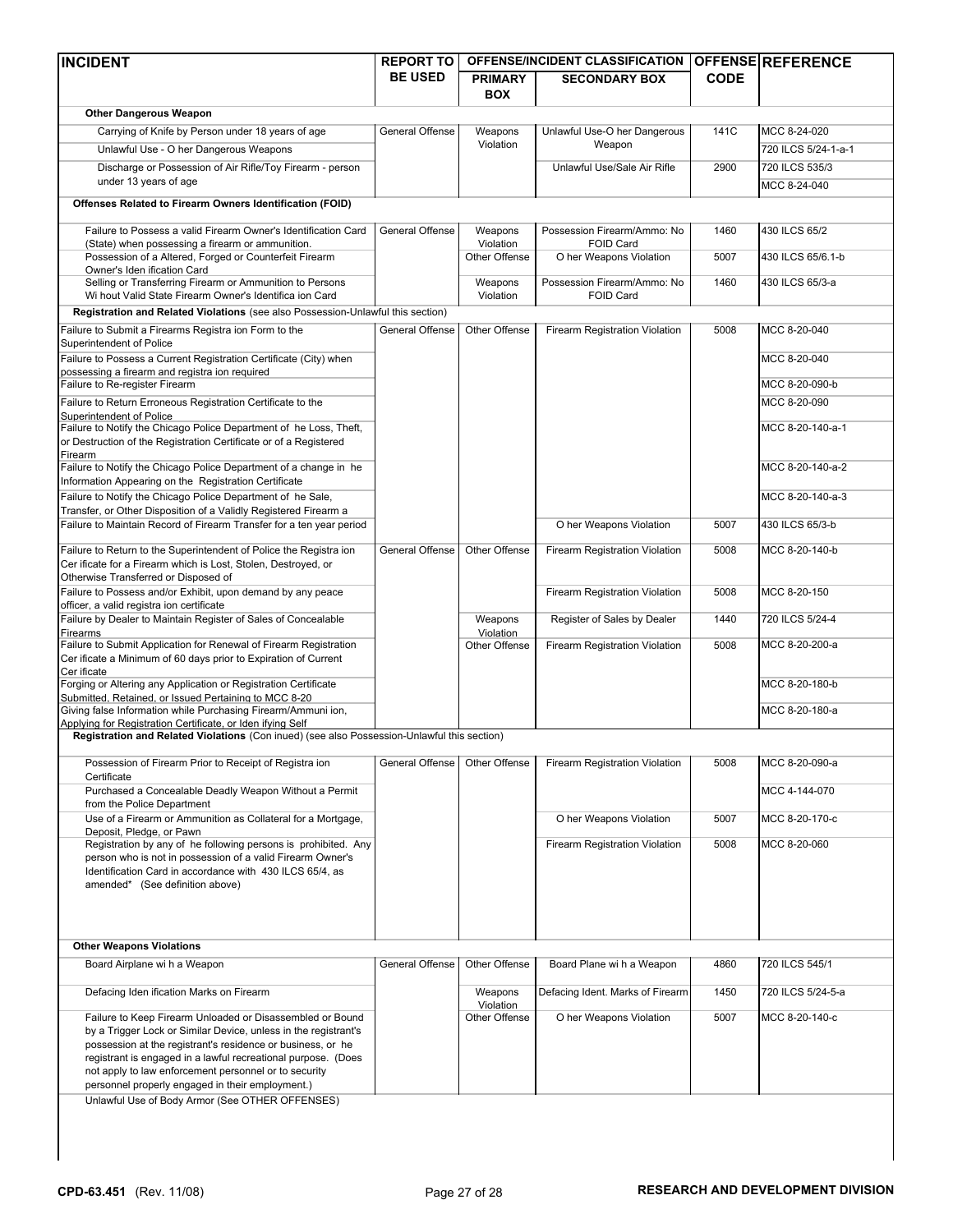| INCIDENT | REPORT TO BE USED | OFFENSE/INCIDENT CLASSIFICATION PRIMARY BOX | SECONDARY BOX | OFFENSE CODE | REFERENCE |
|---|---|---|---|---|---|
| **Other Dangerous Weapon** | | | | | |
| Carrying of Knife by Person under 18 years of age | General Offense | Weapons Violation | Unlawful Use-O her Dangerous Weapon | 141C | MCC 8-24-020 |
| Unlawful Use - O her Dangerous Weapons | | | | | 720 ILCS 5/24-1-a-1 |
| Discharge or Possession of Air Rifle/Toy Firearm - person under 13 years of age | | | Unlawful Use/Sale Air Rifle | 2900 | 720 ILCS 535/3 MCC 8-24-040 |
| **Offenses Related to Firearm Owners Identification (FOID)** | | | | | |
| Failure to Possess a valid Firearm Owner's Identification Card (State) when possessing a firearm or ammunition. | General Offense | Weapons Violation | Possession Firearm/Ammo: No FOID Card | 1460 | 430 ILCS 65/2 |
| Possession of a Altered, Forged or Counterfeit Firearm Owner's Iden ification Card | | Other Offense | O her Weapons Violation | 5007 | 430 ILCS 65/6.1-b |
| Selling or Transferring Firearm or Ammunition to Persons Wi hout Valid State Firearm Owner's Identifica ion Card | | Weapons Violation | Possession Firearm/Ammo: No FOID Card | 1460 | 430 ILCS 65/3-a |
| **Registration and Related Violations** (see also Possession-Unlawful this section) | | | | | |
| Failure to Submit a Firearms Registra ion Form to the Superintendent of Police | General Offense | Other Offense | Firearm Registration Violation | 5008 | MCC 8-20-040 |
| Failure to Possess a Current Registration Certificate (City) when possessing a firearm and registra ion required | | | | | MCC 8-20-040 |
| Failure to Re-register Firearm | | | | | MCC 8-20-090-b |
| Failure to Return Erroneous Registration Certificate to the Superintendent of Police | | | | | MCC 8-20-090 |
| Failure to Notify the Chicago Police Department of he Loss, Theft, or Destruction of the Registration Certificate or of a Registered Firearm | | | | | MCC 8-20-140-a-1 |
| Failure to Notify the Chicago Police Department of a change in he Information Appearing on the Registration Certificate | | | | | MCC 8-20-140-a-2 |
| Failure to Notify the Chicago Police Department of he Sale, Transfer, or Other Disposition of a Validly Registered Firearm a | | | | | MCC 8-20-140-a-3 |
| Failure to Maintain Record of Firearm Transfer for a ten year period | | | O her Weapons Violation | 5007 | 430 ILCS 65/3-b |
| Failure to Return to the Superintendent of Police the Registra ion Cer ificate for a Firearm which is Lost, Stolen, Destroyed, or Otherwise Transferred or Disposed of | General Offense | Other Offense | Firearm Registration Violation | 5008 | MCC 8-20-140-b |
| Failure to Possess and/or Exhibit, upon demand by any peace officer, a valid registra ion certificate | | | Firearm Registration Violation | 5008 | MCC 8-20-150 |
| Failure by Dealer to Maintain Register of Sales of Concealable Firearms | | Weapons Violation | Register of Sales by Dealer | 1440 | 720 ILCS 5/24-4 |
| Failure to Submit Application for Renewal of Firearm Registration Cer ificate a Minimum of 60 days prior to Expiration of Current Cer ificate | | Other Offense | Firearm Registration Violation | 5008 | MCC 8-20-200-a |
| Forging or Altering any Application or Registration Certificate Submitted, Retained, or Issued Pertaining to MCC 8-20 | | | | | MCC 8-20-180-b |
| Giving false Information while Purchasing Firearm/Ammuni ion, Applying for Registration Certificate, or Iden ifying Self | | | | | MCC 8-20-180-a |
| **Registration and Related Violations** (Con inued) (see also Possession-Unlawful this section) | | | | | |
| Possession of Firearm Prior to Receipt of Registra ion Certificate | General Offense | Other Offense | Firearm Registration Violation | 5008 | MCC 8-20-090-a |
| Purchased a Concealable Deadly Weapon Without a Permit from the Police Department | | | | | MCC 4-144-070 |
| Use of a Firearm or Ammunition as Collateral for a Mortgage, Deposit, Pledge, or Pawn | | | O her Weapons Violation | 5007 | MCC 8-20-170-c |
| Registration by any of he following persons is prohibited. Any person who is not in possession of a valid Firearm Owner's Identification Card in accordance with 430 ILCS 65/4, as amended* (See definition above) | | | Firearm Registration Violation | 5008 | MCC 8-20-060 |
| **Other Weapons Violations** | | | | | |
| Board Airplane wi h a Weapon | General Offense | Other Offense | Board Plane wi h a Weapon | 4860 | 720 ILCS 545/1 |
| Defacing Iden ification Marks on Firearm | | Weapons Violation | Defacing Ident. Marks of Firearm | 1450 | 720 ILCS 5/24-5-a |
| Failure to Keep Firearm Unloaded or Disassembled or Bound by a Trigger Lock or Similar Device, unless in the registrant's possession at the registrant's residence or business, or he registrant is engaged in a lawful recreational purpose. (Does not apply to law enforcement personnel or to security personnel properly engaged in their employment.) | | Other Offense | O her Weapons Violation | 5007 | MCC 8-20-140-c |
| Unlawful Use of Body Armor (See OTHER OFFENSES) | | | | | |

CPD-63.451 (Rev. 11/08) RESEARCH AND DEVELOPMENT DIVISION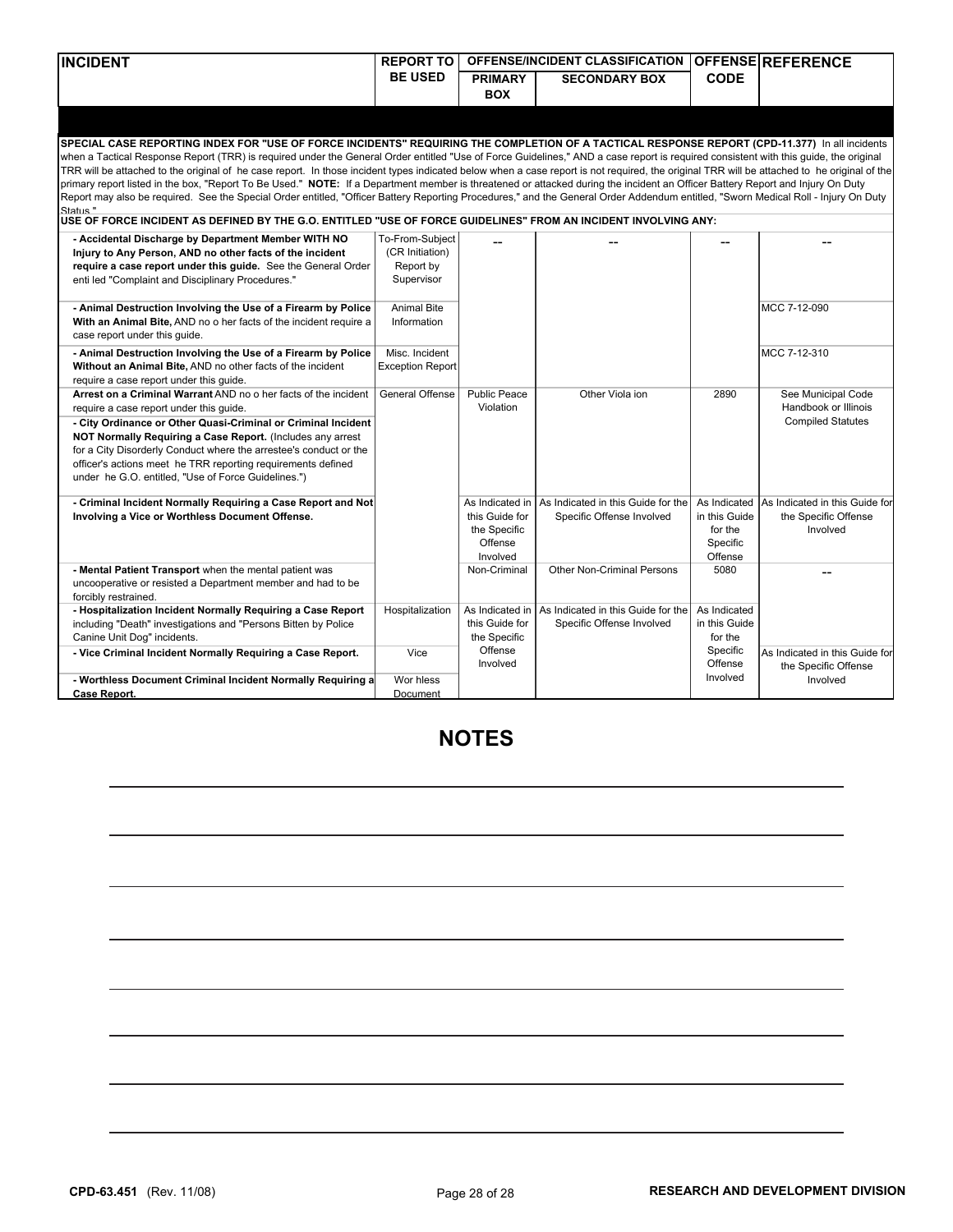| INCIDENT | REPORT TO BE USED | OFFENSE/INCIDENT CLASSIFICATION | | OFFENSE CODE | REFERENCE |
|---|---|---|---|---|---|
| | | PRIMARY BOX | SECONDARY BOX | | |
| **SPECIAL CASE REPORTING INDEX FOR "USE OF FORCE INCIDENTS" REQUIRING THE COMPLETION OF A TACTICAL RESPONSE REPORT (CPD-11.377)** In all incidents when a Tactical Response Report (TRR) is required under the General Order entitled "Use of Force Guidelines," AND a case report is required consistent with this guide, the original TRR will be attached to the original of he case report. In those incident types indicated below when a case report is not required, the original TRR will be attached to he original of the primary report listed in the box, "Report To Be Used." **NOTE:** If a Department member is threatened or attacked during the incident an Officer Battery Report and Injury On Duty Report may also be required. See the Special Order entitled, "Officer Battery Reporting Procedures," and the General Order Addendum entitled, "Sworn Medical Roll - Injury On Duty Status." | | | | | |
| **USE OF FORCE INCIDENT AS DEFINED BY THE G.O. ENTITLED "USE OF FORCE GUIDELINES" FROM AN INCIDENT INVOLVING ANY:** | | | | | |
| **- Accidental Discharge by Department Member WITH NO Injury to Any Person, AND no other facts of the incident require a case report under this guide.** See the General Order enti led "Complaint and Disciplinary Procedures." | To-From-Subject (CR Initiation) Report by Supervisor | -- | -- | -- | -- |
| **- Animal Destruction Involving the Use of a Firearm by Police With an Animal Bite,** AND no o her facts of the incident require a case report under this guide. | Animal Bite Information | | | | MCC 7-12-090 |
| **- Animal Destruction Involving the Use of a Firearm by Police Without an Animal Bite,** AND no other facts of the incident require a case report under this guide. | Misc. Incident Exception Report | | | | MCC 7-12-310 |
| **Arrest on a Criminal Warrant** AND no o her facts of the incident require a case report under this guide.<br>**- City Ordinance or Other Quasi-Criminal or Criminal Incident NOT Normally Requiring a Case Report.** (Includes any arrest for a City Disorderly Conduct where the arrestee's conduct or the officer's actions meet he TRR reporting requirements defined under he G.O. entitled, "Use of Force Guidelines.") | General Offense | Public Peace Violation | Other Viola ion | 2890 | See Municipal Code Handbook or Illinois Compiled Statutes |
| **- Criminal Incident Normally Requiring a Case Report and Not Involving a Vice or Worthless Document Offense.** | | As Indicated in this Guide for the Specific Offense Involved | As Indicated in this Guide for the Specific Offense Involved | As Indicated in this Guide for the Specific Offense | As Indicated in this Guide for the Specific Offense Involved |
| **- Mental Patient Transport** when the mental patient was uncooperative or resisted a Department member and had to be forcibly restrained. | | Non-Criminal | Other Non-Criminal Persons | 5080 | -- |
| **- Hospitalization Incident Normally Requiring a Case Report** including "Death" investigations and "Persons Bitten by Police Canine Unit Dog" incidents. | Hospitalization | As Indicated in this Guide for the Specific Offense Involved | As Indicated in this Guide for the Specific Offense Involved | As Indicated in this Guide for the Specific Offense Involved | |
| **- Vice Criminal Incident Normally Requiring a Case Report.** | Vice | | | | As Indicated in this Guide for the Specific Offense Involved |
| **- Worthless Document Criminal Incident Normally Requiring a Case Report.** | Wor hless Document | | | | |

## NOTES

CPD-63.451 (Rev. 11/08) RESEARCH AND DEVELOPMENT DIVISION